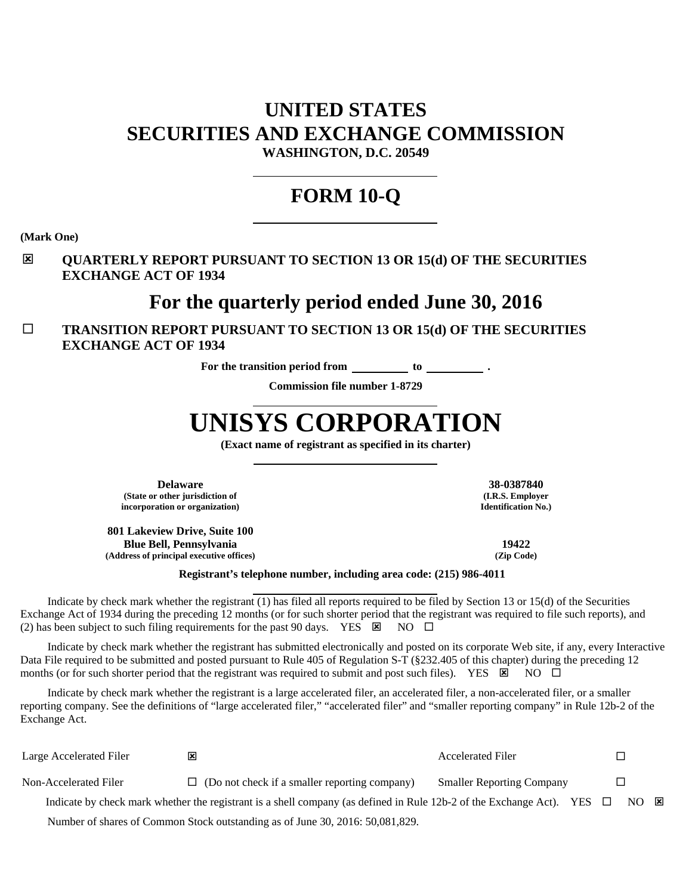# UNITED STATES
# SECURITIES AND EXCHANGE COMMISSION
**WASHINGTON, D.C. 20549**

---

# FORM 10-Q

---

**(Mark One)**

☒ **QUARTERLY REPORT PURSUANT TO SECTION 13 OR 15(d) OF THE SECURITIES EXCHANGE ACT OF 1934**

## For the quarterly period ended June 30, 2016

☐ **TRANSITION REPORT PURSUANT TO SECTION 13 OR 15(d) OF THE SECURITIES EXCHANGE ACT OF 1934**

**For the transition period from \_\_\_\_\_\_\_\_\_\_ to \_\_\_\_\_\_\_\_\_\_ .**

**Commission file number 1-8729**

---

# UNISYS CORPORATION

**(Exact name of registrant as specified in its charter)**

---

| | |
|---|---|
| **Delaware** | **38-0387840** |
| **(State or other jurisdiction of incorporation or organization)** | **(I.R.S. Employer Identification No.)** |
| **801 Lakeview Drive, Suite 100** | |
| **Blue Bell, Pennsylvania** | **19422** |
| **(Address of principal executive offices)** | **(Zip Code)** |

**Registrant's telephone number, including area code: (215) 986-4011**

---

Indicate by check mark whether the registrant (1) has filed all reports required to be filed by Section 13 or 15(d) of the Securities Exchange Act of 1934 during the preceding 12 months (or for such shorter period that the registrant was required to file such reports), and (2) has been subject to such filing requirements for the past 90 days. YES ☒ NO ☐

Indicate by check mark whether the registrant has submitted electronically and posted on its corporate Web site, if any, every Interactive Data File required to be submitted and posted pursuant to Rule 405 of Regulation S-T (§232.405 of this chapter) during the preceding 12 months (or for such shorter period that the registrant was required to submit and post such files). YES ☒ NO ☐

Indicate by check mark whether the registrant is a large accelerated filer, an accelerated filer, a non-accelerated filer, or a smaller reporting company. See the definitions of "large accelerated filer," "accelerated filer" and "smaller reporting company" in Rule 12b-2 of the Exchange Act.

| | | | |
|---|---|---|---|
| Large Accelerated Filer | ☒ | Accelerated Filer | ☐ |
| Non-Accelerated Filer | ☐ (Do not check if a smaller reporting company) | Smaller Reporting Company | ☐ |

Indicate by check mark whether the registrant is a shell company (as defined in Rule 12b-2 of the Exchange Act). YES ☐ NO ☒

Number of shares of Common Stock outstanding as of June 30, 2016: 50,081,829.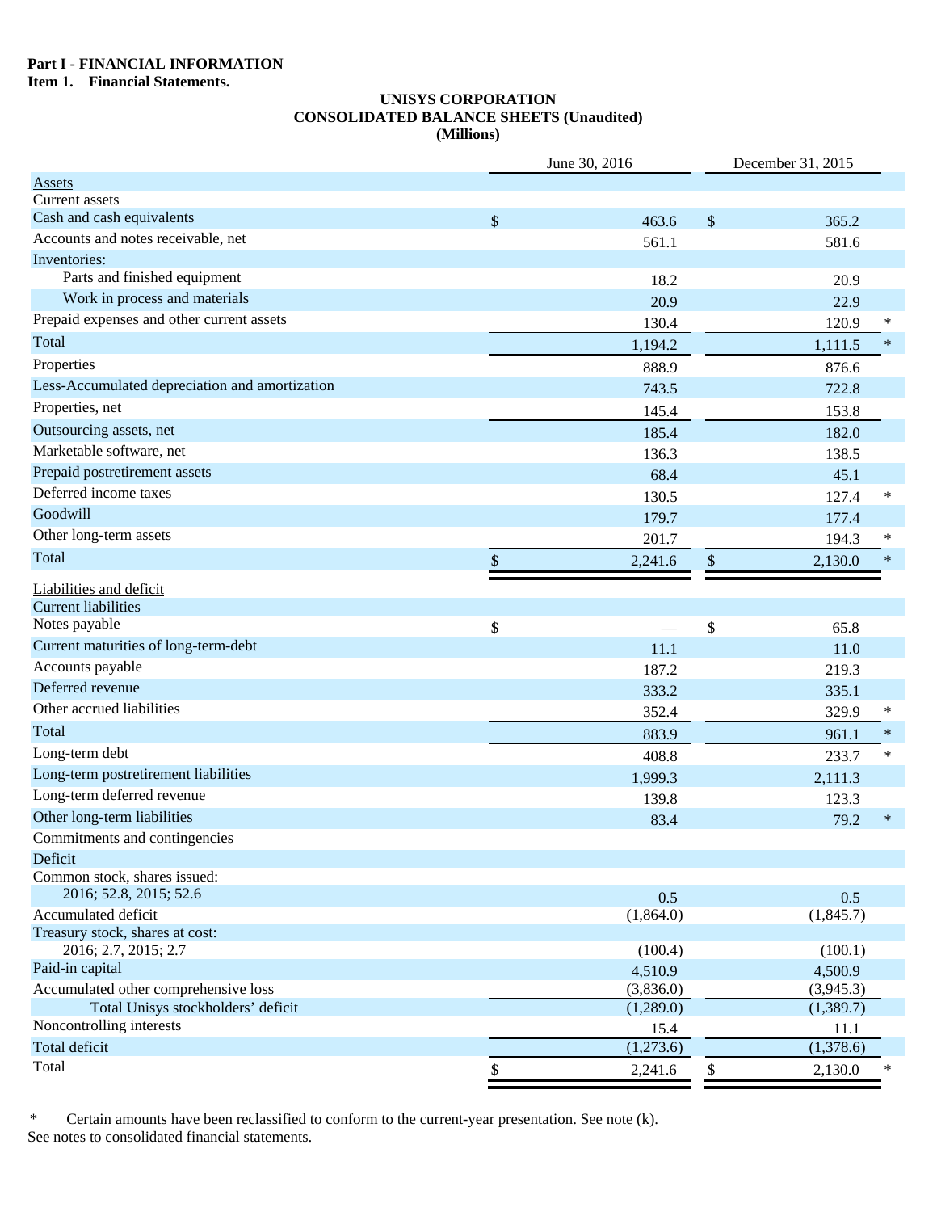**Part I - FINANCIAL INFORMATION**

**Item 1. Financial Statements.**

**UNISYS CORPORATION**
**CONSOLIDATED BALANCE SHEETS (Unaudited)**
**(Millions)**

| | June 30, 2016 | December 31, 2015 | |
|---|---|---|---|
| Assets | | | |
| Current assets | | | |
| Cash and cash equivalents | $ 463.6 | $ 365.2 | |
| Accounts and notes receivable, net | 561.1 | 581.6 | |
| Inventories: | | | |
| Parts and finished equipment | 18.2 | 20.9 | |
| Work in process and materials | 20.9 | 22.9 | |
| Prepaid expenses and other current assets | 130.4 | 120.9 | * |
| Total | 1,194.2 | 1,111.5 | * |
| Properties | 888.9 | 876.6 | |
| Less-Accumulated depreciation and amortization | 743.5 | 722.8 | |
| Properties, net | 145.4 | 153.8 | |
| Outsourcing assets, net | 185.4 | 182.0 | |
| Marketable software, net | 136.3 | 138.5 | |
| Prepaid postretirement assets | 68.4 | 45.1 | |
| Deferred income taxes | 130.5 | 127.4 | * |
| Goodwill | 179.7 | 177.4 | |
| Other long-term assets | 201.7 | 194.3 | * |
| Total | $ 2,241.6 | $ 2,130.0 | * |
| Liabilities and deficit | | | |
| Current liabilities | | | |
| Notes payable | $ — | $ 65.8 | |
| Current maturities of long-term-debt | 11.1 | 11.0 | |
| Accounts payable | 187.2 | 219.3 | |
| Deferred revenue | 333.2 | 335.1 | |
| Other accrued liabilities | 352.4 | 329.9 | * |
| Total | 883.9 | 961.1 | * |
| Long-term debt | 408.8 | 233.7 | * |
| Long-term postretirement liabilities | 1,999.3 | 2,111.3 | |
| Long-term deferred revenue | 139.8 | 123.3 | |
| Other long-term liabilities | 83.4 | 79.2 | * |
| Commitments and contingencies | | | |
| Deficit | | | |
| Common stock, shares issued: 2016; 52.8, 2015; 52.6 | 0.5 | 0.5 | |
| Accumulated deficit | (1,864.0) | (1,845.7) | |
| Treasury stock, shares at cost: 2016; 2.7, 2015; 2.7 | (100.4) | (100.1) | |
| Paid-in capital | 4,510.9 | 4,500.9 | |
| Accumulated other comprehensive loss | (3,836.0) | (3,945.3) | |
| Total Unisys stockholders' deficit | (1,289.0) | (1,389.7) | |
| Noncontrolling interests | 15.4 | 11.1 | |
| Total deficit | (1,273.6) | (1,378.6) | |
| Total | $ 2,241.6 | $ 2,130.0 | * |

\* Certain amounts have been reclassified to conform to the current-year presentation. See note (k).

See notes to consolidated financial statements.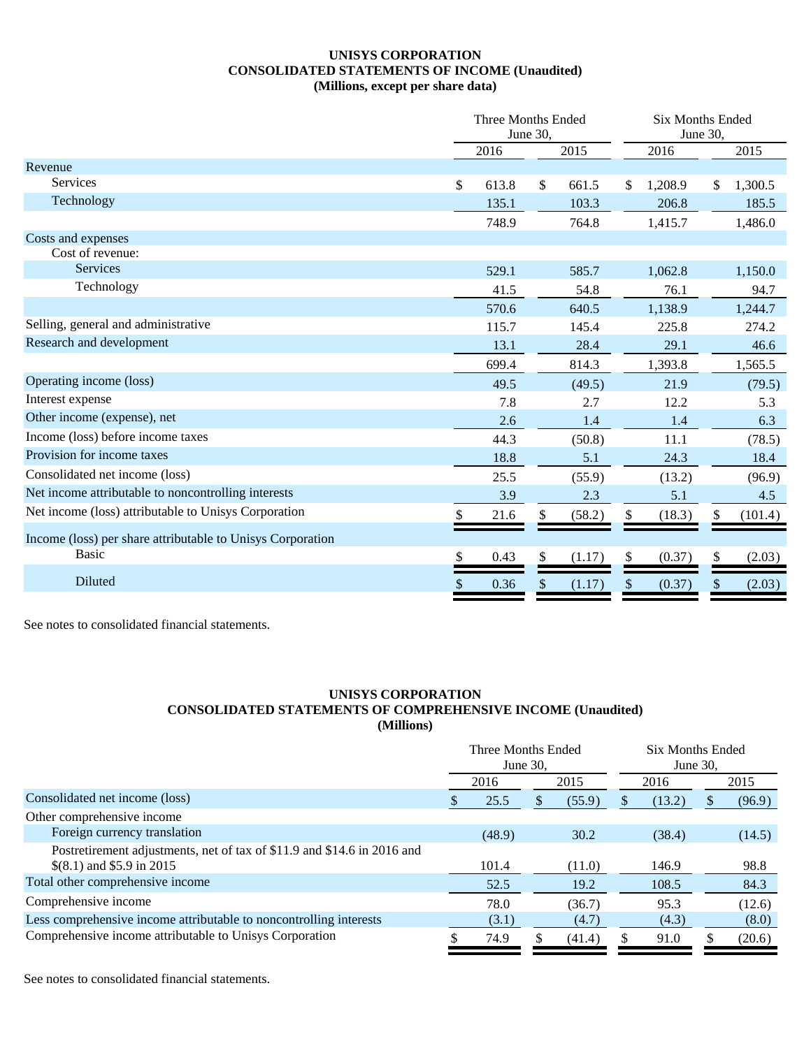# UNISYS CORPORATION
## CONSOLIDATED STATEMENTS OF INCOME (Unaudited)
### (Millions, except per share data)

| | Three Months Ended June 30, | | Six Months Ended June 30, | |
|---|---|---|---|---|
| | 2016 | 2015 | 2016 | 2015 |
| Revenue | | | | |
| Services | $ 613.8 | $ 661.5 | $ 1,208.9 | $ 1,300.5 |
| Technology | 135.1 | 103.3 | 206.8 | 185.5 |
| | 748.9 | 764.8 | 1,415.7 | 1,486.0 |
| Costs and expenses | | | | |
| Cost of revenue: | | | | |
| Services | 529.1 | 585.7 | 1,062.8 | 1,150.0 |
| Technology | 41.5 | 54.8 | 76.1 | 94.7 |
| | 570.6 | 640.5 | 1,138.9 | 1,244.7 |
| Selling, general and administrative | 115.7 | 145.4 | 225.8 | 274.2 |
| Research and development | 13.1 | 28.4 | 29.1 | 46.6 |
| | 699.4 | 814.3 | 1,393.8 | 1,565.5 |
| Operating income (loss) | 49.5 | (49.5) | 21.9 | (79.5) |
| Interest expense | 7.8 | 2.7 | 12.2 | 5.3 |
| Other income (expense), net | 2.6 | 1.4 | 1.4 | 6.3 |
| Income (loss) before income taxes | 44.3 | (50.8) | 11.1 | (78.5) |
| Provision for income taxes | 18.8 | 5.1 | 24.3 | 18.4 |
| Consolidated net income (loss) | 25.5 | (55.9) | (13.2) | (96.9) |
| Net income attributable to noncontrolling interests | 3.9 | 2.3 | 5.1 | 4.5 |
| Net income (loss) attributable to Unisys Corporation | $ 21.6 | $ (58.2) | $ (18.3) | $ (101.4) |
| Income (loss) per share attributable to Unisys Corporation | | | | |
| Basic | $ 0.43 | $ (1.17) | $ (0.37) | $ (2.03) |
| Diluted | $ 0.36 | $ (1.17) | $ (0.37) | $ (2.03) |

See notes to consolidated financial statements.

# UNISYS CORPORATION
## CONSOLIDATED STATEMENTS OF COMPREHENSIVE INCOME (Unaudited)
### (Millions)

| | Three Months Ended June 30, | | Six Months Ended June 30, | |
|---|---|---|---|---|
| | 2016 | 2015 | 2016 | 2015 |
| Consolidated net income (loss) | $ 25.5 | $ (55.9) | $ (13.2) | $ (96.9) |
| Other comprehensive income | | | | |
| Foreign currency translation | (48.9) | 30.2 | (38.4) | (14.5) |
| Postretirement adjustments, net of tax of $11.9 and $14.6 in 2016 and $(8.1) and $5.9 in 2015 | 101.4 | (11.0) | 146.9 | 98.8 |
| Total other comprehensive income | 52.5 | 19.2 | 108.5 | 84.3 |
| Comprehensive income | 78.0 | (36.7) | 95.3 | (12.6) |
| Less comprehensive income attributable to noncontrolling interests | (3.1) | (4.7) | (4.3) | (8.0) |
| Comprehensive income attributable to Unisys Corporation | $ 74.9 | $ (41.4) | $ 91.0 | $ (20.6) |

See notes to consolidated financial statements.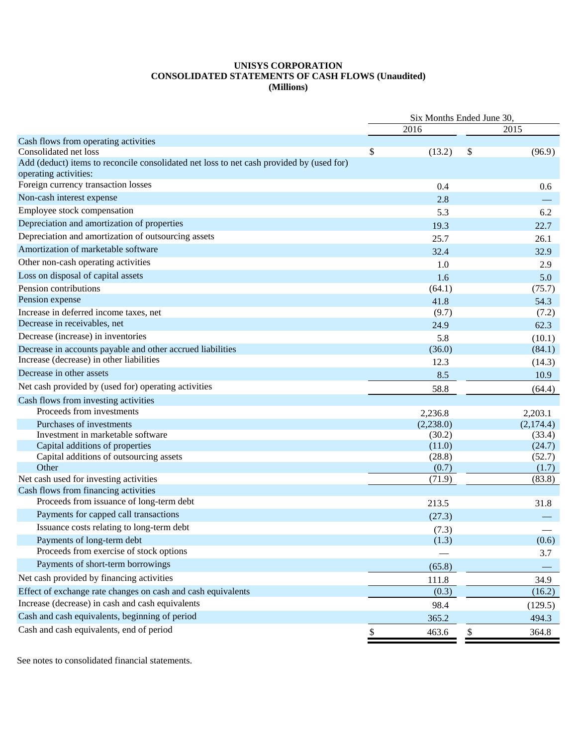# UNISYS CORPORATION
## CONSOLIDATED STATEMENTS OF CASH FLOWS (Unaudited)
### (Millions)

| | Six Months Ended June 30, | |
|---|---|---|
| | 2016 | 2015 |
| **Cash flows from operating activities** | | |
| Consolidated net loss | $ (13.2) | $ (96.9) |
| Add (deduct) items to reconcile consolidated net loss to net cash provided by (used for) operating activities: | | |
| Foreign currency transaction losses | 0.4 | 0.6 |
| Non-cash interest expense | 2.8 | — |
| Employee stock compensation | 5.3 | 6.2 |
| Depreciation and amortization of properties | 19.3 | 22.7 |
| Depreciation and amortization of outsourcing assets | 25.7 | 26.1 |
| Amortization of marketable software | 32.4 | 32.9 |
| Other non-cash operating activities | 1.0 | 2.9 |
| Loss on disposal of capital assets | 1.6 | 5.0 |
| Pension contributions | (64.1) | (75.7) |
| Pension expense | 41.8 | 54.3 |
| Increase in deferred income taxes, net | (9.7) | (7.2) |
| Decrease in receivables, net | 24.9 | 62.3 |
| Decrease (increase) in inventories | 5.8 | (10.1) |
| Decrease in accounts payable and other accrued liabilities | (36.0) | (84.1) |
| Increase (decrease) in other liabilities | 12.3 | (14.3) |
| Decrease in other assets | 8.5 | 10.9 |
| Net cash provided by (used for) operating activities | 58.8 | (64.4) |
| **Cash flows from investing activities** | | |
| Proceeds from investments | 2,236.8 | 2,203.1 |
| Purchases of investments | (2,238.0) | (2,174.4) |
| Investment in marketable software | (30.2) | (33.4) |
| Capital additions of properties | (11.0) | (24.7) |
| Capital additions of outsourcing assets | (28.8) | (52.7) |
| Other | (0.7) | (1.7) |
| Net cash used for investing activities | (71.9) | (83.8) |
| **Cash flows from financing activities** | | |
| Proceeds from issuance of long-term debt | 213.5 | 31.8 |
| Payments for capped call transactions | (27.3) | — |
| Issuance costs relating to long-term debt | (7.3) | — |
| Payments of long-term debt | (1.3) | (0.6) |
| Proceeds from exercise of stock options | — | 3.7 |
| Payments of short-term borrowings | (65.8) | — |
| Net cash provided by financing activities | 111.8 | 34.9 |
| Effect of exchange rate changes on cash and cash equivalents | (0.3) | (16.2) |
| Increase (decrease) in cash and cash equivalents | 98.4 | (129.5) |
| Cash and cash equivalents, beginning of period | 365.2 | 494.3 |
| Cash and cash equivalents, end of period | $ 463.6 | $ 364.8 |

See notes to consolidated financial statements.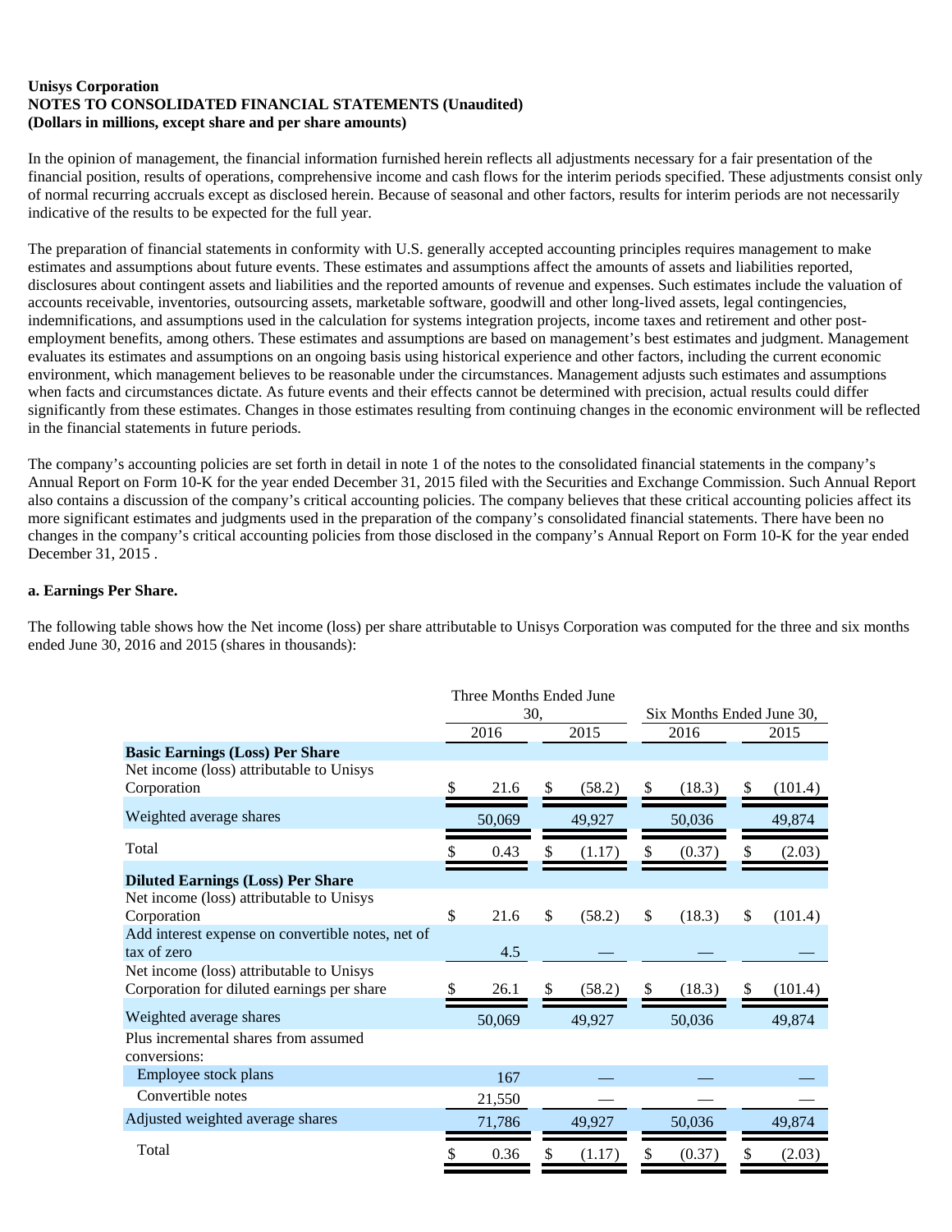**Unisys Corporation**
**NOTES TO CONSOLIDATED FINANCIAL STATEMENTS (Unaudited)**
**(Dollars in millions, except share and per share amounts)**

In the opinion of management, the financial information furnished herein reflects all adjustments necessary for a fair presentation of the financial position, results of operations, comprehensive income and cash flows for the interim periods specified. These adjustments consist only of normal recurring accruals except as disclosed herein. Because of seasonal and other factors, results for interim periods are not necessarily indicative of the results to be expected for the full year.

The preparation of financial statements in conformity with U.S. generally accepted accounting principles requires management to make estimates and assumptions about future events. These estimates and assumptions affect the amounts of assets and liabilities reported, disclosures about contingent assets and liabilities and the reported amounts of revenue and expenses. Such estimates include the valuation of accounts receivable, inventories, outsourcing assets, marketable software, goodwill and other long-lived assets, legal contingencies, indemnifications, and assumptions used in the calculation for systems integration projects, income taxes and retirement and other post-employment benefits, among others. These estimates and assumptions are based on management's best estimates and judgment. Management evaluates its estimates and assumptions on an ongoing basis using historical experience and other factors, including the current economic environment, which management believes to be reasonable under the circumstances. Management adjusts such estimates and assumptions when facts and circumstances dictate. As future events and their effects cannot be determined with precision, actual results could differ significantly from these estimates. Changes in those estimates resulting from continuing changes in the economic environment will be reflected in the financial statements in future periods.

The company's accounting policies are set forth in detail in note 1 of the notes to the consolidated financial statements in the company's Annual Report on Form 10-K for the year ended December 31, 2015 filed with the Securities and Exchange Commission. Such Annual Report also contains a discussion of the company's critical accounting policies. The company believes that these critical accounting policies affect its more significant estimates and judgments used in the preparation of the company's consolidated financial statements. There have been no changes in the company's critical accounting policies from those disclosed in the company's Annual Report on Form 10-K for the year ended December 31, 2015 .

**a. Earnings Per Share.**

The following table shows how the Net income (loss) per share attributable to Unisys Corporation was computed for the three and six months ended June 30, 2016 and 2015 (shares in thousands):

| | Three Months Ended June 30, | | Six Months Ended June 30, | |
|---|---|---|---|---|
| | 2016 | 2015 | 2016 | 2015 |
| **Basic Earnings (Loss) Per Share** | | | | |
| Net income (loss) attributable to Unisys Corporation | $ 21.6 | $ (58.2) | $ (18.3) | $ (101.4) |
| Weighted average shares | 50,069 | 49,927 | 50,036 | 49,874 |
| Total | $ 0.43 | $ (1.17) | $ (0.37) | $ (2.03) |
| **Diluted Earnings (Loss) Per Share** | | | | |
| Net income (loss) attributable to Unisys Corporation | $ 21.6 | $ (58.2) | $ (18.3) | $ (101.4) |
| Add interest expense on convertible notes, net of tax of zero | 4.5 | — | — | — |
| Net income (loss) attributable to Unisys Corporation for diluted earnings per share | $ 26.1 | $ (58.2) | $ (18.3) | $ (101.4) |
| Weighted average shares | 50,069 | 49,927 | 50,036 | 49,874 |
| Plus incremental shares from assumed conversions: | | | | |
| Employee stock plans | 167 | — | — | — |
| Convertible notes | 21,550 | — | — | — |
| Adjusted weighted average shares | 71,786 | 49,927 | 50,036 | 49,874 |
| Total | $ 0.36 | $ (1.17) | $ (0.37) | $ (2.03) |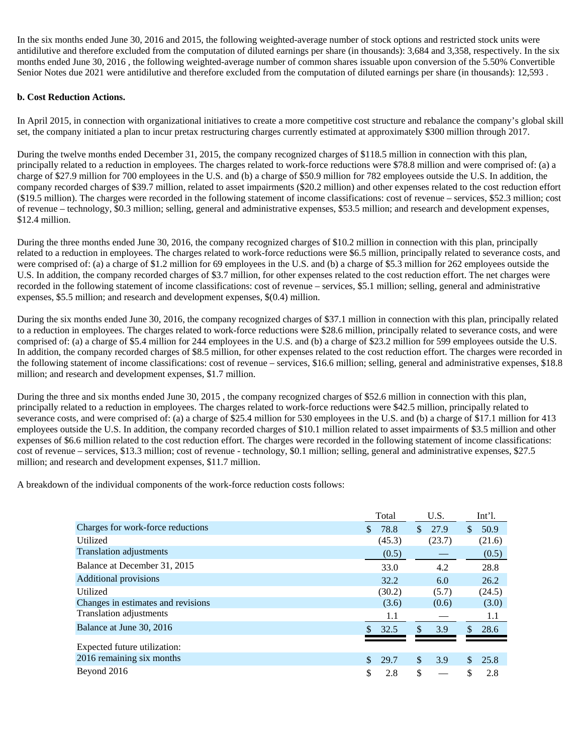In the six months ended June 30, 2016 and 2015, the following weighted-average number of stock options and restricted stock units were antidilutive and therefore excluded from the computation of diluted earnings per share (in thousands): 3,684 and 3,358, respectively. In the six months ended June 30, 2016 , the following weighted-average number of common shares issuable upon conversion of the 5.50% Convertible Senior Notes due 2021 were antidilutive and therefore excluded from the computation of diluted earnings per share (in thousands): 12,593 .

**b. Cost Reduction Actions.**

In April 2015, in connection with organizational initiatives to create a more competitive cost structure and rebalance the company's global skill set, the company initiated a plan to incur pretax restructuring charges currently estimated at approximately $300 million through 2017.

During the twelve months ended December 31, 2015, the company recognized charges of $118.5 million in connection with this plan, principally related to a reduction in employees. The charges related to work-force reductions were $78.8 million and were comprised of: (a) a charge of $27.9 million for 700 employees in the U.S. and (b) a charge of $50.9 million for 782 employees outside the U.S. In addition, the company recorded charges of $39.7 million, related to asset impairments ($20.2 million) and other expenses related to the cost reduction effort ($19.5 million). The charges were recorded in the following statement of income classifications: cost of revenue – services, $52.3 million; cost of revenue – technology, $0.3 million; selling, general and administrative expenses, $53.5 million; and research and development expenses, $12.4 million.

During the three months ended June 30, 2016, the company recognized charges of $10.2 million in connection with this plan, principally related to a reduction in employees. The charges related to work-force reductions were $6.5 million, principally related to severance costs, and were comprised of: (a) a charge of $1.2 million for 69 employees in the U.S. and (b) a charge of $5.3 million for 262 employees outside the U.S. In addition, the company recorded charges of $3.7 million, for other expenses related to the cost reduction effort. The net charges were recorded in the following statement of income classifications: cost of revenue – services, $5.1 million; selling, general and administrative expenses, $5.5 million; and research and development expenses, $(0.4) million.

During the six months ended June 30, 2016, the company recognized charges of $37.1 million in connection with this plan, principally related to a reduction in employees. The charges related to work-force reductions were $28.6 million, principally related to severance costs, and were comprised of: (a) a charge of $5.4 million for 244 employees in the U.S. and (b) a charge of $23.2 million for 599 employees outside the U.S. In addition, the company recorded charges of $8.5 million, for other expenses related to the cost reduction effort. The charges were recorded in the following statement of income classifications: cost of revenue – services, $16.6 million; selling, general and administrative expenses, $18.8 million; and research and development expenses, $1.7 million.

During the three and six months ended June 30, 2015 , the company recognized charges of $52.6 million in connection with this plan, principally related to a reduction in employees. The charges related to work-force reductions were $42.5 million, principally related to severance costs, and were comprised of: (a) a charge of $25.4 million for 530 employees in the U.S. and (b) a charge of $17.1 million for 413 employees outside the U.S. In addition, the company recorded charges of $10.1 million related to asset impairments of $3.5 million and other expenses of $6.6 million related to the cost reduction effort. The charges were recorded in the following statement of income classifications: cost of revenue – services, $13.3 million; cost of revenue - technology, $0.1 million; selling, general and administrative expenses, $27.5 million; and research and development expenses, $11.7 million.

A breakdown of the individual components of the work-force reduction costs follows:

| | Total | U.S. | Int'l. |
|---|---|---|---|
| Charges for work-force reductions | $ 78.8 | $ 27.9 | $ 50.9 |
| Utilized | (45.3) | (23.7) | (21.6) |
| Translation adjustments | (0.5) | — | (0.5) |
| Balance at December 31, 2015 | 33.0 | 4.2 | 28.8 |
| Additional provisions | 32.2 | 6.0 | 26.2 |
| Utilized | (30.2) | (5.7) | (24.5) |
| Changes in estimates and revisions | (3.6) | (0.6) | (3.0) |
| Translation adjustments | 1.1 | — | 1.1 |
| Balance at June 30, 2016 | $ 32.5 | $ 3.9 | $ 28.6 |
| Expected future utilization: | | | |
| 2016 remaining six months | $ 29.7 | $ 3.9 | $ 25.8 |
| Beyond 2016 | $ 2.8 | $ — | $ 2.8 |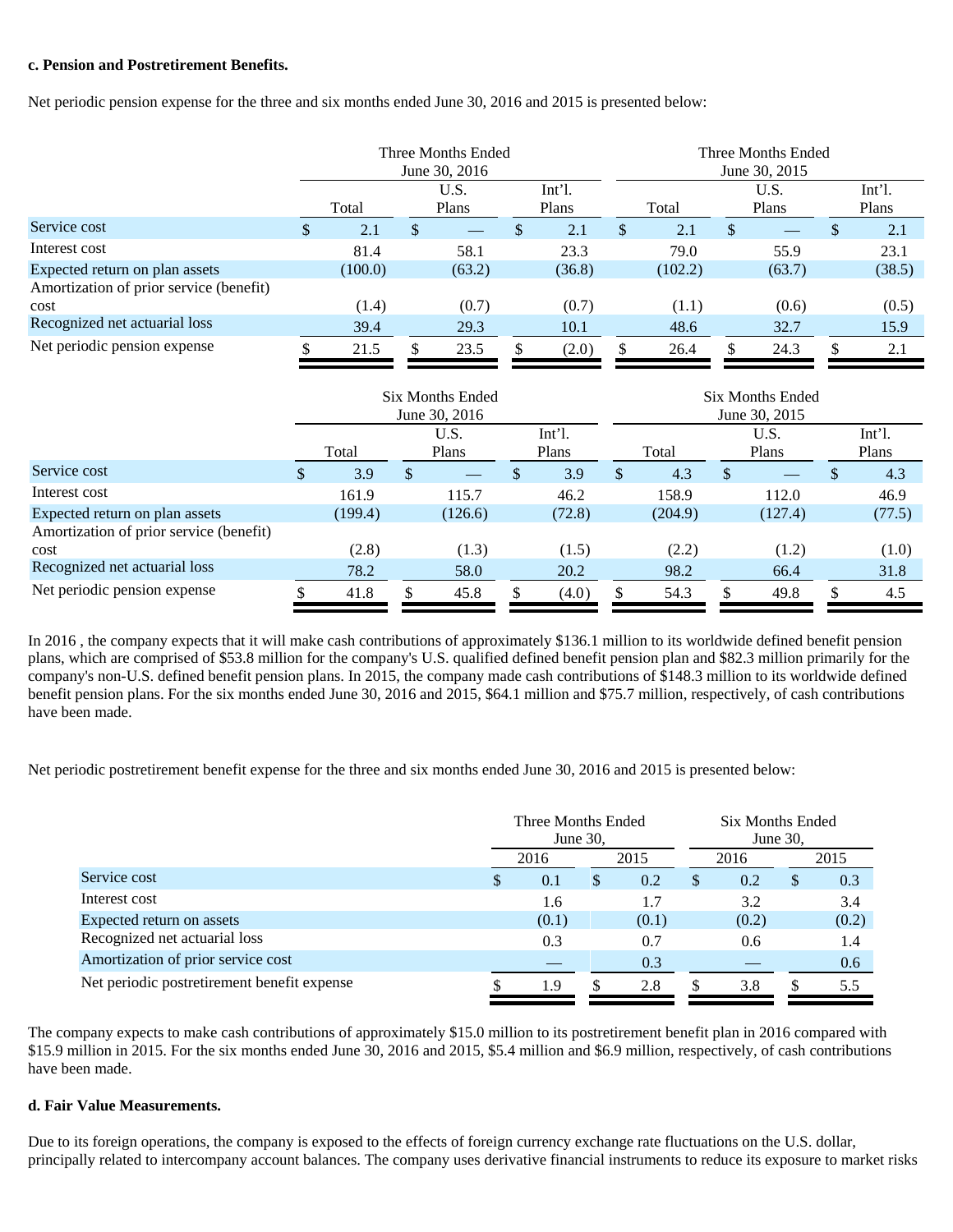**c. Pension and Postretirement Benefits.**

Net periodic pension expense for the three and six months ended June 30, 2016 and 2015 is presented below:

| | Three Months Ended June 30, 2016 | | | Three Months Ended June 30, 2015 | | |
|---|---|---|---|---|---|---|
| | Total | U.S. Plans | Int'l. Plans | Total | U.S. Plans | Int'l. Plans |
| Service cost | $ 2.1 | $ — | $ 2.1 | $ 2.1 | $ — | $ 2.1 |
| Interest cost | 81.4 | 58.1 | 23.3 | 79.0 | 55.9 | 23.1 |
| Expected return on plan assets | (100.0) | (63.2) | (36.8) | (102.2) | (63.7) | (38.5) |
| Amortization of prior service (benefit) cost | (1.4) | (0.7) | (0.7) | (1.1) | (0.6) | (0.5) |
| Recognized net actuarial loss | 39.4 | 29.3 | 10.1 | 48.6 | 32.7 | 15.9 |
| Net periodic pension expense | $ 21.5 | $ 23.5 | $ (2.0) | $ 26.4 | $ 24.3 | $ 2.1 |

| | Six Months Ended June 30, 2016 | | | Six Months Ended June 30, 2015 | | |
|---|---|---|---|---|---|---|
| | Total | U.S. Plans | Int'l. Plans | Total | U.S. Plans | Int'l. Plans |
| Service cost | $ 3.9 | $ — | $ 3.9 | $ 4.3 | $ — | $ 4.3 |
| Interest cost | 161.9 | 115.7 | 46.2 | 158.9 | 112.0 | 46.9 |
| Expected return on plan assets | (199.4) | (126.6) | (72.8) | (204.9) | (127.4) | (77.5) |
| Amortization of prior service (benefit) cost | (2.8) | (1.3) | (1.5) | (2.2) | (1.2) | (1.0) |
| Recognized net actuarial loss | 78.2 | 58.0 | 20.2 | 98.2 | 66.4 | 31.8 |
| Net periodic pension expense | $ 41.8 | $ 45.8 | $ (4.0) | $ 54.3 | $ 49.8 | $ 4.5 |

In 2016 , the company expects that it will make cash contributions of approximately $136.1 million to its worldwide defined benefit pension plans, which are comprised of $53.8 million for the company's U.S. qualified defined benefit pension plan and $82.3 million primarily for the company's non-U.S. defined benefit pension plans. In 2015, the company made cash contributions of $148.3 million to its worldwide defined benefit pension plans. For the six months ended June 30, 2016 and 2015, $64.1 million and $75.7 million, respectively, of cash contributions have been made.

Net periodic postretirement benefit expense for the three and six months ended June 30, 2016 and 2015 is presented below:

| | Three Months Ended June 30, | | Six Months Ended June 30, | |
|---|---|---|---|---|
| | 2016 | 2015 | 2016 | 2015 |
| Service cost | $ 0.1 | $ 0.2 | $ 0.2 | $ 0.3 |
| Interest cost | 1.6 | 1.7 | 3.2 | 3.4 |
| Expected return on assets | (0.1) | (0.1) | (0.2) | (0.2) |
| Recognized net actuarial loss | 0.3 | 0.7 | 0.6 | 1.4 |
| Amortization of prior service cost | — | 0.3 | — | 0.6 |
| Net periodic postretirement benefit expense | $ 1.9 | $ 2.8 | $ 3.8 | $ 5.5 |

The company expects to make cash contributions of approximately $15.0 million to its postretirement benefit plan in 2016 compared with $15.9 million in 2015. For the six months ended June 30, 2016 and 2015, $5.4 million and $6.9 million, respectively, of cash contributions have been made.

**d. Fair Value Measurements.**

Due to its foreign operations, the company is exposed to the effects of foreign currency exchange rate fluctuations on the U.S. dollar, principally related to intercompany account balances. The company uses derivative financial instruments to reduce its exposure to market risks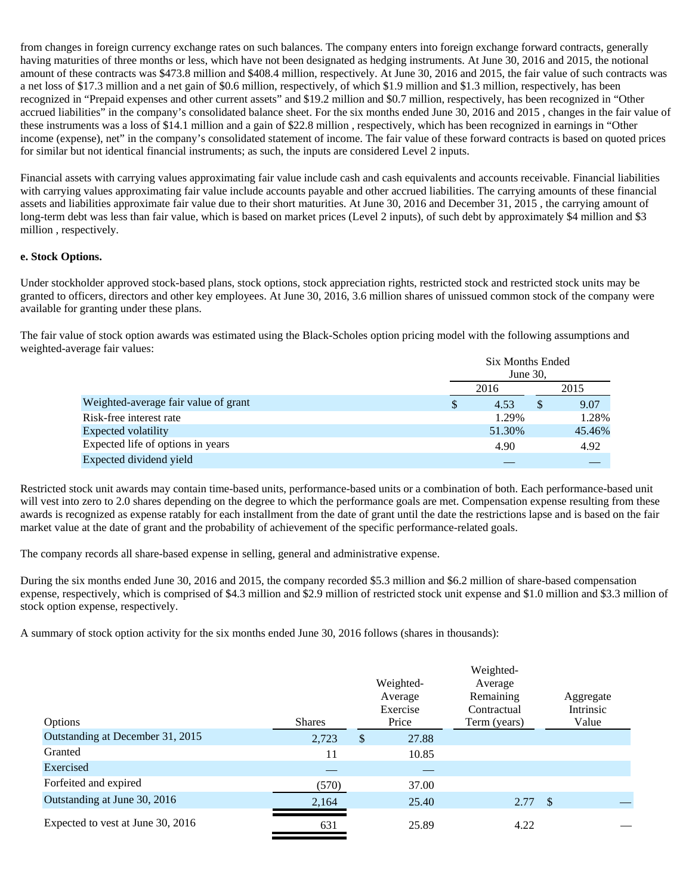from changes in foreign currency exchange rates on such balances. The company enters into foreign exchange forward contracts, generally having maturities of three months or less, which have not been designated as hedging instruments. At June 30, 2016 and 2015, the notional amount of these contracts was $473.8 million and $408.4 million, respectively. At June 30, 2016 and 2015, the fair value of such contracts was a net loss of $17.3 million and a net gain of $0.6 million, respectively, of which $1.9 million and $1.3 million, respectively, has been recognized in “Prepaid expenses and other current assets” and $19.2 million and $0.7 million, respectively, has been recognized in “Other accrued liabilities” in the company’s consolidated balance sheet. For the six months ended June 30, 2016 and 2015 , changes in the fair value of these instruments was a loss of $14.1 million and a gain of $22.8 million , respectively, which has been recognized in earnings in “Other income (expense), net” in the company’s consolidated statement of income. The fair value of these forward contracts is based on quoted prices for similar but not identical financial instruments; as such, the inputs are considered Level 2 inputs.

Financial assets with carrying values approximating fair value include cash and cash equivalents and accounts receivable. Financial liabilities with carrying values approximating fair value include accounts payable and other accrued liabilities. The carrying amounts of these financial assets and liabilities approximate fair value due to their short maturities. At June 30, 2016 and December 31, 2015 , the carrying amount of long-term debt was less than fair value, which is based on market prices (Level 2 inputs), of such debt by approximately $4 million and $3 million , respectively.

**e. Stock Options.**

Under stockholder approved stock-based plans, stock options, stock appreciation rights, restricted stock and restricted stock units may be granted to officers, directors and other key employees. At June 30, 2016, 3.6 million shares of unissued common stock of the company were available for granting under these plans.

The fair value of stock option awards was estimated using the Black-Scholes option pricing model with the following assumptions and weighted-average fair values:

| | Six Months Ended June 30, | |
|---|---|---|
| | 2016 | 2015 |
| Weighted-average fair value of grant | $ 4.53 | $ 9.07 |
| Risk-free interest rate | 1.29% | 1.28% |
| Expected volatility | 51.30% | 45.46% |
| Expected life of options in years | 4.90 | 4.92 |
| Expected dividend yield | — | — |

Restricted stock unit awards may contain time-based units, performance-based units or a combination of both. Each performance-based unit will vest into zero to 2.0 shares depending on the degree to which the performance goals are met. Compensation expense resulting from these awards is recognized as expense ratably for each installment from the date of grant until the date the restrictions lapse and is based on the fair market value at the date of grant and the probability of achievement of the specific performance-related goals.

The company records all share-based expense in selling, general and administrative expense.

During the six months ended June 30, 2016 and 2015, the company recorded $5.3 million and $6.2 million of share-based compensation expense, respectively, which is comprised of $4.3 million and $2.9 million of restricted stock unit expense and $1.0 million and $3.3 million of stock option expense, respectively.

A summary of stock option activity for the six months ended June 30, 2016 follows (shares in thousands):

| Options | Shares | Weighted-Average Exercise Price | Weighted-Average Remaining Contractual Term (years) | Aggregate Intrinsic Value |
|---|---|---|---|---|
| Outstanding at December 31, 2015 | 2,723 | $ 27.88 | | |
| Granted | 11 | 10.85 | | |
| Exercised | — | — | | |
| Forfeited and expired | (570) | 37.00 | | |
| Outstanding at June 30, 2016 | 2,164 | 25.40 | 2.77 | $ — |
| Expected to vest at June 30, 2016 | 631 | 25.89 | 4.22 | — |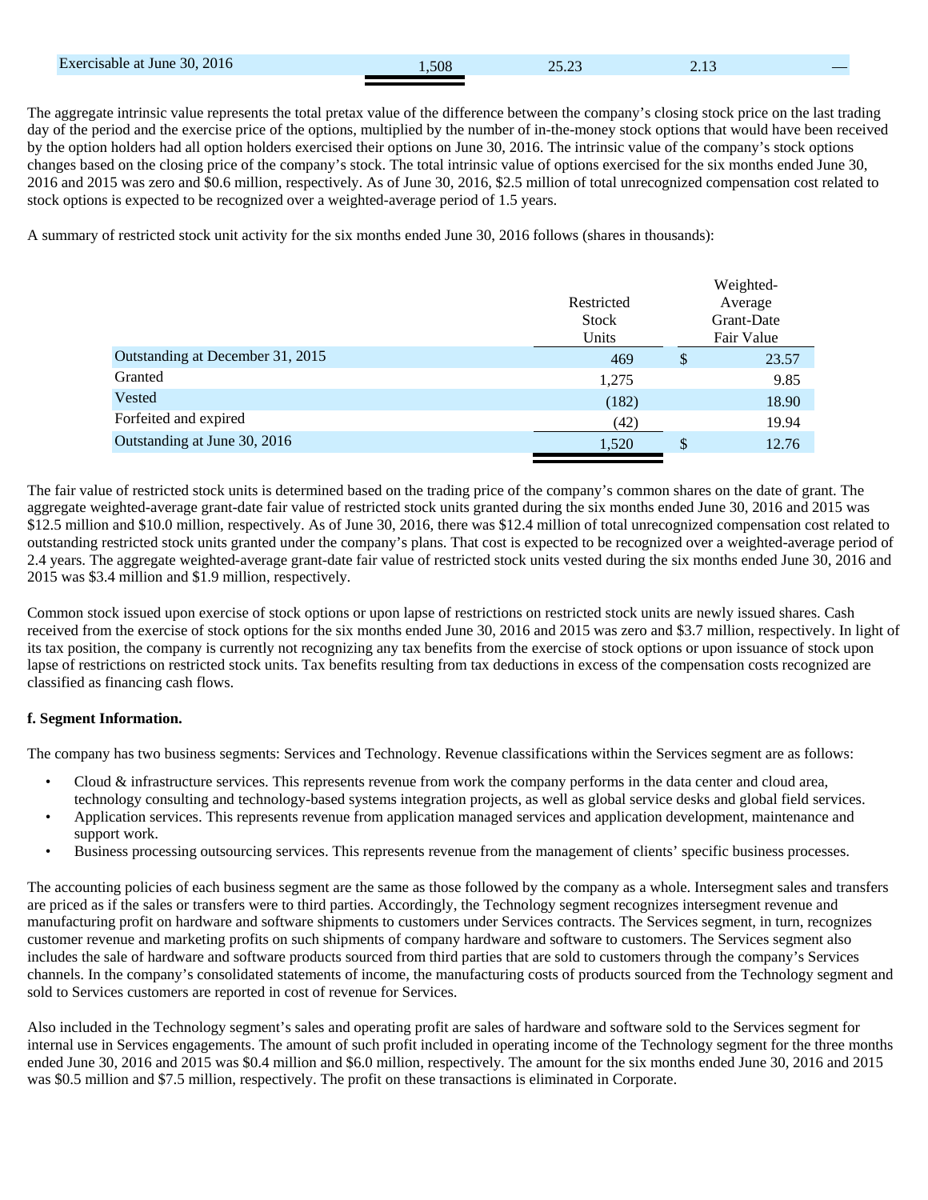| Exercisable at June 30, 2016 | 1,508 | 25.23 | 2.13 | — |
|---|---|---|---|---|

The aggregate intrinsic value represents the total pretax value of the difference between the company's closing stock price on the last trading day of the period and the exercise price of the options, multiplied by the number of in-the-money stock options that would have been received by the option holders had all option holders exercised their options on June 30, 2016. The intrinsic value of the company's stock options changes based on the closing price of the company's stock. The total intrinsic value of options exercised for the six months ended June 30, 2016 and 2015 was zero and $0.6 million, respectively. As of June 30, 2016, $2.5 million of total unrecognized compensation cost related to stock options is expected to be recognized over a weighted-average period of 1.5 years.

A summary of restricted stock unit activity for the six months ended June 30, 2016 follows (shares in thousands):

| | Restricted Stock Units | Weighted-Average Grant-Date Fair Value |
|---|---|---|
| Outstanding at December 31, 2015 | 469 | $ 23.57 |
| Granted | 1,275 | 9.85 |
| Vested | (182) | 18.90 |
| Forfeited and expired | (42) | 19.94 |
| Outstanding at June 30, 2016 | 1,520 | $ 12.76 |

The fair value of restricted stock units is determined based on the trading price of the company's common shares on the date of grant. The aggregate weighted-average grant-date fair value of restricted stock units granted during the six months ended June 30, 2016 and 2015 was $12.5 million and $10.0 million, respectively. As of June 30, 2016, there was $12.4 million of total unrecognized compensation cost related to outstanding restricted stock units granted under the company's plans. That cost is expected to be recognized over a weighted-average period of 2.4 years. The aggregate weighted-average grant-date fair value of restricted stock units vested during the six months ended June 30, 2016 and 2015 was $3.4 million and $1.9 million, respectively.

Common stock issued upon exercise of stock options or upon lapse of restrictions on restricted stock units are newly issued shares. Cash received from the exercise of stock options for the six months ended June 30, 2016 and 2015 was zero and $3.7 million, respectively. In light of its tax position, the company is currently not recognizing any tax benefits from the exercise of stock options or upon issuance of stock upon lapse of restrictions on restricted stock units. Tax benefits resulting from tax deductions in excess of the compensation costs recognized are classified as financing cash flows.

**f. Segment Information.**

The company has two business segments: Services and Technology. Revenue classifications within the Services segment are as follows:

- Cloud & infrastructure services. This represents revenue from work the company performs in the data center and cloud area, technology consulting and technology-based systems integration projects, as well as global service desks and global field services.
- Application services. This represents revenue from application managed services and application development, maintenance and support work.
- Business processing outsourcing services. This represents revenue from the management of clients' specific business processes.

The accounting policies of each business segment are the same as those followed by the company as a whole. Intersegment sales and transfers are priced as if the sales or transfers were to third parties. Accordingly, the Technology segment recognizes intersegment revenue and manufacturing profit on hardware and software shipments to customers under Services contracts. The Services segment, in turn, recognizes customer revenue and marketing profits on such shipments of company hardware and software to customers. The Services segment also includes the sale of hardware and software products sourced from third parties that are sold to customers through the company's Services channels. In the company's consolidated statements of income, the manufacturing costs of products sourced from the Technology segment and sold to Services customers are reported in cost of revenue for Services.

Also included in the Technology segment's sales and operating profit are sales of hardware and software sold to the Services segment for internal use in Services engagements. The amount of such profit included in operating income of the Technology segment for the three months ended June 30, 2016 and 2015 was $0.4 million and $6.0 million, respectively. The amount for the six months ended June 30, 2016 and 2015 was $0.5 million and $7.5 million, respectively. The profit on these transactions is eliminated in Corporate.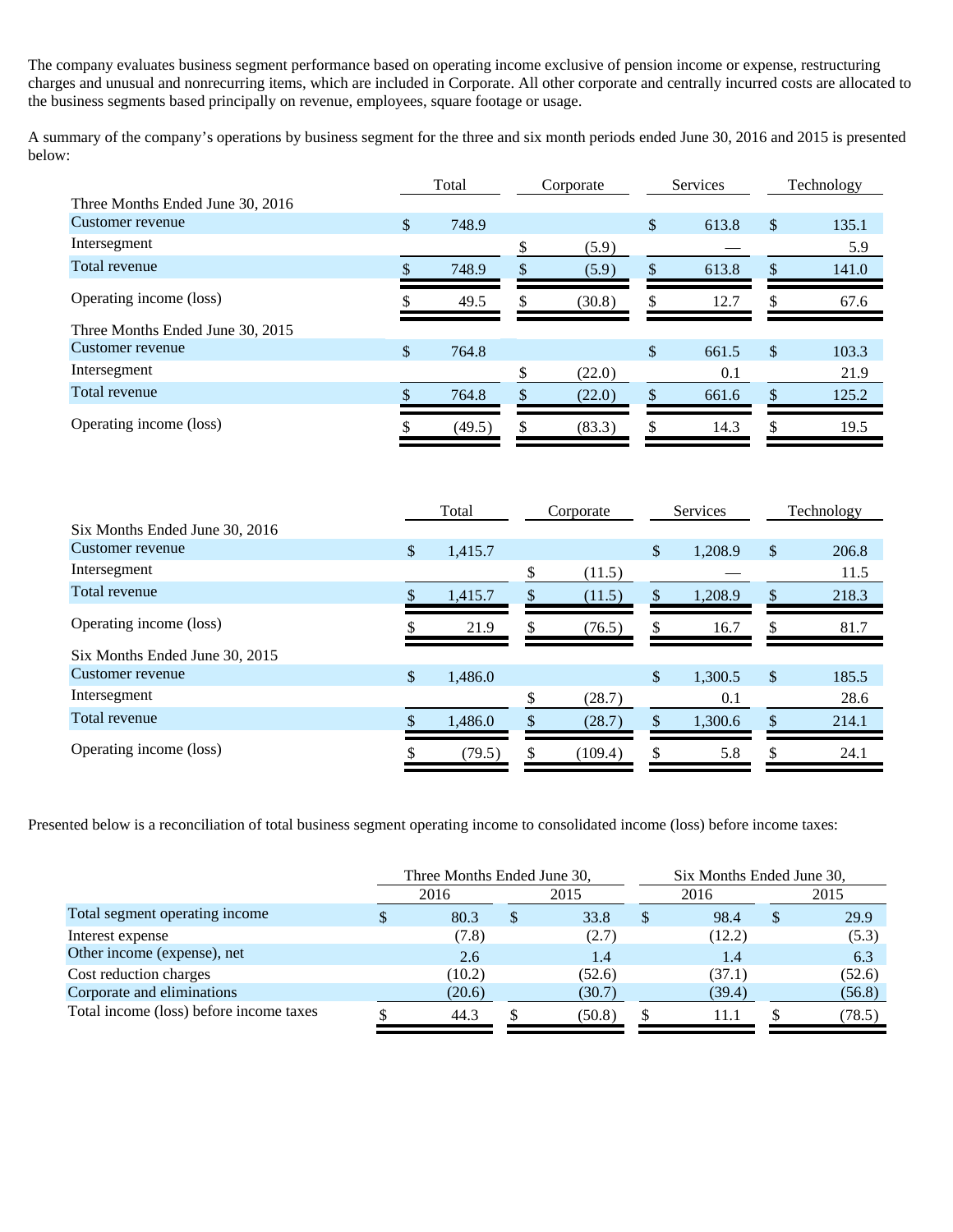The company evaluates business segment performance based on operating income exclusive of pension income or expense, restructuring charges and unusual and nonrecurring items, which are included in Corporate. All other corporate and centrally incurred costs are allocated to the business segments based principally on revenue, employees, square footage or usage.

A summary of the company's operations by business segment for the three and six month periods ended June 30, 2016 and 2015 is presented below:

| | Total | Corporate | Services | Technology |
|---|---|---|---|---|
| Three Months Ended June 30, 2016 | | | | |
| Customer revenue | $ 748.9 | | $ 613.8 | $ 135.1 |
| Intersegment | | $ (5.9) | — | 5.9 |
| Total revenue | $ 748.9 | $ (5.9) | $ 613.8 | $ 141.0 |
| Operating income (loss) | $ 49.5 | $ (30.8) | $ 12.7 | $ 67.6 |
| Three Months Ended June 30, 2015 | | | | |
| Customer revenue | $ 764.8 | | $ 661.5 | $ 103.3 |
| Intersegment | | $ (22.0) | 0.1 | 21.9 |
| Total revenue | $ 764.8 | $ (22.0) | $ 661.6 | $ 125.2 |
| Operating income (loss) | $ (49.5) | $ (83.3) | $ 14.3 | $ 19.5 |

| | Total | Corporate | Services | Technology |
|---|---|---|---|---|
| Six Months Ended June 30, 2016 | | | | |
| Customer revenue | $ 1,415.7 | | $ 1,208.9 | $ 206.8 |
| Intersegment | | $ (11.5) | — | 11.5 |
| Total revenue | $ 1,415.7 | $ (11.5) | $ 1,208.9 | $ 218.3 |
| Operating income (loss) | $ 21.9 | $ (76.5) | $ 16.7 | $ 81.7 |
| Six Months Ended June 30, 2015 | | | | |
| Customer revenue | $ 1,486.0 | | $ 1,300.5 | $ 185.5 |
| Intersegment | | $ (28.7) | 0.1 | 28.6 |
| Total revenue | $ 1,486.0 | $ (28.7) | $ 1,300.6 | $ 214.1 |
| Operating income (loss) | $ (79.5) | $ (109.4) | $ 5.8 | $ 24.1 |

Presented below is a reconciliation of total business segment operating income to consolidated income (loss) before income taxes:

| | Three Months Ended June 30, | | Six Months Ended June 30, | |
|---|---|---|---|---|
| | 2016 | 2015 | 2016 | 2015 |
| Total segment operating income | $ 80.3 | $ 33.8 | $ 98.4 | $ 29.9 |
| Interest expense | (7.8) | (2.7) | (12.2) | (5.3) |
| Other income (expense), net | 2.6 | 1.4 | 1.4 | 6.3 |
| Cost reduction charges | (10.2) | (52.6) | (37.1) | (52.6) |
| Corporate and eliminations | (20.6) | (30.7) | (39.4) | (56.8) |
| Total income (loss) before income taxes | $ 44.3 | $ (50.8) | $ 11.1 | $ (78.5) |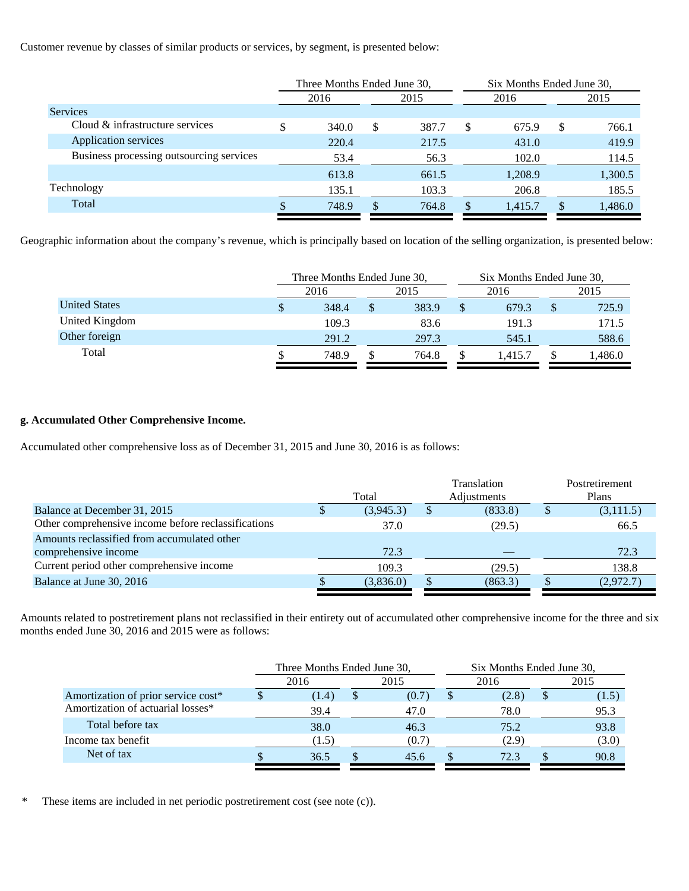Customer revenue by classes of similar products or services, by segment, is presented below:

| | Three Months Ended June 30, | | Six Months Ended June 30, | |
|---|---|---|---|---|
| | 2016 | 2015 | 2016 | 2015 |
| Services | | | | |
| Cloud & infrastructure services | $ 340.0 | $ 387.7 | $ 675.9 | $ 766.1 |
| Application services | 220.4 | 217.5 | 431.0 | 419.9 |
| Business processing outsourcing services | 53.4 | 56.3 | 102.0 | 114.5 |
| | 613.8 | 661.5 | 1,208.9 | 1,300.5 |
| Technology | 135.1 | 103.3 | 206.8 | 185.5 |
| Total | $ 748.9 | $ 764.8 | $ 1,415.7 | $ 1,486.0 |

Geographic information about the company's revenue, which is principally based on location of the selling organization, is presented below:

| | Three Months Ended June 30, | | Six Months Ended June 30, | |
|---|---|---|---|---|
| | 2016 | 2015 | 2016 | 2015 |
| United States | $ 348.4 | $ 383.9 | $ 679.3 | $ 725.9 |
| United Kingdom | 109.3 | 83.6 | 191.3 | 171.5 |
| Other foreign | 291.2 | 297.3 | 545.1 | 588.6 |
| Total | $ 748.9 | $ 764.8 | $ 1,415.7 | $ 1,486.0 |

**g. Accumulated Other Comprehensive Income.**

Accumulated other comprehensive loss as of December 31, 2015 and June 30, 2016 is as follows:

| | Total | Translation Adjustments | Postretirement Plans |
|---|---|---|---|
| Balance at December 31, 2015 | $ (3,945.3) | $ (833.8) | $ (3,111.5) |
| Other comprehensive income before reclassifications | 37.0 | (29.5) | 66.5 |
| Amounts reclassified from accumulated other comprehensive income | 72.3 | — | 72.3 |
| Current period other comprehensive income | 109.3 | (29.5) | 138.8 |
| Balance at June 30, 2016 | $ (3,836.0) | $ (863.3) | $ (2,972.7) |

Amounts related to postretirement plans not reclassified in their entirety out of accumulated other comprehensive income for the three and six months ended June 30, 2016 and 2015 were as follows:

| | Three Months Ended June 30, | | Six Months Ended June 30, | |
|---|---|---|---|---|
| | 2016 | 2015 | 2016 | 2015 |
| Amortization of prior service cost* | $ (1.4) | $ (0.7) | $ (2.8) | $ (1.5) |
| Amortization of actuarial losses* | 39.4 | 47.0 | 78.0 | 95.3 |
| Total before tax | 38.0 | 46.3 | 75.2 | 93.8 |
| Income tax benefit | (1.5) | (0.7) | (2.9) | (3.0) |
| Net of tax | $ 36.5 | $ 45.6 | $ 72.3 | $ 90.8 |

\* These items are included in net periodic postretirement cost (see note (c)).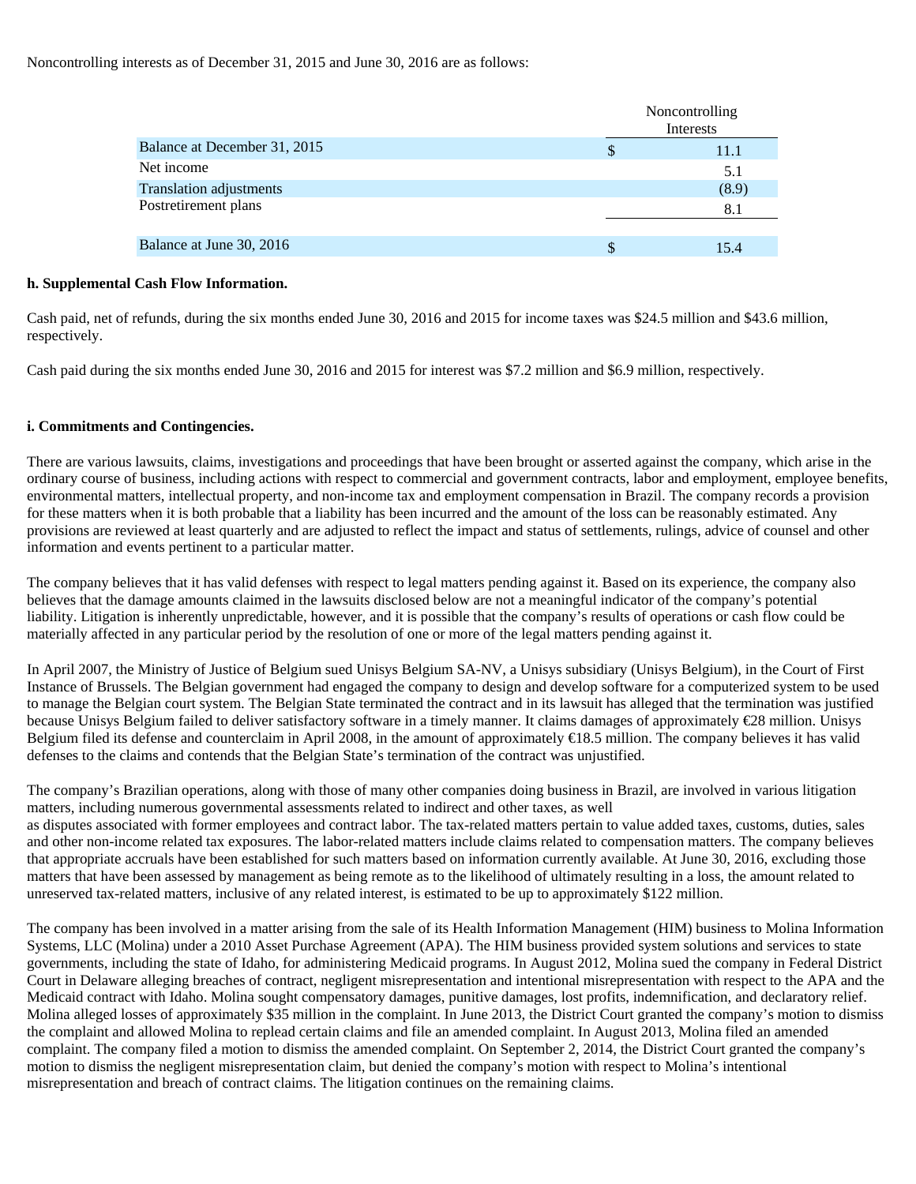Noncontrolling interests as of December 31, 2015 and June 30, 2016 are as follows:

| | Noncontrolling Interests |
|---|---|
| Balance at December 31, 2015 | $ 11.1 |
| Net income | 5.1 |
| Translation adjustments | (8.9) |
| Postretirement plans | 8.1 |
| Balance at June 30, 2016 | $ 15.4 |

**h. Supplemental Cash Flow Information.**

Cash paid, net of refunds, during the six months ended June 30, 2016 and 2015 for income taxes was $24.5 million and $43.6 million, respectively.

Cash paid during the six months ended June 30, 2016 and 2015 for interest was $7.2 million and $6.9 million, respectively.

**i. Commitments and Contingencies.**

There are various lawsuits, claims, investigations and proceedings that have been brought or asserted against the company, which arise in the ordinary course of business, including actions with respect to commercial and government contracts, labor and employment, employee benefits, environmental matters, intellectual property, and non-income tax and employment compensation in Brazil. The company records a provision for these matters when it is both probable that a liability has been incurred and the amount of the loss can be reasonably estimated. Any provisions are reviewed at least quarterly and are adjusted to reflect the impact and status of settlements, rulings, advice of counsel and other information and events pertinent to a particular matter.

The company believes that it has valid defenses with respect to legal matters pending against it. Based on its experience, the company also believes that the damage amounts claimed in the lawsuits disclosed below are not a meaningful indicator of the company's potential liability. Litigation is inherently unpredictable, however, and it is possible that the company's results of operations or cash flow could be materially affected in any particular period by the resolution of one or more of the legal matters pending against it.

In April 2007, the Ministry of Justice of Belgium sued Unisys Belgium SA-NV, a Unisys subsidiary (Unisys Belgium), in the Court of First Instance of Brussels. The Belgian government had engaged the company to design and develop software for a computerized system to be used to manage the Belgian court system. The Belgian State terminated the contract and in its lawsuit has alleged that the termination was justified because Unisys Belgium failed to deliver satisfactory software in a timely manner. It claims damages of approximately €28 million. Unisys Belgium filed its defense and counterclaim in April 2008, in the amount of approximately €18.5 million. The company believes it has valid defenses to the claims and contends that the Belgian State's termination of the contract was unjustified.

The company's Brazilian operations, along with those of many other companies doing business in Brazil, are involved in various litigation matters, including numerous governmental assessments related to indirect and other taxes, as well as disputes associated with former employees and contract labor. The tax-related matters pertain to value added taxes, customs, duties, sales and other non-income related tax exposures. The labor-related matters include claims related to compensation matters. The company believes that appropriate accruals have been established for such matters based on information currently available. At June 30, 2016, excluding those matters that have been assessed by management as being remote as to the likelihood of ultimately resulting in a loss, the amount related to unreserved tax-related matters, inclusive of any related interest, is estimated to be up to approximately $122 million.

The company has been involved in a matter arising from the sale of its Health Information Management (HIM) business to Molina Information Systems, LLC (Molina) under a 2010 Asset Purchase Agreement (APA). The HIM business provided system solutions and services to state governments, including the state of Idaho, for administering Medicaid programs. In August 2012, Molina sued the company in Federal District Court in Delaware alleging breaches of contract, negligent misrepresentation and intentional misrepresentation with respect to the APA and the Medicaid contract with Idaho. Molina sought compensatory damages, punitive damages, lost profits, indemnification, and declaratory relief. Molina alleged losses of approximately $35 million in the complaint. In June 2013, the District Court granted the company's motion to dismiss the complaint and allowed Molina to replead certain claims and file an amended complaint. In August 2013, Molina filed an amended complaint. The company filed a motion to dismiss the amended complaint. On September 2, 2014, the District Court granted the company's motion to dismiss the negligent misrepresentation claim, but denied the company's motion with respect to Molina's intentional misrepresentation and breach of contract claims. The litigation continues on the remaining claims.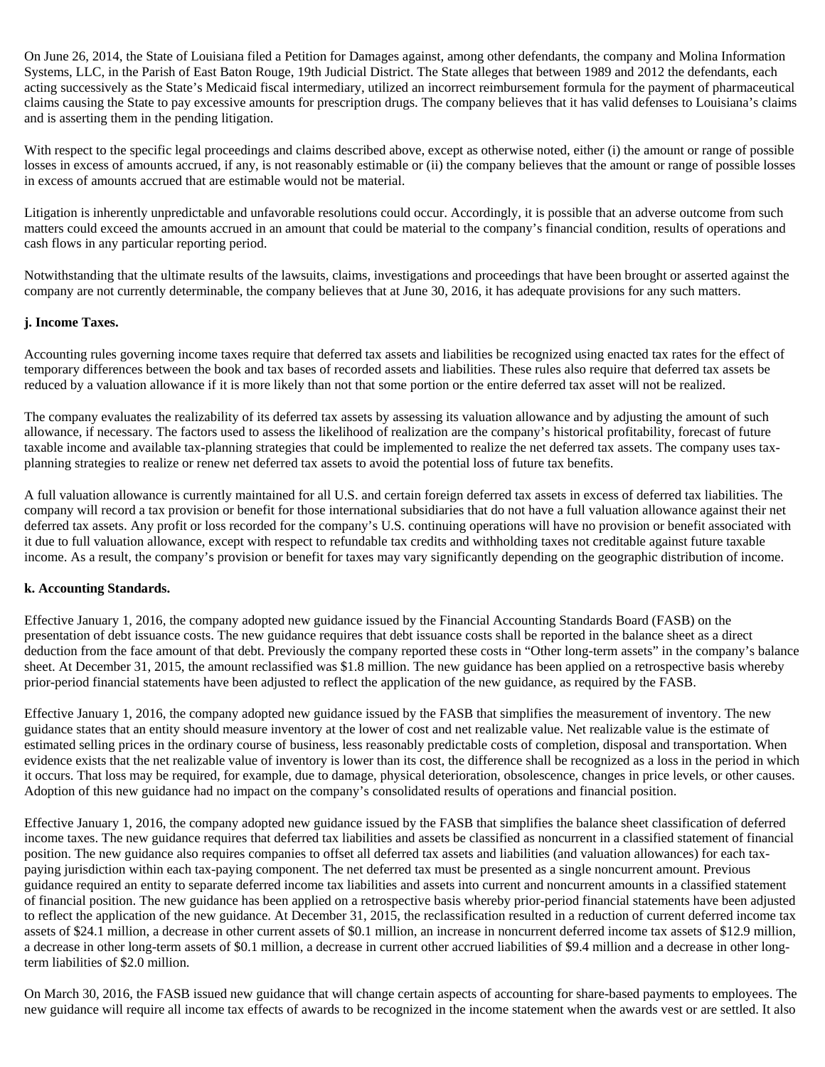On June 26, 2014, the State of Louisiana filed a Petition for Damages against, among other defendants, the company and Molina Information Systems, LLC, in the Parish of East Baton Rouge, 19th Judicial District. The State alleges that between 1989 and 2012 the defendants, each acting successively as the State's Medicaid fiscal intermediary, utilized an incorrect reimbursement formula for the payment of pharmaceutical claims causing the State to pay excessive amounts for prescription drugs. The company believes that it has valid defenses to Louisiana's claims and is asserting them in the pending litigation.

With respect to the specific legal proceedings and claims described above, except as otherwise noted, either (i) the amount or range of possible losses in excess of amounts accrued, if any, is not reasonably estimable or (ii) the company believes that the amount or range of possible losses in excess of amounts accrued that are estimable would not be material.

Litigation is inherently unpredictable and unfavorable resolutions could occur. Accordingly, it is possible that an adverse outcome from such matters could exceed the amounts accrued in an amount that could be material to the company's financial condition, results of operations and cash flows in any particular reporting period.

Notwithstanding that the ultimate results of the lawsuits, claims, investigations and proceedings that have been brought or asserted against the company are not currently determinable, the company believes that at June 30, 2016, it has adequate provisions for any such matters.

**j. Income Taxes.**

Accounting rules governing income taxes require that deferred tax assets and liabilities be recognized using enacted tax rates for the effect of temporary differences between the book and tax bases of recorded assets and liabilities. These rules also require that deferred tax assets be reduced by a valuation allowance if it is more likely than not that some portion or the entire deferred tax asset will not be realized.

The company evaluates the realizability of its deferred tax assets by assessing its valuation allowance and by adjusting the amount of such allowance, if necessary. The factors used to assess the likelihood of realization are the company's historical profitability, forecast of future taxable income and available tax-planning strategies that could be implemented to realize the net deferred tax assets. The company uses tax-planning strategies to realize or renew net deferred tax assets to avoid the potential loss of future tax benefits.

A full valuation allowance is currently maintained for all U.S. and certain foreign deferred tax assets in excess of deferred tax liabilities. The company will record a tax provision or benefit for those international subsidiaries that do not have a full valuation allowance against their net deferred tax assets. Any profit or loss recorded for the company's U.S. continuing operations will have no provision or benefit associated with it due to full valuation allowance, except with respect to refundable tax credits and withholding taxes not creditable against future taxable income. As a result, the company's provision or benefit for taxes may vary significantly depending on the geographic distribution of income.

**k. Accounting Standards.**

Effective January 1, 2016, the company adopted new guidance issued by the Financial Accounting Standards Board (FASB) on the presentation of debt issuance costs. The new guidance requires that debt issuance costs shall be reported in the balance sheet as a direct deduction from the face amount of that debt. Previously the company reported these costs in "Other long-term assets" in the company's balance sheet. At December 31, 2015, the amount reclassified was $1.8 million. The new guidance has been applied on a retrospective basis whereby prior-period financial statements have been adjusted to reflect the application of the new guidance, as required by the FASB.

Effective January 1, 2016, the company adopted new guidance issued by the FASB that simplifies the measurement of inventory. The new guidance states that an entity should measure inventory at the lower of cost and net realizable value. Net realizable value is the estimate of estimated selling prices in the ordinary course of business, less reasonably predictable costs of completion, disposal and transportation. When evidence exists that the net realizable value of inventory is lower than its cost, the difference shall be recognized as a loss in the period in which it occurs. That loss may be required, for example, due to damage, physical deterioration, obsolescence, changes in price levels, or other causes. Adoption of this new guidance had no impact on the company's consolidated results of operations and financial position.

Effective January 1, 2016, the company adopted new guidance issued by the FASB that simplifies the balance sheet classification of deferred income taxes. The new guidance requires that deferred tax liabilities and assets be classified as noncurrent in a classified statement of financial position. The new guidance also requires companies to offset all deferred tax assets and liabilities (and valuation allowances) for each tax-paying jurisdiction within each tax-paying component. The net deferred tax must be presented as a single noncurrent amount. Previous guidance required an entity to separate deferred income tax liabilities and assets into current and noncurrent amounts in a classified statement of financial position. The new guidance has been applied on a retrospective basis whereby prior-period financial statements have been adjusted to reflect the application of the new guidance. At December 31, 2015, the reclassification resulted in a reduction of current deferred income tax assets of $24.1 million, a decrease in other current assets of $0.1 million, an increase in noncurrent deferred income tax assets of $12.9 million, a decrease in other long-term assets of $0.1 million, a decrease in current other accrued liabilities of $9.4 million and a decrease in other long-term liabilities of $2.0 million.

On March 30, 2016, the FASB issued new guidance that will change certain aspects of accounting for share-based payments to employees. The new guidance will require all income tax effects of awards to be recognized in the income statement when the awards vest or are settled. It also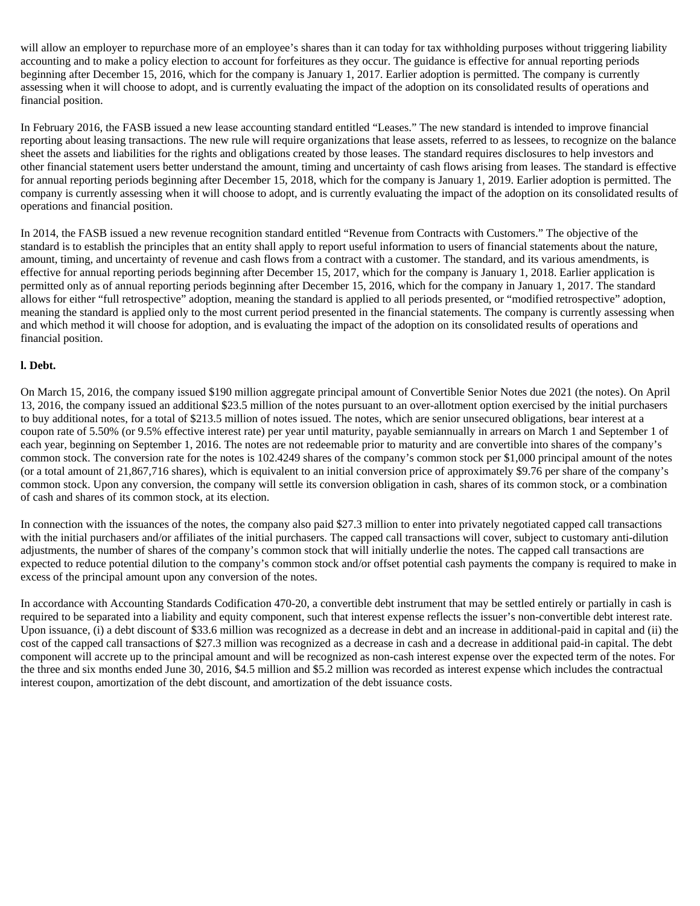will allow an employer to repurchase more of an employee's shares than it can today for tax withholding purposes without triggering liability accounting and to make a policy election to account for forfeitures as they occur. The guidance is effective for annual reporting periods beginning after December 15, 2016, which for the company is January 1, 2017. Earlier adoption is permitted. The company is currently assessing when it will choose to adopt, and is currently evaluating the impact of the adoption on its consolidated results of operations and financial position.

In February 2016, the FASB issued a new lease accounting standard entitled "Leases." The new standard is intended to improve financial reporting about leasing transactions. The new rule will require organizations that lease assets, referred to as lessees, to recognize on the balance sheet the assets and liabilities for the rights and obligations created by those leases. The standard requires disclosures to help investors and other financial statement users better understand the amount, timing and uncertainty of cash flows arising from leases. The standard is effective for annual reporting periods beginning after December 15, 2018, which for the company is January 1, 2019. Earlier adoption is permitted. The company is currently assessing when it will choose to adopt, and is currently evaluating the impact of the adoption on its consolidated results of operations and financial position.

In 2014, the FASB issued a new revenue recognition standard entitled "Revenue from Contracts with Customers." The objective of the standard is to establish the principles that an entity shall apply to report useful information to users of financial statements about the nature, amount, timing, and uncertainty of revenue and cash flows from a contract with a customer. The standard, and its various amendments, is effective for annual reporting periods beginning after December 15, 2017, which for the company is January 1, 2018. Earlier application is permitted only as of annual reporting periods beginning after December 15, 2016, which for the company in January 1, 2017. The standard allows for either "full retrospective" adoption, meaning the standard is applied to all periods presented, or "modified retrospective" adoption, meaning the standard is applied only to the most current period presented in the financial statements. The company is currently assessing when and which method it will choose for adoption, and is evaluating the impact of the adoption on its consolidated results of operations and financial position.

**l. Debt.**

On March 15, 2016, the company issued $190 million aggregate principal amount of Convertible Senior Notes due 2021 (the notes). On April 13, 2016, the company issued an additional $23.5 million of the notes pursuant to an over-allotment option exercised by the initial purchasers to buy additional notes, for a total of $213.5 million of notes issued. The notes, which are senior unsecured obligations, bear interest at a coupon rate of 5.50% (or 9.5% effective interest rate) per year until maturity, payable semiannually in arrears on March 1 and September 1 of each year, beginning on September 1, 2016. The notes are not redeemable prior to maturity and are convertible into shares of the company's common stock. The conversion rate for the notes is 102.4249 shares of the company's common stock per $1,000 principal amount of the notes (or a total amount of 21,867,716 shares), which is equivalent to an initial conversion price of approximately $9.76 per share of the company's common stock. Upon any conversion, the company will settle its conversion obligation in cash, shares of its common stock, or a combination of cash and shares of its common stock, at its election.

In connection with the issuances of the notes, the company also paid $27.3 million to enter into privately negotiated capped call transactions with the initial purchasers and/or affiliates of the initial purchasers. The capped call transactions will cover, subject to customary anti-dilution adjustments, the number of shares of the company's common stock that will initially underlie the notes. The capped call transactions are expected to reduce potential dilution to the company's common stock and/or offset potential cash payments the company is required to make in excess of the principal amount upon any conversion of the notes.

In accordance with Accounting Standards Codification 470-20, a convertible debt instrument that may be settled entirely or partially in cash is required to be separated into a liability and equity component, such that interest expense reflects the issuer's non-convertible debt interest rate. Upon issuance, (i) a debt discount of $33.6 million was recognized as a decrease in debt and an increase in additional-paid in capital and (ii) the cost of the capped call transactions of $27.3 million was recognized as a decrease in cash and a decrease in additional paid-in capital. The debt component will accrete up to the principal amount and will be recognized as non-cash interest expense over the expected term of the notes. For the three and six months ended June 30, 2016, $4.5 million and $5.2 million was recorded as interest expense which includes the contractual interest coupon, amortization of the debt discount, and amortization of the debt issuance costs.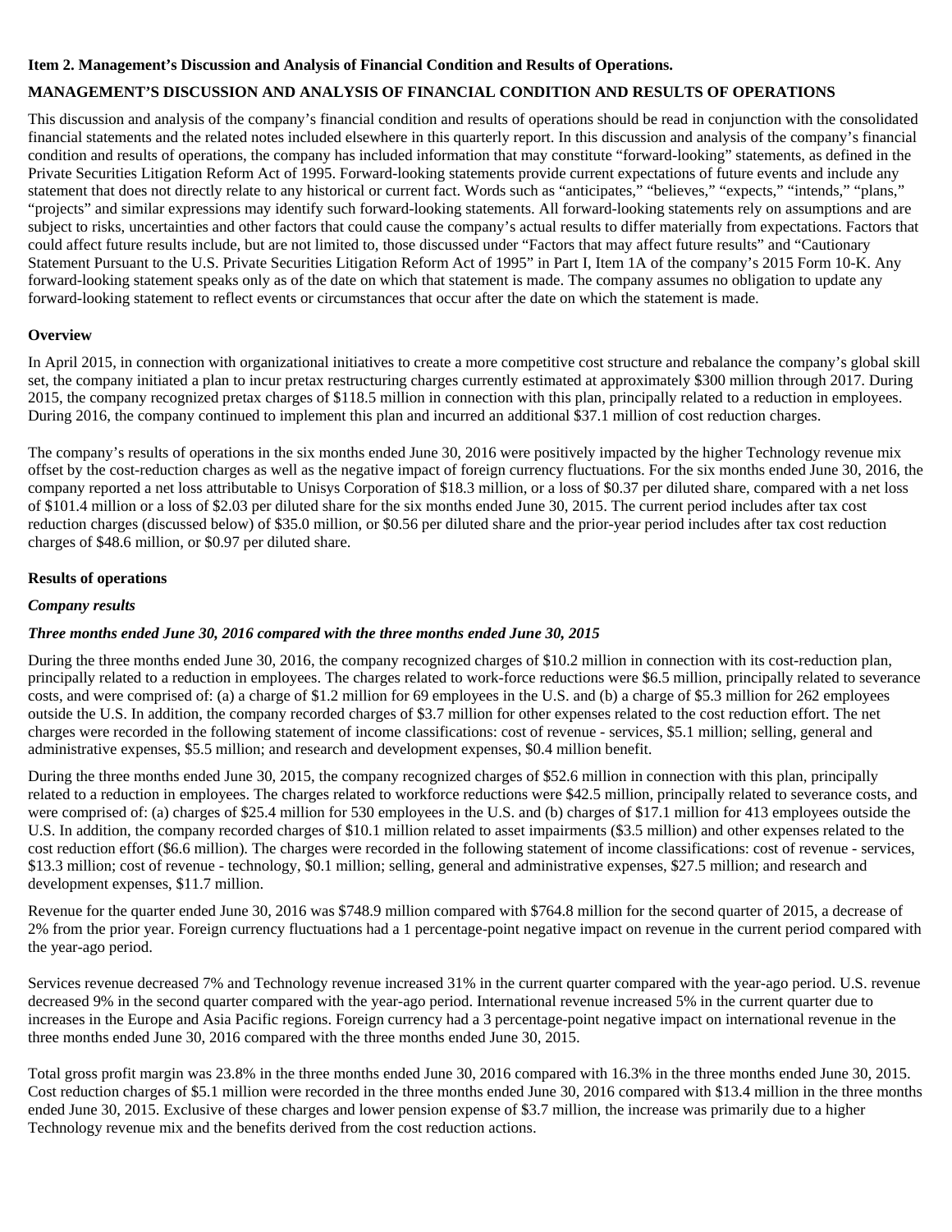**Item 2. Management's Discussion and Analysis of Financial Condition and Results of Operations.**

**MANAGEMENT'S DISCUSSION AND ANALYSIS OF FINANCIAL CONDITION AND RESULTS OF OPERATIONS**

This discussion and analysis of the company's financial condition and results of operations should be read in conjunction with the consolidated financial statements and the related notes included elsewhere in this quarterly report. In this discussion and analysis of the company's financial condition and results of operations, the company has included information that may constitute "forward-looking" statements, as defined in the Private Securities Litigation Reform Act of 1995. Forward-looking statements provide current expectations of future events and include any statement that does not directly relate to any historical or current fact. Words such as "anticipates," "believes," "expects," "intends," "plans," "projects" and similar expressions may identify such forward-looking statements. All forward-looking statements rely on assumptions and are subject to risks, uncertainties and other factors that could cause the company's actual results to differ materially from expectations. Factors that could affect future results include, but are not limited to, those discussed under "Factors that may affect future results" and "Cautionary Statement Pursuant to the U.S. Private Securities Litigation Reform Act of 1995" in Part I, Item 1A of the company's 2015 Form 10-K. Any forward-looking statement speaks only as of the date on which that statement is made. The company assumes no obligation to update any forward-looking statement to reflect events or circumstances that occur after the date on which the statement is made.

**Overview**

In April 2015, in connection with organizational initiatives to create a more competitive cost structure and rebalance the company's global skill set, the company initiated a plan to incur pretax restructuring charges currently estimated at approximately $300 million through 2017. During 2015, the company recognized pretax charges of $118.5 million in connection with this plan, principally related to a reduction in employees. During 2016, the company continued to implement this plan and incurred an additional $37.1 million of cost reduction charges.

The company's results of operations in the six months ended June 30, 2016 were positively impacted by the higher Technology revenue mix offset by the cost-reduction charges as well as the negative impact of foreign currency fluctuations. For the six months ended June 30, 2016, the company reported a net loss attributable to Unisys Corporation of $18.3 million, or a loss of $0.37 per diluted share, compared with a net loss of $101.4 million or a loss of $2.03 per diluted share for the six months ended June 30, 2015. The current period includes after tax cost reduction charges (discussed below) of $35.0 million, or $0.56 per diluted share and the prior-year period includes after tax cost reduction charges of $48.6 million, or $0.97 per diluted share.

**Results of operations**

***Company results***

***Three months ended June 30, 2016 compared with the three months ended June 30, 2015***

During the three months ended June 30, 2016, the company recognized charges of $10.2 million in connection with its cost-reduction plan, principally related to a reduction in employees. The charges related to work-force reductions were $6.5 million, principally related to severance costs, and were comprised of: (a) a charge of $1.2 million for 69 employees in the U.S. and (b) a charge of $5.3 million for 262 employees outside the U.S. In addition, the company recorded charges of $3.7 million for other expenses related to the cost reduction effort. The net charges were recorded in the following statement of income classifications: cost of revenue - services, $5.1 million; selling, general and administrative expenses, $5.5 million; and research and development expenses, $0.4 million benefit.

During the three months ended June 30, 2015, the company recognized charges of $52.6 million in connection with this plan, principally related to a reduction in employees. The charges related to workforce reductions were $42.5 million, principally related to severance costs, and were comprised of: (a) charges of $25.4 million for 530 employees in the U.S. and (b) charges of $17.1 million for 413 employees outside the U.S. In addition, the company recorded charges of $10.1 million related to asset impairments ($3.5 million) and other expenses related to the cost reduction effort ($6.6 million). The charges were recorded in the following statement of income classifications: cost of revenue - services, $13.3 million; cost of revenue - technology, $0.1 million; selling, general and administrative expenses, $27.5 million; and research and development expenses, $11.7 million.

Revenue for the quarter ended June 30, 2016 was $748.9 million compared with $764.8 million for the second quarter of 2015, a decrease of 2% from the prior year. Foreign currency fluctuations had a 1 percentage-point negative impact on revenue in the current period compared with the year-ago period.

Services revenue decreased 7% and Technology revenue increased 31% in the current quarter compared with the year-ago period. U.S. revenue decreased 9% in the second quarter compared with the year-ago period. International revenue increased 5% in the current quarter due to increases in the Europe and Asia Pacific regions. Foreign currency had a 3 percentage-point negative impact on international revenue in the three months ended June 30, 2016 compared with the three months ended June 30, 2015.

Total gross profit margin was 23.8% in the three months ended June 30, 2016 compared with 16.3% in the three months ended June 30, 2015. Cost reduction charges of $5.1 million were recorded in the three months ended June 30, 2016 compared with $13.4 million in the three months ended June 30, 2015. Exclusive of these charges and lower pension expense of $3.7 million, the increase was primarily due to a higher Technology revenue mix and the benefits derived from the cost reduction actions.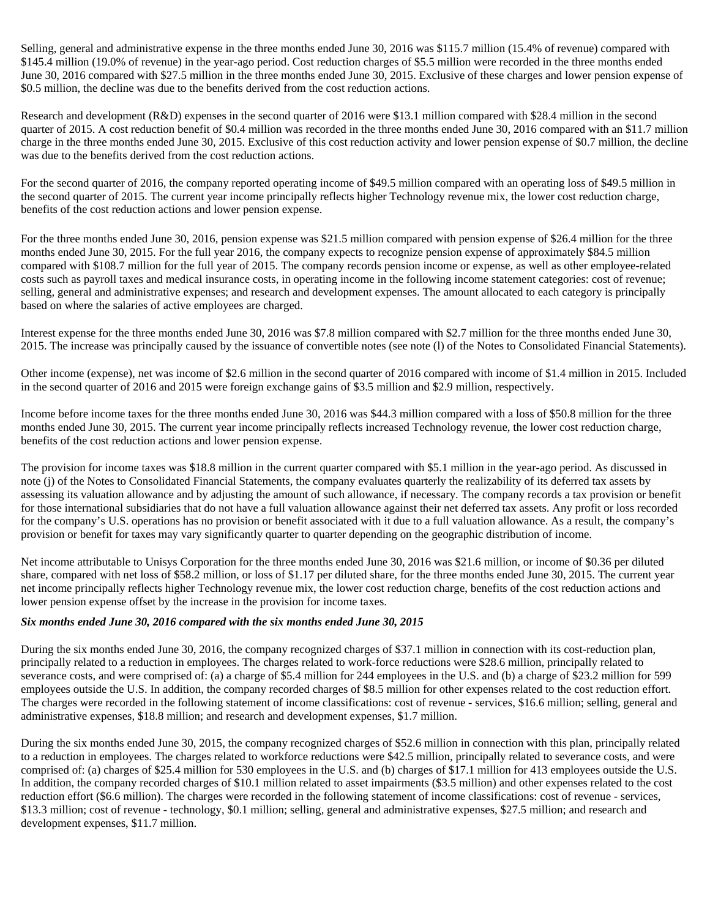Selling, general and administrative expense in the three months ended June 30, 2016 was $115.7 million (15.4% of revenue) compared with $145.4 million (19.0% of revenue) in the year-ago period. Cost reduction charges of $5.5 million were recorded in the three months ended June 30, 2016 compared with $27.5 million in the three months ended June 30, 2015. Exclusive of these charges and lower pension expense of $0.5 million, the decline was due to the benefits derived from the cost reduction actions.

Research and development (R&D) expenses in the second quarter of 2016 were $13.1 million compared with $28.4 million in the second quarter of 2015. A cost reduction benefit of $0.4 million was recorded in the three months ended June 30, 2016 compared with an $11.7 million charge in the three months ended June 30, 2015. Exclusive of this cost reduction activity and lower pension expense of $0.7 million, the decline was due to the benefits derived from the cost reduction actions.

For the second quarter of 2016, the company reported operating income of $49.5 million compared with an operating loss of $49.5 million in the second quarter of 2015. The current year income principally reflects higher Technology revenue mix, the lower cost reduction charge, benefits of the cost reduction actions and lower pension expense.

For the three months ended June 30, 2016, pension expense was $21.5 million compared with pension expense of $26.4 million for the three months ended June 30, 2015. For the full year 2016, the company expects to recognize pension expense of approximately $84.5 million compared with $108.7 million for the full year of 2015. The company records pension income or expense, as well as other employee-related costs such as payroll taxes and medical insurance costs, in operating income in the following income statement categories: cost of revenue; selling, general and administrative expenses; and research and development expenses. The amount allocated to each category is principally based on where the salaries of active employees are charged.

Interest expense for the three months ended June 30, 2016 was $7.8 million compared with $2.7 million for the three months ended June 30, 2015. The increase was principally caused by the issuance of convertible notes (see note (l) of the Notes to Consolidated Financial Statements).

Other income (expense), net was income of $2.6 million in the second quarter of 2016 compared with income of $1.4 million in 2015. Included in the second quarter of 2016 and 2015 were foreign exchange gains of $3.5 million and $2.9 million, respectively.

Income before income taxes for the three months ended June 30, 2016 was $44.3 million compared with a loss of $50.8 million for the three months ended June 30, 2015. The current year income principally reflects increased Technology revenue, the lower cost reduction charge, benefits of the cost reduction actions and lower pension expense.

The provision for income taxes was $18.8 million in the current quarter compared with $5.1 million in the year-ago period. As discussed in note (j) of the Notes to Consolidated Financial Statements, the company evaluates quarterly the realizability of its deferred tax assets by assessing its valuation allowance and by adjusting the amount of such allowance, if necessary. The company records a tax provision or benefit for those international subsidiaries that do not have a full valuation allowance against their net deferred tax assets. Any profit or loss recorded for the company's U.S. operations has no provision or benefit associated with it due to a full valuation allowance. As a result, the company's provision or benefit for taxes may vary significantly quarter to quarter depending on the geographic distribution of income.

Net income attributable to Unisys Corporation for the three months ended June 30, 2016 was $21.6 million, or income of $0.36 per diluted share, compared with net loss of $58.2 million, or loss of $1.17 per diluted share, for the three months ended June 30, 2015. The current year net income principally reflects higher Technology revenue mix, the lower cost reduction charge, benefits of the cost reduction actions and lower pension expense offset by the increase in the provision for income taxes.

***Six months ended June 30, 2016 compared with the six months ended June 30, 2015***

During the six months ended June 30, 2016, the company recognized charges of $37.1 million in connection with its cost-reduction plan, principally related to a reduction in employees. The charges related to work-force reductions were $28.6 million, principally related to severance costs, and were comprised of: (a) a charge of $5.4 million for 244 employees in the U.S. and (b) a charge of $23.2 million for 599 employees outside the U.S. In addition, the company recorded charges of $8.5 million for other expenses related to the cost reduction effort. The charges were recorded in the following statement of income classifications: cost of revenue - services, $16.6 million; selling, general and administrative expenses, $18.8 million; and research and development expenses, $1.7 million.

During the six months ended June 30, 2015, the company recognized charges of $52.6 million in connection with this plan, principally related to a reduction in employees. The charges related to workforce reductions were $42.5 million, principally related to severance costs, and were comprised of: (a) charges of $25.4 million for 530 employees in the U.S. and (b) charges of $17.1 million for 413 employees outside the U.S. In addition, the company recorded charges of $10.1 million related to asset impairments ($3.5 million) and other expenses related to the cost reduction effort ($6.6 million). The charges were recorded in the following statement of income classifications: cost of revenue - services, $13.3 million; cost of revenue - technology, $0.1 million; selling, general and administrative expenses, $27.5 million; and research and development expenses, $11.7 million.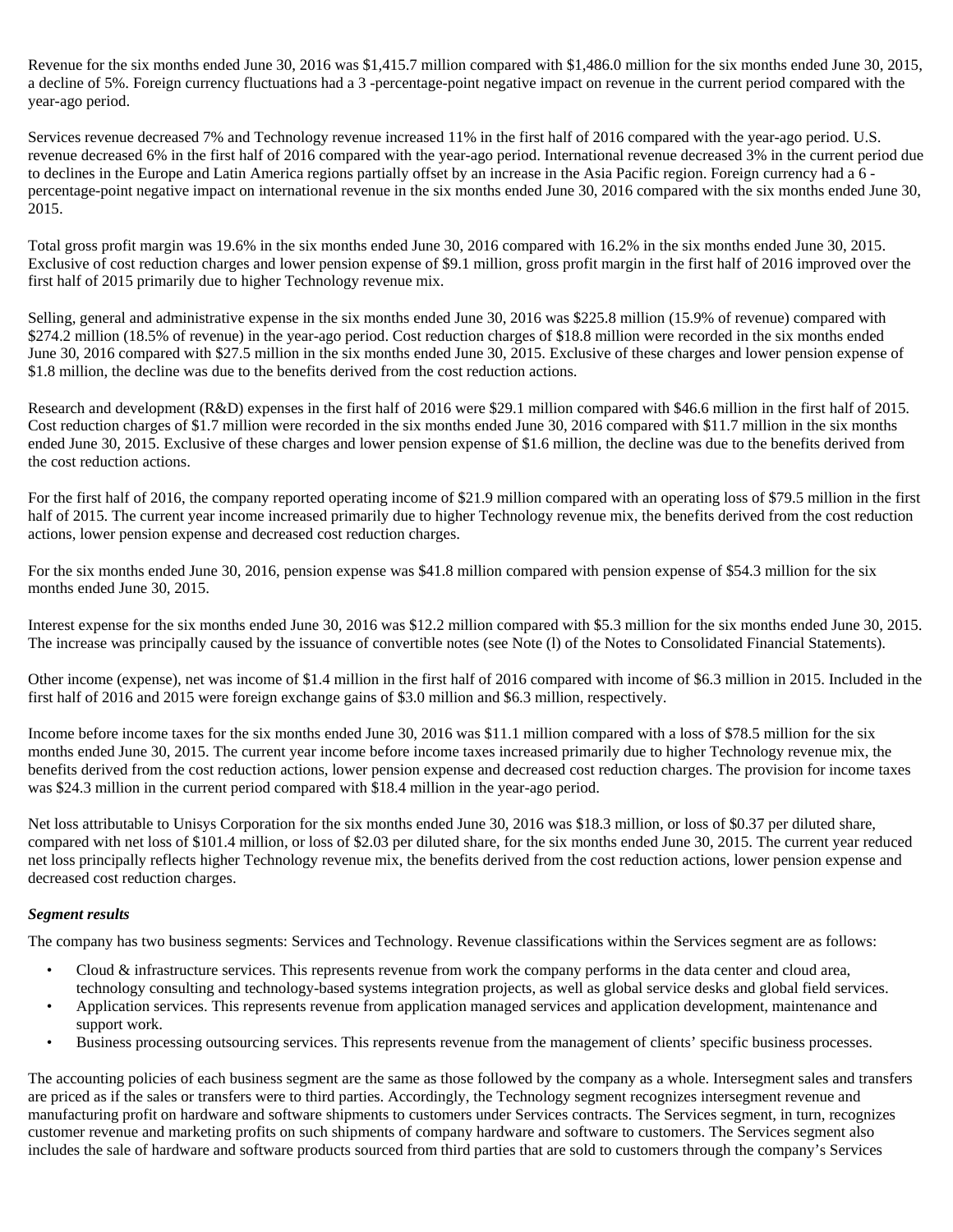Revenue for the six months ended June 30, 2016 was $1,415.7 million compared with $1,486.0 million for the six months ended June 30, 2015, a decline of 5%. Foreign currency fluctuations had a 3 -percentage-point negative impact on revenue in the current period compared with the year-ago period.

Services revenue decreased 7% and Technology revenue increased 11% in the first half of 2016 compared with the year-ago period. U.S. revenue decreased 6% in the first half of 2016 compared with the year-ago period. International revenue decreased 3% in the current period due to declines in the Europe and Latin America regions partially offset by an increase in the Asia Pacific region. Foreign currency had a 6 -percentage-point negative impact on international revenue in the six months ended June 30, 2016 compared with the six months ended June 30, 2015.

Total gross profit margin was 19.6% in the six months ended June 30, 2016 compared with 16.2% in the six months ended June 30, 2015. Exclusive of cost reduction charges and lower pension expense of $9.1 million, gross profit margin in the first half of 2016 improved over the first half of 2015 primarily due to higher Technology revenue mix.

Selling, general and administrative expense in the six months ended June 30, 2016 was $225.8 million (15.9% of revenue) compared with $274.2 million (18.5% of revenue) in the year-ago period. Cost reduction charges of $18.8 million were recorded in the six months ended June 30, 2016 compared with $27.5 million in the six months ended June 30, 2015. Exclusive of these charges and lower pension expense of $1.8 million, the decline was due to the benefits derived from the cost reduction actions.

Research and development (R&D) expenses in the first half of 2016 were $29.1 million compared with $46.6 million in the first half of 2015. Cost reduction charges of $1.7 million were recorded in the six months ended June 30, 2016 compared with $11.7 million in the six months ended June 30, 2015. Exclusive of these charges and lower pension expense of $1.6 million, the decline was due to the benefits derived from the cost reduction actions.

For the first half of 2016, the company reported operating income of $21.9 million compared with an operating loss of $79.5 million in the first half of 2015. The current year income increased primarily due to higher Technology revenue mix, the benefits derived from the cost reduction actions, lower pension expense and decreased cost reduction charges.

For the six months ended June 30, 2016, pension expense was $41.8 million compared with pension expense of $54.3 million for the six months ended June 30, 2015.

Interest expense for the six months ended June 30, 2016 was $12.2 million compared with $5.3 million for the six months ended June 30, 2015. The increase was principally caused by the issuance of convertible notes (see Note (l) of the Notes to Consolidated Financial Statements).

Other income (expense), net was income of $1.4 million in the first half of 2016 compared with income of $6.3 million in 2015. Included in the first half of 2016 and 2015 were foreign exchange gains of $3.0 million and $6.3 million, respectively.

Income before income taxes for the six months ended June 30, 2016 was $11.1 million compared with a loss of $78.5 million for the six months ended June 30, 2015. The current year income before income taxes increased primarily due to higher Technology revenue mix, the benefits derived from the cost reduction actions, lower pension expense and decreased cost reduction charges. The provision for income taxes was $24.3 million in the current period compared with $18.4 million in the year-ago period.

Net loss attributable to Unisys Corporation for the six months ended June 30, 2016 was $18.3 million, or loss of $0.37 per diluted share, compared with net loss of $101.4 million, or loss of $2.03 per diluted share, for the six months ended June 30, 2015. The current year reduced net loss principally reflects higher Technology revenue mix, the benefits derived from the cost reduction actions, lower pension expense and decreased cost reduction charges.

***Segment results***

The company has two business segments: Services and Technology. Revenue classifications within the Services segment are as follows:

- Cloud & infrastructure services. This represents revenue from work the company performs in the data center and cloud area, technology consulting and technology-based systems integration projects, as well as global service desks and global field services.
- Application services. This represents revenue from application managed services and application development, maintenance and support work.
- Business processing outsourcing services. This represents revenue from the management of clients' specific business processes.

The accounting policies of each business segment are the same as those followed by the company as a whole. Intersegment sales and transfers are priced as if the sales or transfers were to third parties. Accordingly, the Technology segment recognizes intersegment revenue and manufacturing profit on hardware and software shipments to customers under Services contracts. The Services segment, in turn, recognizes customer revenue and marketing profits on such shipments of company hardware and software to customers. The Services segment also includes the sale of hardware and software products sourced from third parties that are sold to customers through the company's Services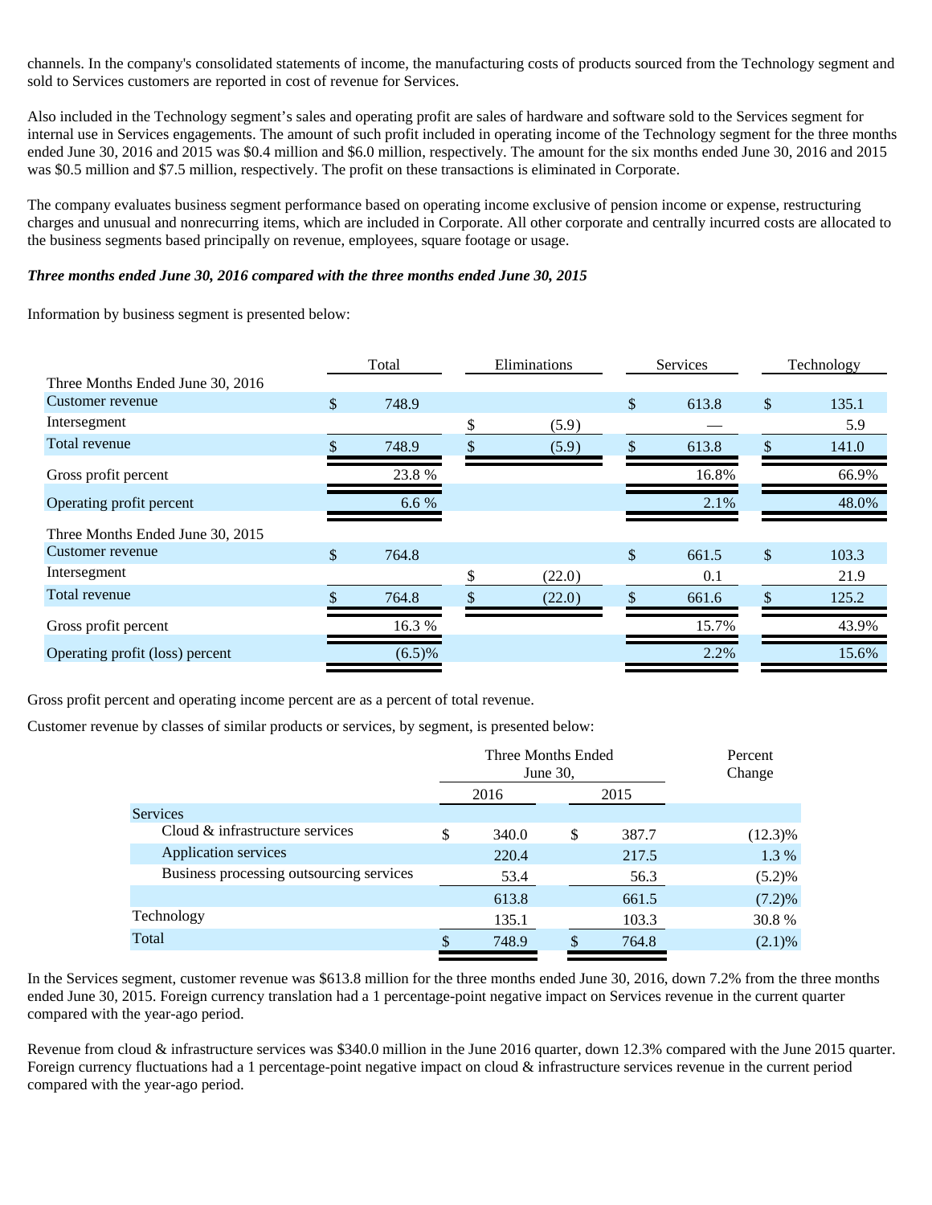channels. In the company's consolidated statements of income, the manufacturing costs of products sourced from the Technology segment and sold to Services customers are reported in cost of revenue for Services.

Also included in the Technology segment’s sales and operating profit are sales of hardware and software sold to the Services segment for internal use in Services engagements. The amount of such profit included in operating income of the Technology segment for the three months ended June 30, 2016 and 2015 was $0.4 million and $6.0 million, respectively. The amount for the six months ended June 30, 2016 and 2015 was $0.5 million and $7.5 million, respectively. The profit on these transactions is eliminated in Corporate.

The company evaluates business segment performance based on operating income exclusive of pension income or expense, restructuring charges and unusual and nonrecurring items, which are included in Corporate. All other corporate and centrally incurred costs are allocated to the business segments based principally on revenue, employees, square footage or usage.

***Three months ended June 30, 2016 compared with the three months ended June 30, 2015***

Information by business segment is presented below:

| | Total | Eliminations | Services | Technology |
|---|---|---|---|---|
| Three Months Ended June 30, 2016 | | | | |
| Customer revenue | $ 748.9 | | $ 613.8 | $ 135.1 |
| Intersegment | | $ (5.9) | — | 5.9 |
| Total revenue | $ 748.9 | $ (5.9) | $ 613.8 | $ 141.0 |
| Gross profit percent | 23.8 % | | 16.8% | 66.9% |
| Operating profit percent | 6.6 % | | 2.1% | 48.0% |
| Three Months Ended June 30, 2015 | | | | |
| Customer revenue | $ 764.8 | | $ 661.5 | $ 103.3 |
| Intersegment | | $ (22.0) | 0.1 | 21.9 |
| Total revenue | $ 764.8 | $ (22.0) | $ 661.6 | $ 125.2 |
| Gross profit percent | 16.3 % | | 15.7% | 43.9% |
| Operating profit (loss) percent | (6.5)% | | 2.2% | 15.6% |

Gross profit percent and operating income percent are as a percent of total revenue.

Customer revenue by classes of similar products or services, by segment, is presented below:

| | Three Months Ended June 30, | | Percent Change |
|---|---|---|---|
| | 2016 | 2015 | |
| Services | | | |
| Cloud & infrastructure services | $ 340.0 | $ 387.7 | (12.3)% |
| Application services | 220.4 | 217.5 | 1.3 % |
| Business processing outsourcing services | 53.4 | 56.3 | (5.2)% |
| | 613.8 | 661.5 | (7.2)% |
| Technology | 135.1 | 103.3 | 30.8 % |
| Total | $ 748.9 | $ 764.8 | (2.1)% |

In the Services segment, customer revenue was $613.8 million for the three months ended June 30, 2016, down 7.2% from the three months ended June 30, 2015. Foreign currency translation had a 1 percentage-point negative impact on Services revenue in the current quarter compared with the year-ago period.

Revenue from cloud & infrastructure services was $340.0 million in the June 2016 quarter, down 12.3% compared with the June 2015 quarter. Foreign currency fluctuations had a 1 percentage-point negative impact on cloud & infrastructure services revenue in the current period compared with the year-ago period.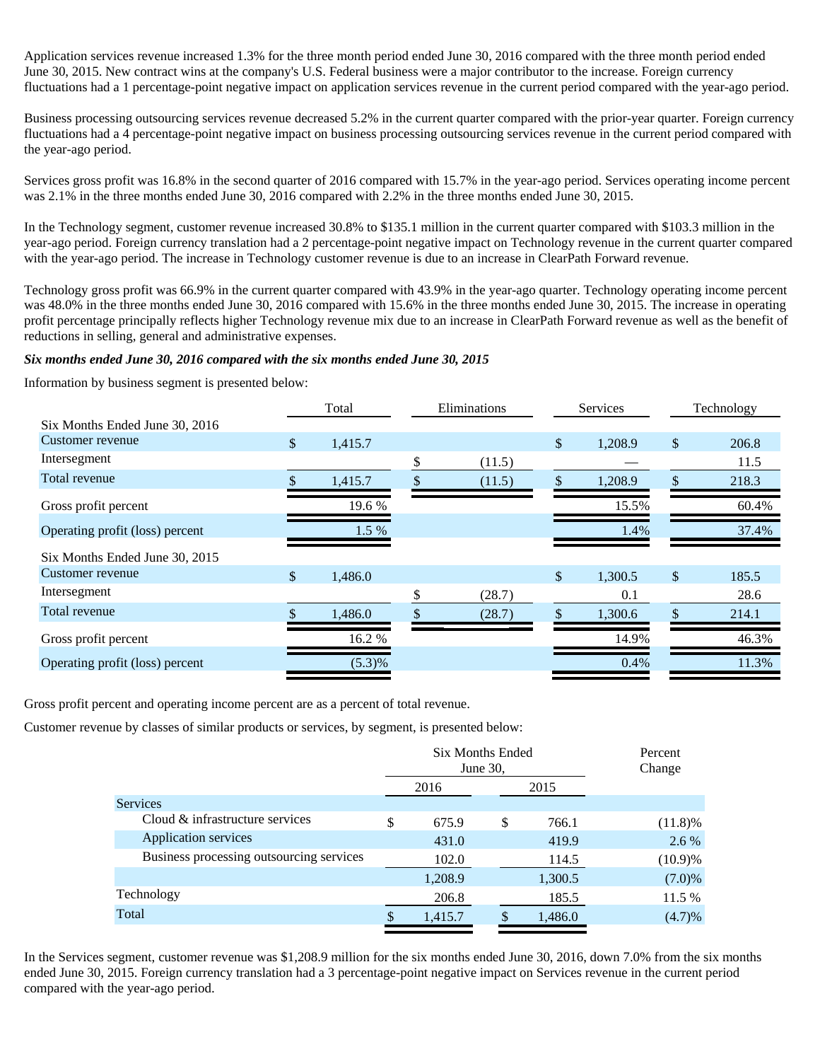Application services revenue increased 1.3% for the three month period ended June 30, 2016 compared with the three month period ended June 30, 2015. New contract wins at the company's U.S. Federal business were a major contributor to the increase. Foreign currency fluctuations had a 1 percentage-point negative impact on application services revenue in the current period compared with the year-ago period.

Business processing outsourcing services revenue decreased 5.2% in the current quarter compared with the prior-year quarter. Foreign currency fluctuations had a 4 percentage-point negative impact on business processing outsourcing services revenue in the current period compared with the year-ago period.

Services gross profit was 16.8% in the second quarter of 2016 compared with 15.7% in the year-ago period. Services operating income percent was 2.1% in the three months ended June 30, 2016 compared with 2.2% in the three months ended June 30, 2015.

In the Technology segment, customer revenue increased 30.8% to $135.1 million in the current quarter compared with $103.3 million in the year-ago period. Foreign currency translation had a 2 percentage-point negative impact on Technology revenue in the current quarter compared with the year-ago period. The increase in Technology customer revenue is due to an increase in ClearPath Forward revenue.

Technology gross profit was 66.9% in the current quarter compared with 43.9% in the year-ago quarter. Technology operating income percent was 48.0% in the three months ended June 30, 2016 compared with 15.6% in the three months ended June 30, 2015. The increase in operating profit percentage principally reflects higher Technology revenue mix due to an increase in ClearPath Forward revenue as well as the benefit of reductions in selling, general and administrative expenses.

***Six months ended June 30, 2016 compared with the six months ended June 30, 2015***

Information by business segment is presented below:

| | Total | Eliminations | Services | Technology |
|---|---|---|---|---|
| Six Months Ended June 30, 2016 | | | | |
| Customer revenue | $ 1,415.7 | | $ 1,208.9 | $ 206.8 |
| Intersegment | | $ (11.5) | — | 11.5 |
| Total revenue | $ 1,415.7 | $ (11.5) | $ 1,208.9 | $ 218.3 |
| Gross profit percent | 19.6 % | | 15.5% | 60.4% |
| Operating profit (loss) percent | 1.5 % | | 1.4% | 37.4% |
| Six Months Ended June 30, 2015 | | | | |
| Customer revenue | $ 1,486.0 | | $ 1,300.5 | $ 185.5 |
| Intersegment | | $ (28.7) | 0.1 | 28.6 |
| Total revenue | $ 1,486.0 | $ (28.7) | $ 1,300.6 | $ 214.1 |
| Gross profit percent | 16.2 % | | 14.9% | 46.3% |
| Operating profit (loss) percent | (5.3)% | | 0.4% | 11.3% |

Gross profit percent and operating income percent are as a percent of total revenue.

Customer revenue by classes of similar products or services, by segment, is presented below:

| | Six Months Ended June 30, | | Percent Change |
|---|---|---|---|
| | 2016 | 2015 | |
| Services | | | |
| Cloud & infrastructure services | $ 675.9 | $ 766.1 | (11.8)% |
| Application services | 431.0 | 419.9 | 2.6 % |
| Business processing outsourcing services | 102.0 | 114.5 | (10.9)% |
| | 1,208.9 | 1,300.5 | (7.0)% |
| Technology | 206.8 | 185.5 | 11.5 % |
| Total | $ 1,415.7 | $ 1,486.0 | (4.7)% |

In the Services segment, customer revenue was $1,208.9 million for the six months ended June 30, 2016, down 7.0% from the six months ended June 30, 2015. Foreign currency translation had a 3 percentage-point negative impact on Services revenue in the current period compared with the year-ago period.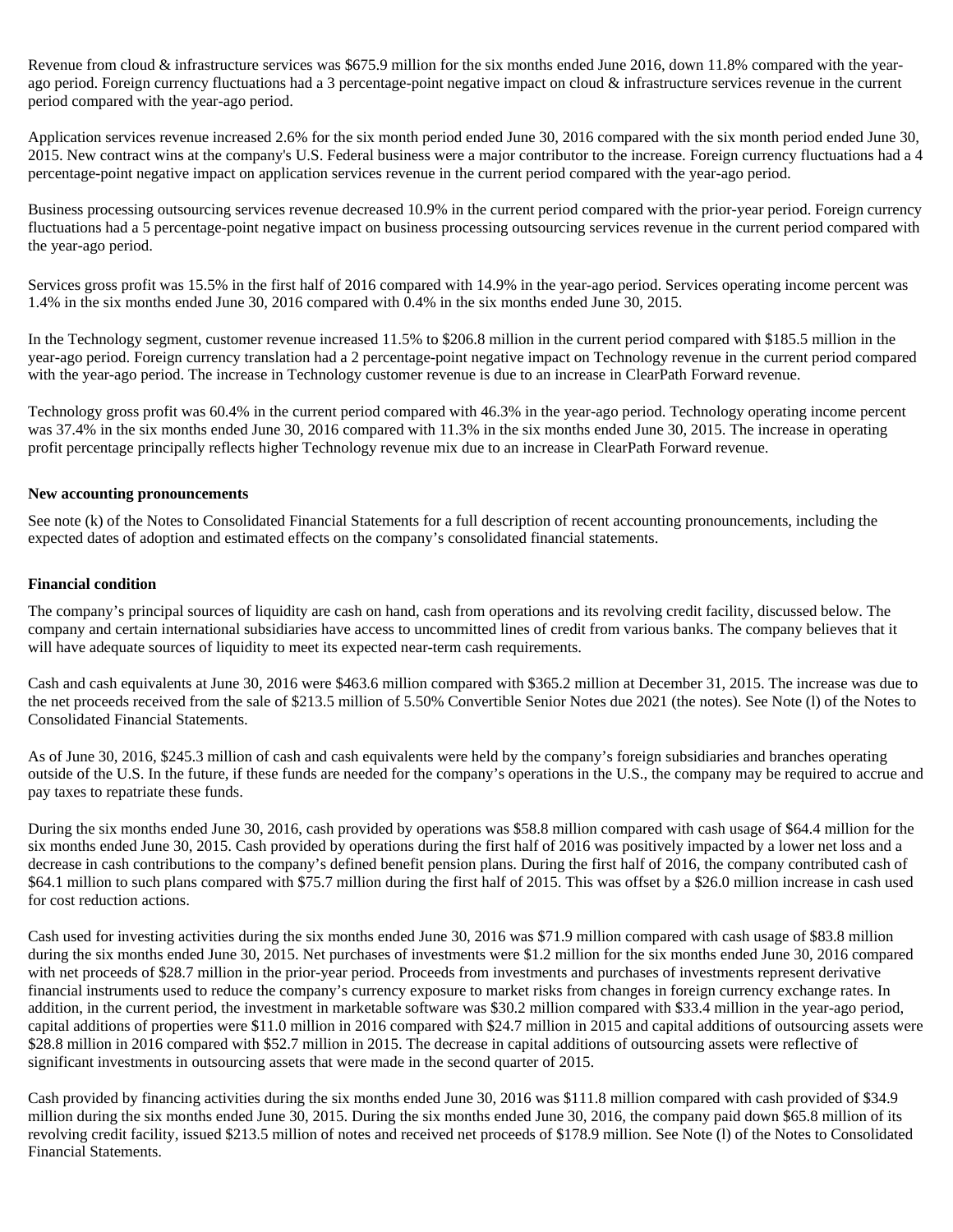Revenue from cloud & infrastructure services was $675.9 million for the six months ended June 2016, down 11.8% compared with the year-ago period. Foreign currency fluctuations had a 3 percentage-point negative impact on cloud & infrastructure services revenue in the current period compared with the year-ago period.

Application services revenue increased 2.6% for the six month period ended June 30, 2016 compared with the six month period ended June 30, 2015. New contract wins at the company's U.S. Federal business were a major contributor to the increase. Foreign currency fluctuations had a 4 percentage-point negative impact on application services revenue in the current period compared with the year-ago period.

Business processing outsourcing services revenue decreased 10.9% in the current period compared with the prior-year period. Foreign currency fluctuations had a 5 percentage-point negative impact on business processing outsourcing services revenue in the current period compared with the year-ago period.

Services gross profit was 15.5% in the first half of 2016 compared with 14.9% in the year-ago period. Services operating income percent was 1.4% in the six months ended June 30, 2016 compared with 0.4% in the six months ended June 30, 2015.

In the Technology segment, customer revenue increased 11.5% to $206.8 million in the current period compared with $185.5 million in the year-ago period. Foreign currency translation had a 2 percentage-point negative impact on Technology revenue in the current period compared with the year-ago period. The increase in Technology customer revenue is due to an increase in ClearPath Forward revenue.

Technology gross profit was 60.4% in the current period compared with 46.3% in the year-ago period. Technology operating income percent was 37.4% in the six months ended June 30, 2016 compared with 11.3% in the six months ended June 30, 2015. The increase in operating profit percentage principally reflects higher Technology revenue mix due to an increase in ClearPath Forward revenue.

**New accounting pronouncements**

See note (k) of the Notes to Consolidated Financial Statements for a full description of recent accounting pronouncements, including the expected dates of adoption and estimated effects on the company's consolidated financial statements.

**Financial condition**

The company's principal sources of liquidity are cash on hand, cash from operations and its revolving credit facility, discussed below. The company and certain international subsidiaries have access to uncommitted lines of credit from various banks. The company believes that it will have adequate sources of liquidity to meet its expected near-term cash requirements.

Cash and cash equivalents at June 30, 2016 were $463.6 million compared with $365.2 million at December 31, 2015. The increase was due to the net proceeds received from the sale of $213.5 million of 5.50% Convertible Senior Notes due 2021 (the notes). See Note (l) of the Notes to Consolidated Financial Statements.

As of June 30, 2016, $245.3 million of cash and cash equivalents were held by the company's foreign subsidiaries and branches operating outside of the U.S. In the future, if these funds are needed for the company's operations in the U.S., the company may be required to accrue and pay taxes to repatriate these funds.

During the six months ended June 30, 2016, cash provided by operations was $58.8 million compared with cash usage of $64.4 million for the six months ended June 30, 2015. Cash provided by operations during the first half of 2016 was positively impacted by a lower net loss and a decrease in cash contributions to the company's defined benefit pension plans. During the first half of 2016, the company contributed cash of $64.1 million to such plans compared with $75.7 million during the first half of 2015. This was offset by a $26.0 million increase in cash used for cost reduction actions.

Cash used for investing activities during the six months ended June 30, 2016 was $71.9 million compared with cash usage of $83.8 million during the six months ended June 30, 2015. Net purchases of investments were $1.2 million for the six months ended June 30, 2016 compared with net proceeds of $28.7 million in the prior-year period. Proceeds from investments and purchases of investments represent derivative financial instruments used to reduce the company's currency exposure to market risks from changes in foreign currency exchange rates. In addition, in the current period, the investment in marketable software was $30.2 million compared with $33.4 million in the year-ago period, capital additions of properties were $11.0 million in 2016 compared with $24.7 million in 2015 and capital additions of outsourcing assets were $28.8 million in 2016 compared with $52.7 million in 2015. The decrease in capital additions of outsourcing assets were reflective of significant investments in outsourcing assets that were made in the second quarter of 2015.

Cash provided by financing activities during the six months ended June 30, 2016 was $111.8 million compared with cash provided of $34.9 million during the six months ended June 30, 2015. During the six months ended June 30, 2016, the company paid down $65.8 million of its revolving credit facility, issued $213.5 million of notes and received net proceeds of $178.9 million. See Note (l) of the Notes to Consolidated Financial Statements.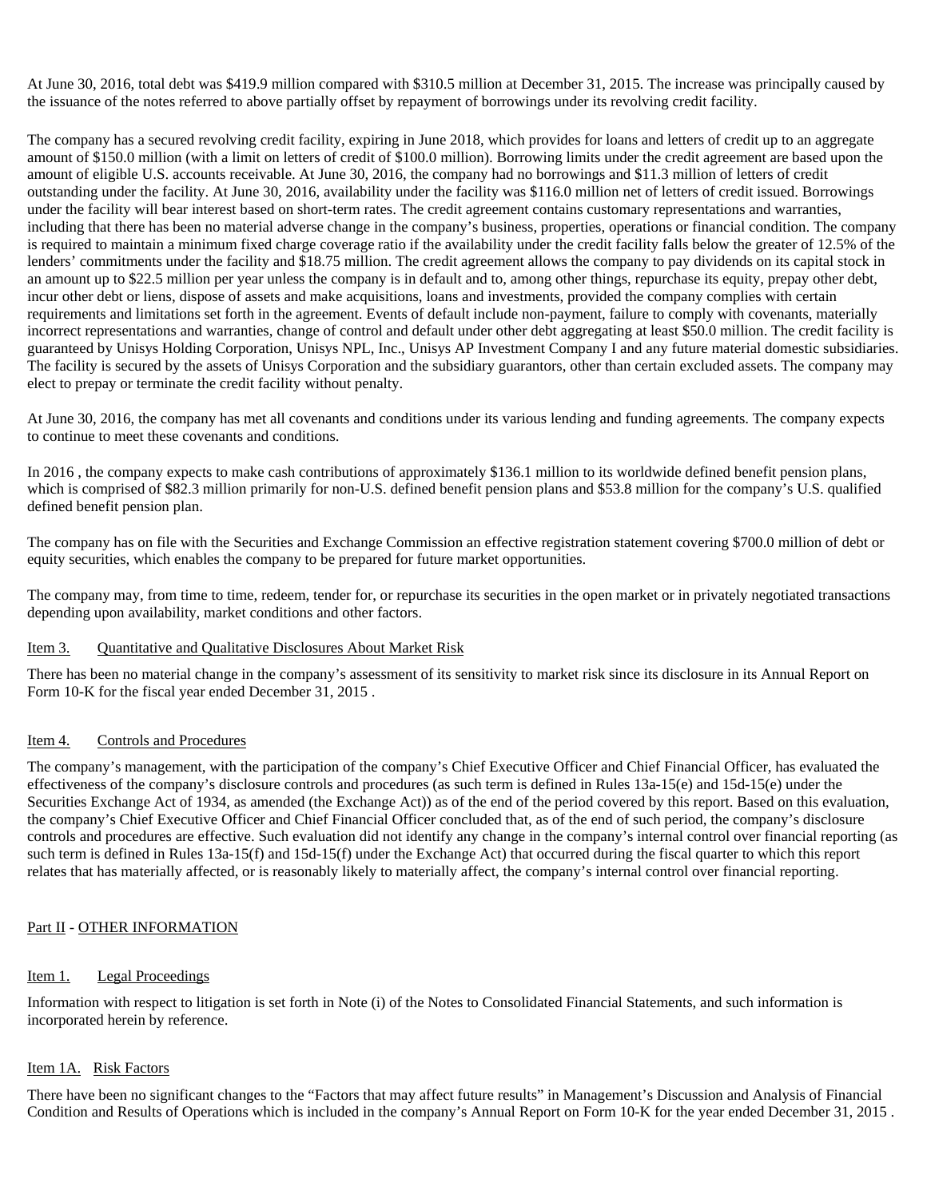At June 30, 2016, total debt was $419.9 million compared with $310.5 million at December 31, 2015. The increase was principally caused by the issuance of the notes referred to above partially offset by repayment of borrowings under its revolving credit facility.

The company has a secured revolving credit facility, expiring in June 2018, which provides for loans and letters of credit up to an aggregate amount of $150.0 million (with a limit on letters of credit of $100.0 million). Borrowing limits under the credit agreement are based upon the amount of eligible U.S. accounts receivable. At June 30, 2016, the company had no borrowings and $11.3 million of letters of credit outstanding under the facility. At June 30, 2016, availability under the facility was $116.0 million net of letters of credit issued. Borrowings under the facility will bear interest based on short-term rates. The credit agreement contains customary representations and warranties, including that there has been no material adverse change in the company's business, properties, operations or financial condition. The company is required to maintain a minimum fixed charge coverage ratio if the availability under the credit facility falls below the greater of 12.5% of the lenders' commitments under the facility and $18.75 million. The credit agreement allows the company to pay dividends on its capital stock in an amount up to $22.5 million per year unless the company is in default and to, among other things, repurchase its equity, prepay other debt, incur other debt or liens, dispose of assets and make acquisitions, loans and investments, provided the company complies with certain requirements and limitations set forth in the agreement. Events of default include non-payment, failure to comply with covenants, materially incorrect representations and warranties, change of control and default under other debt aggregating at least $50.0 million. The credit facility is guaranteed by Unisys Holding Corporation, Unisys NPL, Inc., Unisys AP Investment Company I and any future material domestic subsidiaries. The facility is secured by the assets of Unisys Corporation and the subsidiary guarantors, other than certain excluded assets. The company may elect to prepay or terminate the credit facility without penalty.

At June 30, 2016, the company has met all covenants and conditions under its various lending and funding agreements. The company expects to continue to meet these covenants and conditions.

In 2016 , the company expects to make cash contributions of approximately $136.1 million to its worldwide defined benefit pension plans, which is comprised of $82.3 million primarily for non-U.S. defined benefit pension plans and $53.8 million for the company's U.S. qualified defined benefit pension plan.

The company has on file with the Securities and Exchange Commission an effective registration statement covering $700.0 million of debt or equity securities, which enables the company to be prepared for future market opportunities.

The company may, from time to time, redeem, tender for, or repurchase its securities in the open market or in privately negotiated transactions depending upon availability, market conditions and other factors.

## Item 3. Quantitative and Qualitative Disclosures About Market Risk

There has been no material change in the company's assessment of its sensitivity to market risk since its disclosure in its Annual Report on Form 10-K for the fiscal year ended December 31, 2015 .

## Item 4. Controls and Procedures

The company's management, with the participation of the company's Chief Executive Officer and Chief Financial Officer, has evaluated the effectiveness of the company's disclosure controls and procedures (as such term is defined in Rules 13a-15(e) and 15d-15(e) under the Securities Exchange Act of 1934, as amended (the Exchange Act)) as of the end of the period covered by this report. Based on this evaluation, the company's Chief Executive Officer and Chief Financial Officer concluded that, as of the end of such period, the company's disclosure controls and procedures are effective. Such evaluation did not identify any change in the company's internal control over financial reporting (as such term is defined in Rules 13a-15(f) and 15d-15(f) under the Exchange Act) that occurred during the fiscal quarter to which this report relates that has materially affected, or is reasonably likely to materially affect, the company's internal control over financial reporting.

# Part II - OTHER INFORMATION

## Item 1. Legal Proceedings

Information with respect to litigation is set forth in Note (i) of the Notes to Consolidated Financial Statements, and such information is incorporated herein by reference.

## Item 1A. Risk Factors

There have been no significant changes to the "Factors that may affect future results" in Management's Discussion and Analysis of Financial Condition and Results of Operations which is included in the company's Annual Report on Form 10-K for the year ended December 31, 2015 .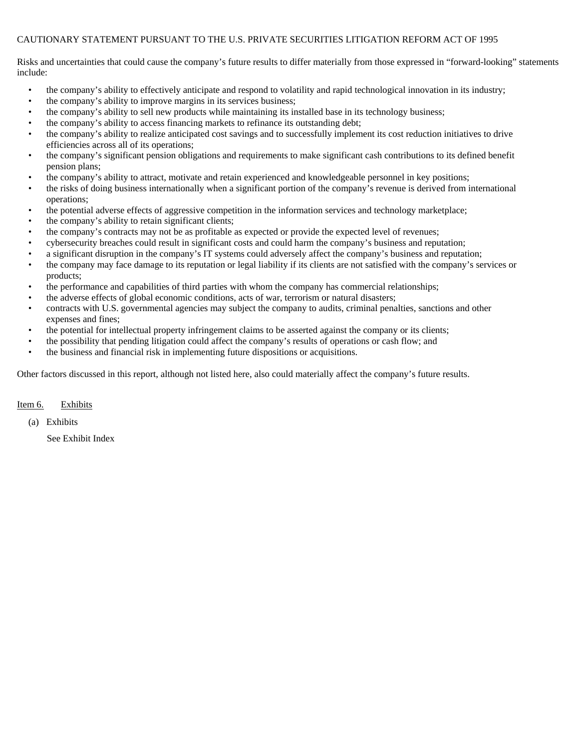CAUTIONARY STATEMENT PURSUANT TO THE U.S. PRIVATE SECURITIES LITIGATION REFORM ACT OF 1995

Risks and uncertainties that could cause the company’s future results to differ materially from those expressed in “forward-looking” statements include:

- the company’s ability to effectively anticipate and respond to volatility and rapid technological innovation in its industry;
- the company’s ability to improve margins in its services business;
- the company’s ability to sell new products while maintaining its installed base in its technology business;
- the company’s ability to access financing markets to refinance its outstanding debt;
- the company’s ability to realize anticipated cost savings and to successfully implement its cost reduction initiatives to drive efficiencies across all of its operations;
- the company’s significant pension obligations and requirements to make significant cash contributions to its defined benefit pension plans;
- the company’s ability to attract, motivate and retain experienced and knowledgeable personnel in key positions;
- the risks of doing business internationally when a significant portion of the company’s revenue is derived from international operations;
- the potential adverse effects of aggressive competition in the information services and technology marketplace;
- the company’s ability to retain significant clients;
- the company’s contracts may not be as profitable as expected or provide the expected level of revenues;
- cybersecurity breaches could result in significant costs and could harm the company’s business and reputation;
- a significant disruption in the company’s IT systems could adversely affect the company’s business and reputation;
- the company may face damage to its reputation or legal liability if its clients are not satisfied with the company’s services or products;
- the performance and capabilities of third parties with whom the company has commercial relationships;
- the adverse effects of global economic conditions, acts of war, terrorism or natural disasters;
- contracts with U.S. governmental agencies may subject the company to audits, criminal penalties, sanctions and other expenses and fines;
- the potential for intellectual property infringement claims to be asserted against the company or its clients;
- the possibility that pending litigation could affect the company’s results of operations or cash flow; and
- the business and financial risk in implementing future dispositions or acquisitions.

Other factors discussed in this report, although not listed here, also could materially affect the company’s future results.

Item 6. Exhibits

(a) Exhibits

See Exhibit Index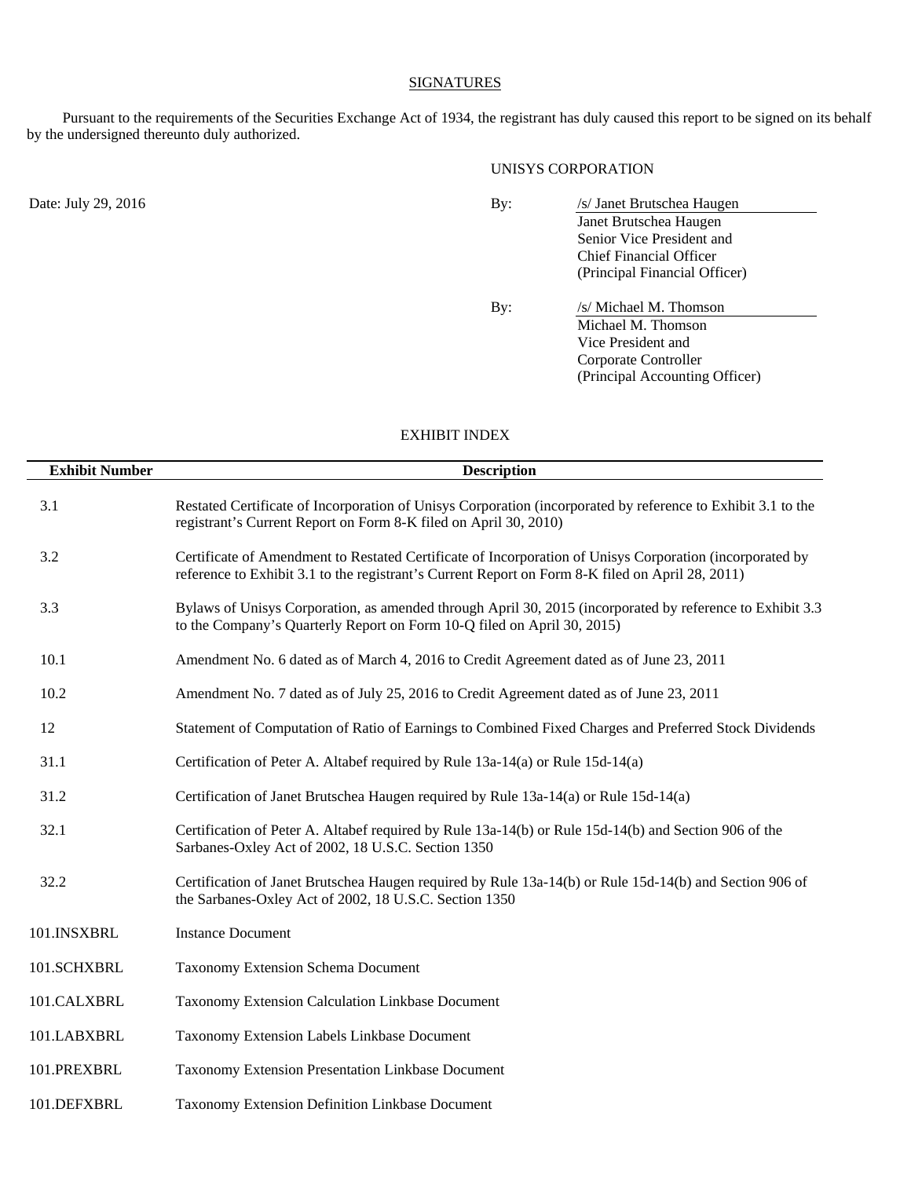## SIGNATURES

Pursuant to the requirements of the Securities Exchange Act of 1934, the registrant has duly caused this report to be signed on its behalf by the undersigned thereunto duly authorized.

UNISYS CORPORATION

Date: July 29, 2016

By: /s/ Janet Brutschea Haugen
Janet Brutschea Haugen
Senior Vice President and
Chief Financial Officer
(Principal Financial Officer)

By: /s/ Michael M. Thomson
Michael M. Thomson
Vice President and
Corporate Controller
(Principal Accounting Officer)

## EXHIBIT INDEX

| Exhibit Number | Description |
|---|---|
| 3.1 | Restated Certificate of Incorporation of Unisys Corporation (incorporated by reference to Exhibit 3.1 to the registrant's Current Report on Form 8-K filed on April 30, 2010) |
| 3.2 | Certificate of Amendment to Restated Certificate of Incorporation of Unisys Corporation (incorporated by reference to Exhibit 3.1 to the registrant's Current Report on Form 8-K filed on April 28, 2011) |
| 3.3 | Bylaws of Unisys Corporation, as amended through April 30, 2015 (incorporated by reference to Exhibit 3.3 to the Company's Quarterly Report on Form 10-Q filed on April 30, 2015) |
| 10.1 | Amendment No. 6 dated as of March 4, 2016 to Credit Agreement dated as of June 23, 2011 |
| 10.2 | Amendment No. 7 dated as of July 25, 2016 to Credit Agreement dated as of June 23, 2011 |
| 12 | Statement of Computation of Ratio of Earnings to Combined Fixed Charges and Preferred Stock Dividends |
| 31.1 | Certification of Peter A. Altabef required by Rule 13a-14(a) or Rule 15d-14(a) |
| 31.2 | Certification of Janet Brutschea Haugen required by Rule 13a-14(a) or Rule 15d-14(a) |
| 32.1 | Certification of Peter A. Altabef required by Rule 13a-14(b) or Rule 15d-14(b) and Section 906 of the Sarbanes-Oxley Act of 2002, 18 U.S.C. Section 1350 |
| 32.2 | Certification of Janet Brutschea Haugen required by Rule 13a-14(b) or Rule 15d-14(b) and Section 906 of the Sarbanes-Oxley Act of 2002, 18 U.S.C. Section 1350 |
| 101.INSXBRL | Instance Document |
| 101.SCHXBRL | Taxonomy Extension Schema Document |
| 101.CALXBRL | Taxonomy Extension Calculation Linkbase Document |
| 101.LABXBRL | Taxonomy Extension Labels Linkbase Document |
| 101.PREXBRL | Taxonomy Extension Presentation Linkbase Document |
| 101.DEFXBRL | Taxonomy Extension Definition Linkbase Document |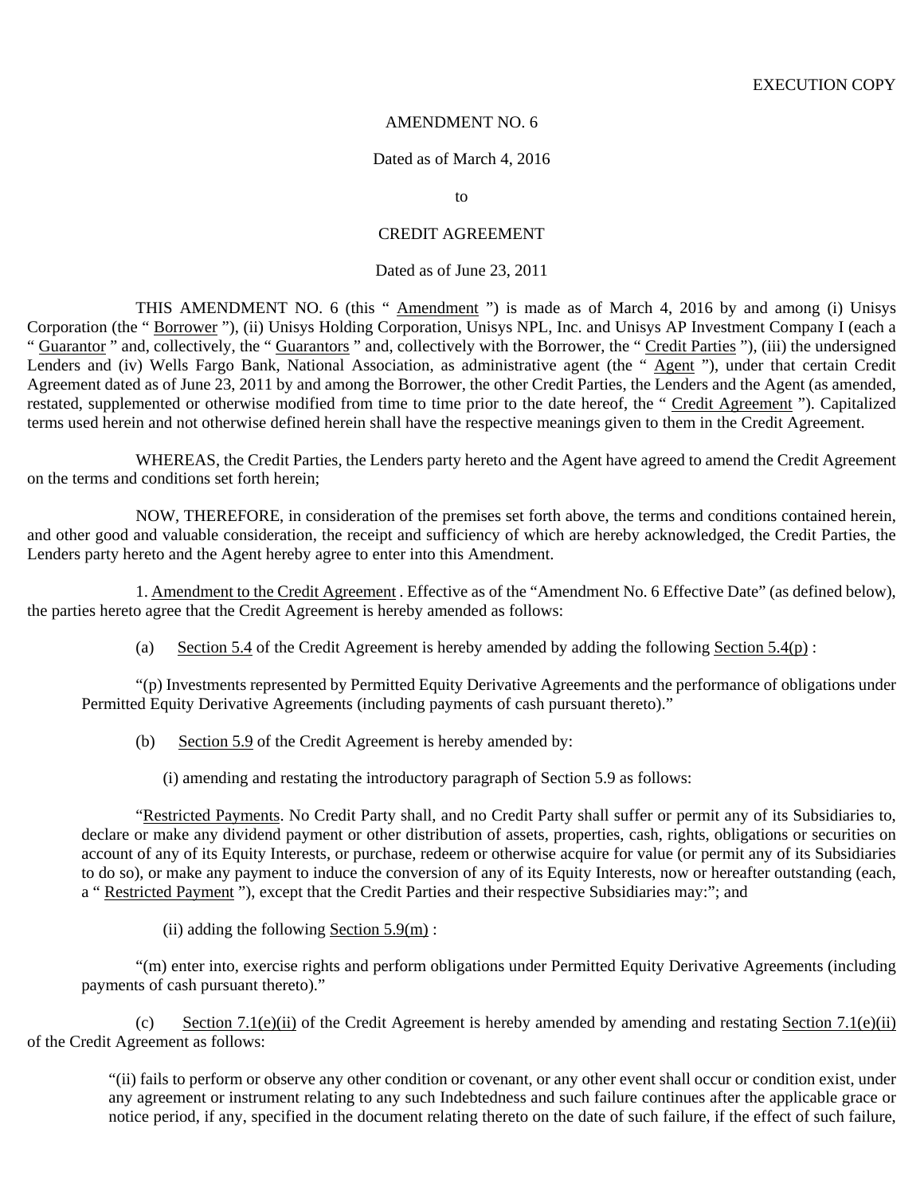EXECUTION COPY

AMENDMENT NO. 6

Dated as of March 4, 2016

to

CREDIT AGREEMENT

Dated as of June 23, 2011

THIS AMENDMENT NO. 6 (this " Amendment ") is made as of March 4, 2016 by and among (i) Unisys Corporation (the " Borrower "), (ii) Unisys Holding Corporation, Unisys NPL, Inc. and Unisys AP Investment Company I (each a " Guarantor " and, collectively, the " Guarantors " and, collectively with the Borrower, the " Credit Parties "), (iii) the undersigned Lenders and (iv) Wells Fargo Bank, National Association, as administrative agent (the " Agent "), under that certain Credit Agreement dated as of June 23, 2011 by and among the Borrower, the other Credit Parties, the Lenders and the Agent (as amended, restated, supplemented or otherwise modified from time to time prior to the date hereof, the " Credit Agreement "). Capitalized terms used herein and not otherwise defined herein shall have the respective meanings given to them in the Credit Agreement.

WHEREAS, the Credit Parties, the Lenders party hereto and the Agent have agreed to amend the Credit Agreement on the terms and conditions set forth herein;

NOW, THEREFORE, in consideration of the premises set forth above, the terms and conditions contained herein, and other good and valuable consideration, the receipt and sufficiency of which are hereby acknowledged, the Credit Parties, the Lenders party hereto and the Agent hereby agree to enter into this Amendment.

1. Amendment to the Credit Agreement . Effective as of the "Amendment No. 6 Effective Date" (as defined below), the parties hereto agree that the Credit Agreement is hereby amended as follows:

(a) Section 5.4 of the Credit Agreement is hereby amended by adding the following Section 5.4(p) :

"(p) Investments represented by Permitted Equity Derivative Agreements and the performance of obligations under Permitted Equity Derivative Agreements (including payments of cash pursuant thereto)."

(b) Section 5.9 of the Credit Agreement is hereby amended by:

(i) amending and restating the introductory paragraph of Section 5.9 as follows:

"Restricted Payments. No Credit Party shall, and no Credit Party shall suffer or permit any of its Subsidiaries to, declare or make any dividend payment or other distribution of assets, properties, cash, rights, obligations or securities on account of any of its Equity Interests, or purchase, redeem or otherwise acquire for value (or permit any of its Subsidiaries to do so), or make any payment to induce the conversion of any of its Equity Interests, now or hereafter outstanding (each, a " Restricted Payment "), except that the Credit Parties and their respective Subsidiaries may:"; and

(ii) adding the following Section 5.9(m) :

"(m) enter into, exercise rights and perform obligations under Permitted Equity Derivative Agreements (including payments of cash pursuant thereto)."

(c) Section 7.1(e)(ii) of the Credit Agreement is hereby amended by amending and restating Section 7.1(e)(ii) of the Credit Agreement as follows:

"(ii) fails to perform or observe any other condition or covenant, or any other event shall occur or condition exist, under any agreement or instrument relating to any such Indebtedness and such failure continues after the applicable grace or notice period, if any, specified in the document relating thereto on the date of such failure, if the effect of such failure,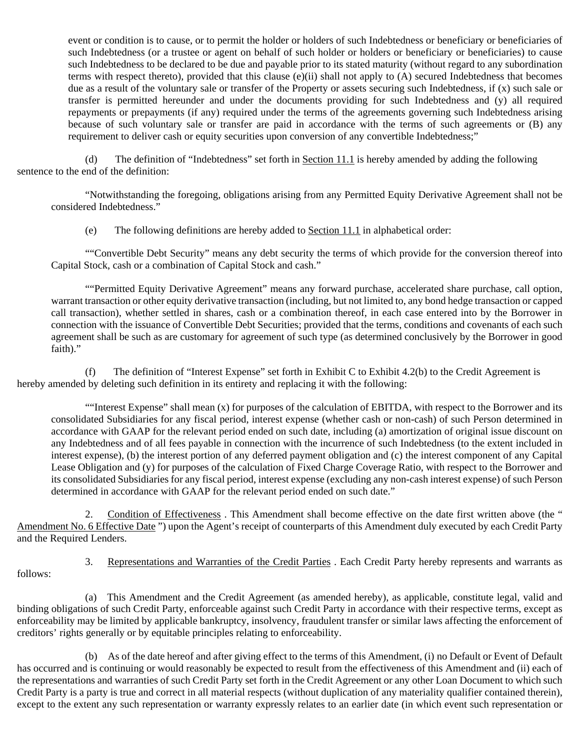event or condition is to cause, or to permit the holder or holders of such Indebtedness or beneficiary or beneficiaries of such Indebtedness (or a trustee or agent on behalf of such holder or holders or beneficiary or beneficiaries) to cause such Indebtedness to be declared to be due and payable prior to its stated maturity (without regard to any subordination terms with respect thereto), provided that this clause (e)(ii) shall not apply to (A) secured Indebtedness that becomes due as a result of the voluntary sale or transfer of the Property or assets securing such Indebtedness, if (x) such sale or transfer is permitted hereunder and under the documents providing for such Indebtedness and (y) all required repayments or prepayments (if any) required under the terms of the agreements governing such Indebtedness arising because of such voluntary sale or transfer are paid in accordance with the terms of such agreements or (B) any requirement to deliver cash or equity securities upon conversion of any convertible Indebtedness;"

(d) The definition of "Indebtedness" set forth in Section 11.1 is hereby amended by adding the following sentence to the end of the definition:

"Notwithstanding the foregoing, obligations arising from any Permitted Equity Derivative Agreement shall not be considered Indebtedness."

(e) The following definitions are hereby added to Section 11.1 in alphabetical order:

""Convertible Debt Security" means any debt security the terms of which provide for the conversion thereof into Capital Stock, cash or a combination of Capital Stock and cash."

""Permitted Equity Derivative Agreement" means any forward purchase, accelerated share purchase, call option, warrant transaction or other equity derivative transaction (including, but not limited to, any bond hedge transaction or capped call transaction), whether settled in shares, cash or a combination thereof, in each case entered into by the Borrower in connection with the issuance of Convertible Debt Securities; provided that the terms, conditions and covenants of each such agreement shall be such as are customary for agreement of such type (as determined conclusively by the Borrower in good faith)."

(f) The definition of "Interest Expense" set forth in Exhibit C to Exhibit 4.2(b) to the Credit Agreement is hereby amended by deleting such definition in its entirety and replacing it with the following:

""Interest Expense" shall mean (x) for purposes of the calculation of EBITDA, with respect to the Borrower and its consolidated Subsidiaries for any fiscal period, interest expense (whether cash or non-cash) of such Person determined in accordance with GAAP for the relevant period ended on such date, including (a) amortization of original issue discount on any Indebtedness and of all fees payable in connection with the incurrence of such Indebtedness (to the extent included in interest expense), (b) the interest portion of any deferred payment obligation and (c) the interest component of any Capital Lease Obligation and (y) for purposes of the calculation of Fixed Charge Coverage Ratio, with respect to the Borrower and its consolidated Subsidiaries for any fiscal period, interest expense (excluding any non-cash interest expense) of such Person determined in accordance with GAAP for the relevant period ended on such date."

2. Condition of Effectiveness . This Amendment shall become effective on the date first written above (the " Amendment No. 6 Effective Date ") upon the Agent's receipt of counterparts of this Amendment duly executed by each Credit Party and the Required Lenders.

3. Representations and Warranties of the Credit Parties . Each Credit Party hereby represents and warrants as follows:

(a) This Amendment and the Credit Agreement (as amended hereby), as applicable, constitute legal, valid and binding obligations of such Credit Party, enforceable against such Credit Party in accordance with their respective terms, except as enforceability may be limited by applicable bankruptcy, insolvency, fraudulent transfer or similar laws affecting the enforcement of creditors' rights generally or by equitable principles relating to enforceability.

(b) As of the date hereof and after giving effect to the terms of this Amendment, (i) no Default or Event of Default has occurred and is continuing or would reasonably be expected to result from the effectiveness of this Amendment and (ii) each of the representations and warranties of such Credit Party set forth in the Credit Agreement or any other Loan Document to which such Credit Party is a party is true and correct in all material respects (without duplication of any materiality qualifier contained therein), except to the extent any such representation or warranty expressly relates to an earlier date (in which event such representation or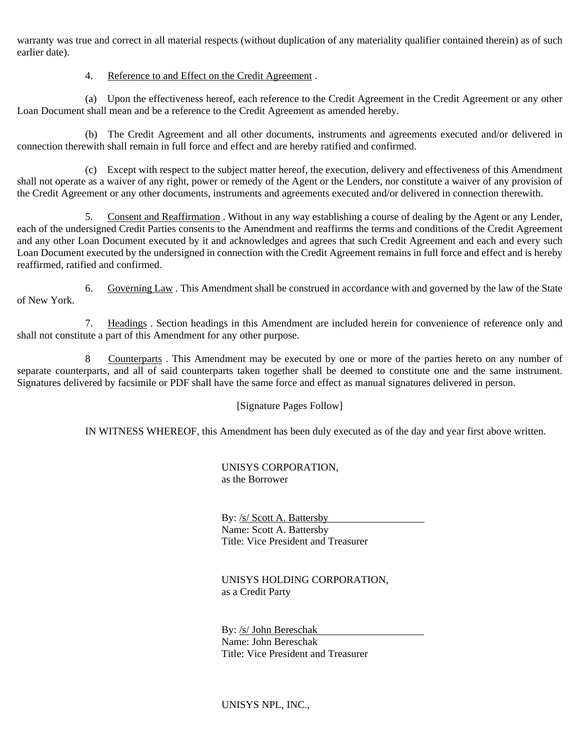warranty was true and correct in all material respects (without duplication of any materiality qualifier contained therein) as of such earlier date).

4. Reference to and Effect on the Credit Agreement .

(a) Upon the effectiveness hereof, each reference to the Credit Agreement in the Credit Agreement or any other Loan Document shall mean and be a reference to the Credit Agreement as amended hereby.

(b) The Credit Agreement and all other documents, instruments and agreements executed and/or delivered in connection therewith shall remain in full force and effect and are hereby ratified and confirmed.

(c) Except with respect to the subject matter hereof, the execution, delivery and effectiveness of this Amendment shall not operate as a waiver of any right, power or remedy of the Agent or the Lenders, nor constitute a waiver of any provision of the Credit Agreement or any other documents, instruments and agreements executed and/or delivered in connection therewith.

5. Consent and Reaffirmation . Without in any way establishing a course of dealing by the Agent or any Lender, each of the undersigned Credit Parties consents to the Amendment and reaffirms the terms and conditions of the Credit Agreement and any other Loan Document executed by it and acknowledges and agrees that such Credit Agreement and each and every such Loan Document executed by the undersigned in connection with the Credit Agreement remains in full force and effect and is hereby reaffirmed, ratified and confirmed.

6. Governing Law . This Amendment shall be construed in accordance with and governed by the law of the State of New York.

7. Headings . Section headings in this Amendment are included herein for convenience of reference only and shall not constitute a part of this Amendment for any other purpose.

8 Counterparts . This Amendment may be executed by one or more of the parties hereto on any number of separate counterparts, and all of said counterparts taken together shall be deemed to constitute one and the same instrument. Signatures delivered by facsimile or PDF shall have the same force and effect as manual signatures delivered in person.

[Signature Pages Follow]

IN WITNESS WHEREOF, this Amendment has been duly executed as of the day and year first above written.

UNISYS CORPORATION,
as the Borrower

By: /s/ Scott A. Battersby
Name: Scott A. Battersby
Title: Vice President and Treasurer

UNISYS HOLDING CORPORATION,
as a Credit Party

By: /s/ John Bereschak
Name: John Bereschak
Title: Vice President and Treasurer

UNISYS NPL, INC.,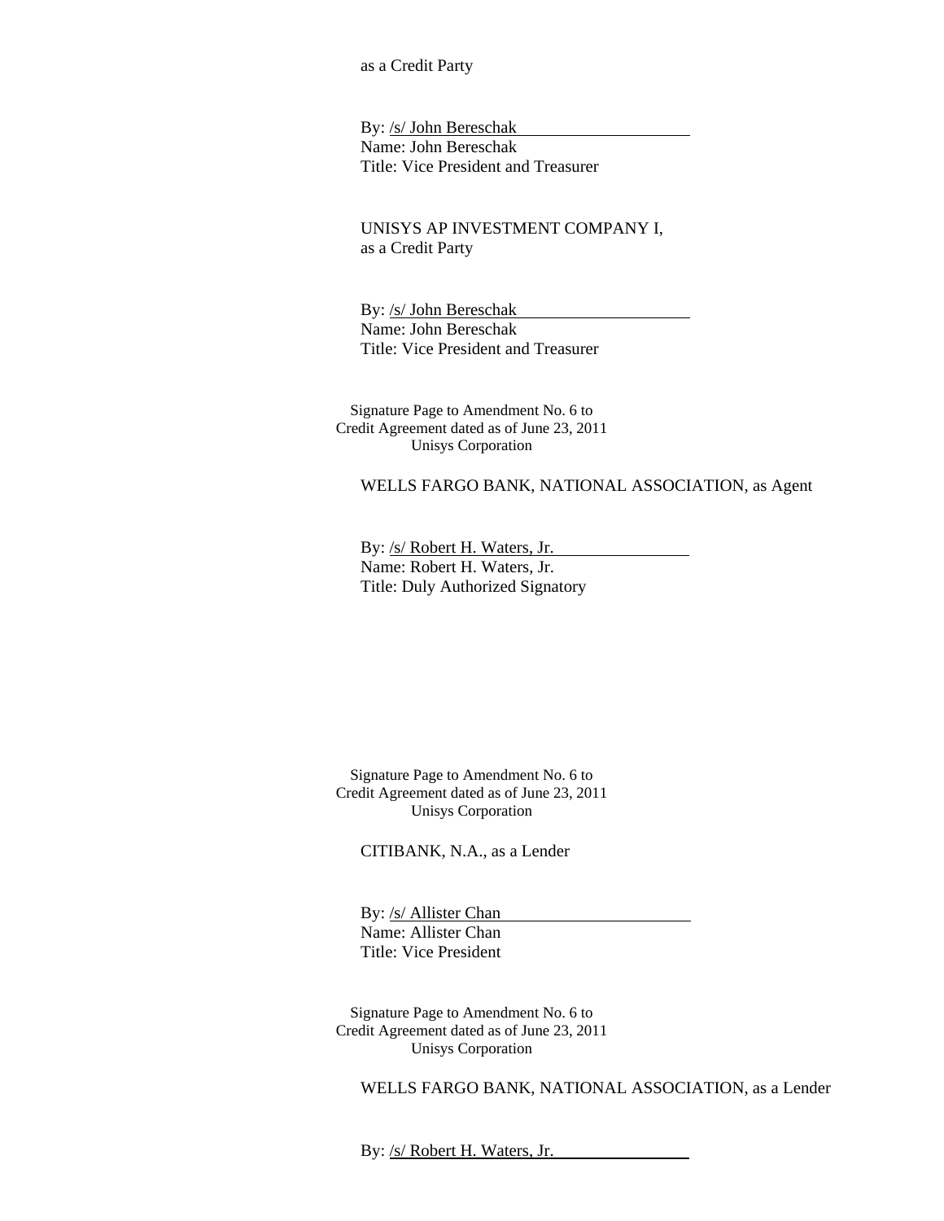as a Credit Party

By: /s/ John Bereschak
Name: John Bereschak
Title: Vice President and Treasurer

UNISYS AP INVESTMENT COMPANY I,
as a Credit Party

By: /s/ John Bereschak
Name: John Bereschak
Title: Vice President and Treasurer

Signature Page to Amendment No. 6 to
Credit Agreement dated as of June 23, 2011
Unisys Corporation

WELLS FARGO BANK, NATIONAL ASSOCIATION, as Agent

By: /s/ Robert H. Waters, Jr.
Name: Robert H. Waters, Jr.
Title: Duly Authorized Signatory

Signature Page to Amendment No. 6 to
Credit Agreement dated as of June 23, 2011
Unisys Corporation

CITIBANK, N.A., as a Lender

By: /s/ Allister Chan
Name: Allister Chan
Title: Vice President

Signature Page to Amendment No. 6 to
Credit Agreement dated as of June 23, 2011
Unisys Corporation

WELLS FARGO BANK, NATIONAL ASSOCIATION, as a Lender

By: /s/ Robert H. Waters, Jr.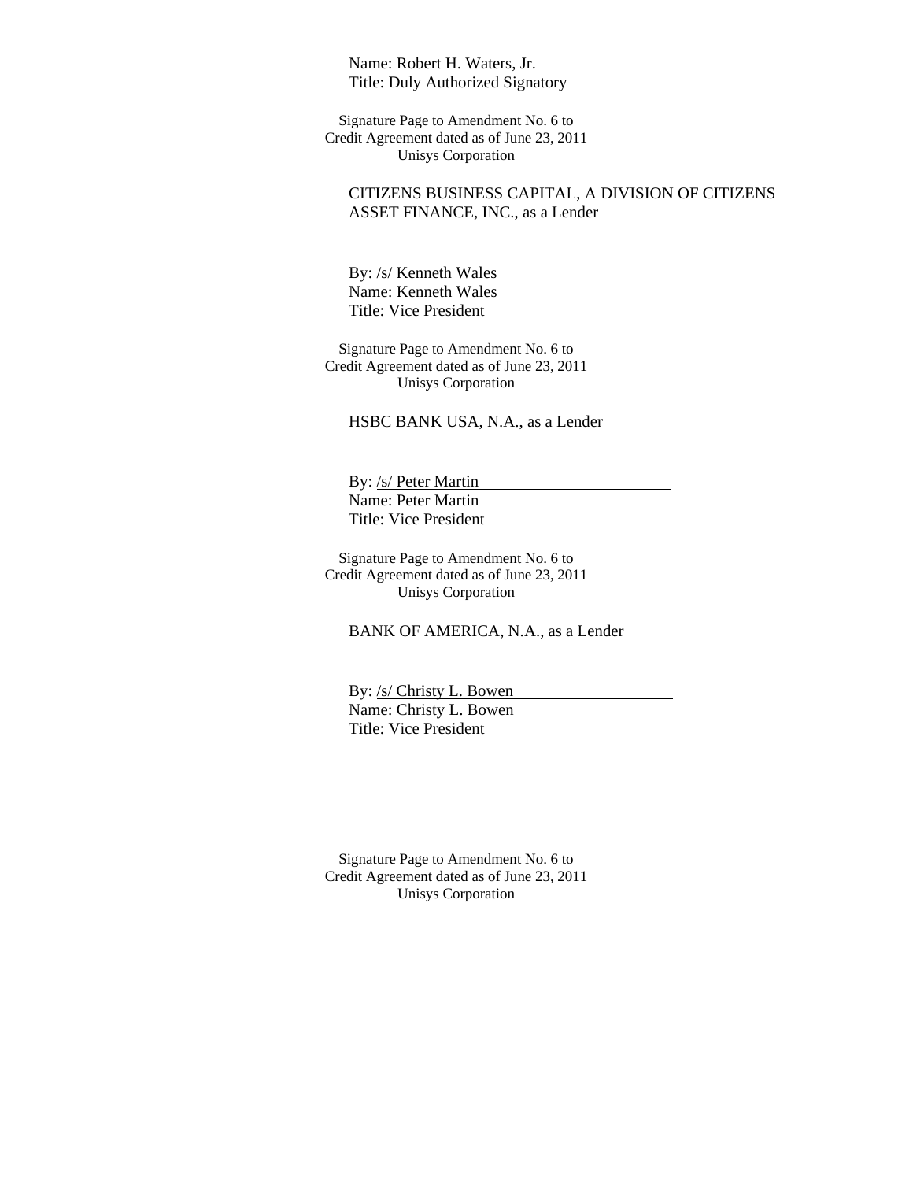Name: Robert H. Waters, Jr.
Title: Duly Authorized Signatory

Signature Page to Amendment No. 6 to
Credit Agreement dated as of June 23, 2011
Unisys Corporation

CITIZENS BUSINESS CAPITAL, A DIVISION OF CITIZENS ASSET FINANCE, INC., as a Lender

By: /s/ Kenneth Wales
Name: Kenneth Wales
Title: Vice President

Signature Page to Amendment No. 6 to
Credit Agreement dated as of June 23, 2011
Unisys Corporation

HSBC BANK USA, N.A., as a Lender

By: /s/ Peter Martin
Name: Peter Martin
Title: Vice President

Signature Page to Amendment No. 6 to
Credit Agreement dated as of June 23, 2011
Unisys Corporation

BANK OF AMERICA, N.A., as a Lender

By: /s/ Christy L. Bowen
Name: Christy L. Bowen
Title: Vice President

Signature Page to Amendment No. 6 to
Credit Agreement dated as of June 23, 2011
Unisys Corporation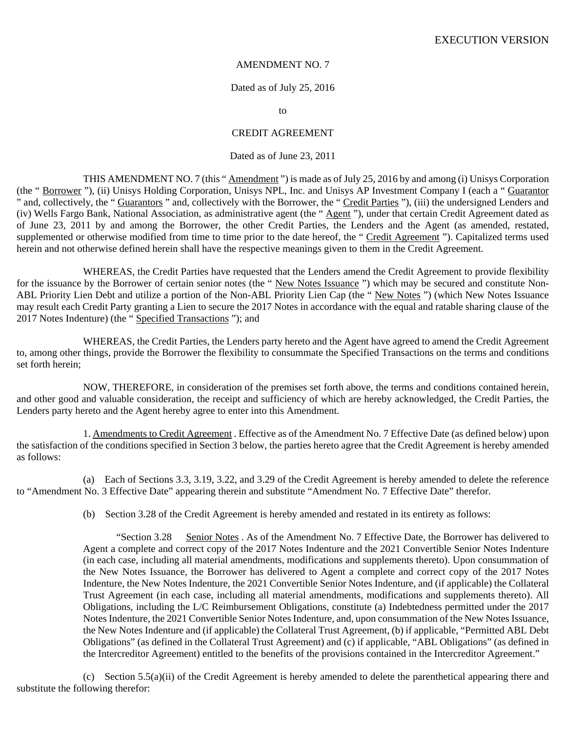EXECUTION VERSION

AMENDMENT NO. 7

Dated as of July 25, 2016

to

CREDIT AGREEMENT

Dated as of June 23, 2011

THIS AMENDMENT NO. 7 (this " Amendment ") is made as of July 25, 2016 by and among (i) Unisys Corporation (the " Borrower "), (ii) Unisys Holding Corporation, Unisys NPL, Inc. and Unisys AP Investment Company I (each a " Guarantor " and, collectively, the " Guarantors " and, collectively with the Borrower, the " Credit Parties "), (iii) the undersigned Lenders and (iv) Wells Fargo Bank, National Association, as administrative agent (the " Agent "), under that certain Credit Agreement dated as of June 23, 2011 by and among the Borrower, the other Credit Parties, the Lenders and the Agent (as amended, restated, supplemented or otherwise modified from time to time prior to the date hereof, the " Credit Agreement "). Capitalized terms used herein and not otherwise defined herein shall have the respective meanings given to them in the Credit Agreement.

WHEREAS, the Credit Parties have requested that the Lenders amend the Credit Agreement to provide flexibility for the issuance by the Borrower of certain senior notes (the " New Notes Issuance ") which may be secured and constitute Non-ABL Priority Lien Debt and utilize a portion of the Non-ABL Priority Lien Cap (the " New Notes ") (which New Notes Issuance may result each Credit Party granting a Lien to secure the 2017 Notes in accordance with the equal and ratable sharing clause of the 2017 Notes Indenture) (the " Specified Transactions "); and

WHEREAS, the Credit Parties, the Lenders party hereto and the Agent have agreed to amend the Credit Agreement to, among other things, provide the Borrower the flexibility to consummate the Specified Transactions on the terms and conditions set forth herein;

NOW, THEREFORE, in consideration of the premises set forth above, the terms and conditions contained herein, and other good and valuable consideration, the receipt and sufficiency of which are hereby acknowledged, the Credit Parties, the Lenders party hereto and the Agent hereby agree to enter into this Amendment.

1. Amendments to Credit Agreement . Effective as of the Amendment No. 7 Effective Date (as defined below) upon the satisfaction of the conditions specified in Section 3 below, the parties hereto agree that the Credit Agreement is hereby amended as follows:

(a) Each of Sections 3.3, 3.19, 3.22, and 3.29 of the Credit Agreement is hereby amended to delete the reference to "Amendment No. 3 Effective Date" appearing therein and substitute "Amendment No. 7 Effective Date" therefor.

(b) Section 3.28 of the Credit Agreement is hereby amended and restated in its entirety as follows:

> "Section 3.28 Senior Notes . As of the Amendment No. 7 Effective Date, the Borrower has delivered to Agent a complete and correct copy of the 2017 Notes Indenture and the 2021 Convertible Senior Notes Indenture (in each case, including all material amendments, modifications and supplements thereto). Upon consummation of the New Notes Issuance, the Borrower has delivered to Agent a complete and correct copy of the 2017 Notes Indenture, the New Notes Indenture, the 2021 Convertible Senior Notes Indenture, and (if applicable) the Collateral Trust Agreement (in each case, including all material amendments, modifications and supplements thereto). All Obligations, including the L/C Reimbursement Obligations, constitute (a) Indebtedness permitted under the 2017 Notes Indenture, the 2021 Convertible Senior Notes Indenture, and, upon consummation of the New Notes Issuance, the New Notes Indenture and (if applicable) the Collateral Trust Agreement, (b) if applicable, "Permitted ABL Debt Obligations" (as defined in the Collateral Trust Agreement) and (c) if applicable, "ABL Obligations" (as defined in the Intercreditor Agreement) entitled to the benefits of the provisions contained in the Intercreditor Agreement."

(c) Section 5.5(a)(ii) of the Credit Agreement is hereby amended to delete the parenthetical appearing there and substitute the following therefor: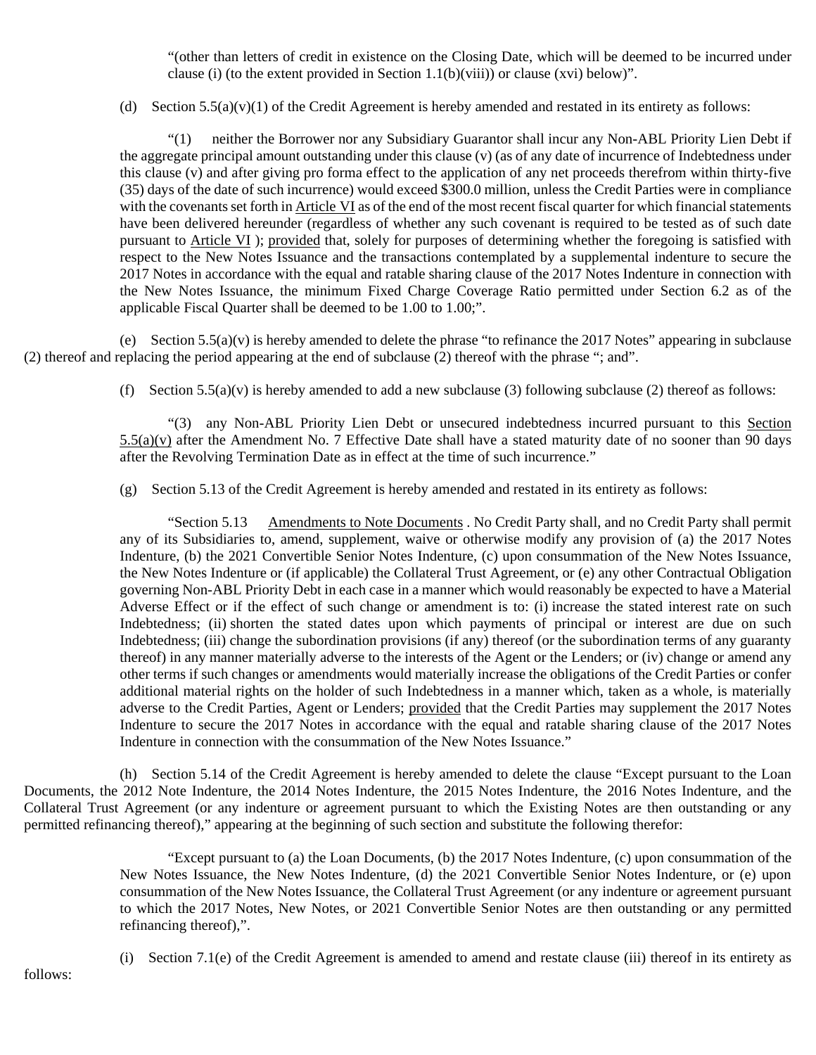"(other than letters of credit in existence on the Closing Date, which will be deemed to be incurred under clause (i) (to the extent provided in Section 1.1(b)(viii)) or clause (xvi) below)".

(d) Section 5.5(a)(v)(1) of the Credit Agreement is hereby amended and restated in its entirety as follows:

"(1) neither the Borrower nor any Subsidiary Guarantor shall incur any Non-ABL Priority Lien Debt if the aggregate principal amount outstanding under this clause (v) (as of any date of incurrence of Indebtedness under this clause (v) and after giving pro forma effect to the application of any net proceeds therefrom within thirty-five (35) days of the date of such incurrence) would exceed $300.0 million, unless the Credit Parties were in compliance with the covenants set forth in Article VI as of the end of the most recent fiscal quarter for which financial statements have been delivered hereunder (regardless of whether any such covenant is required to be tested as of such date pursuant to Article VI ); provided that, solely for purposes of determining whether the foregoing is satisfied with respect to the New Notes Issuance and the transactions contemplated by a supplemental indenture to secure the 2017 Notes in accordance with the equal and ratable sharing clause of the 2017 Notes Indenture in connection with the New Notes Issuance, the minimum Fixed Charge Coverage Ratio permitted under Section 6.2 as of the applicable Fiscal Quarter shall be deemed to be 1.00 to 1.00;".

(e) Section 5.5(a)(v) is hereby amended to delete the phrase "to refinance the 2017 Notes" appearing in subclause (2) thereof and replacing the period appearing at the end of subclause (2) thereof with the phrase "; and".

(f) Section 5.5(a)(v) is hereby amended to add a new subclause (3) following subclause (2) thereof as follows:

"(3) any Non-ABL Priority Lien Debt or unsecured indebtedness incurred pursuant to this Section 5.5(a)(v) after the Amendment No. 7 Effective Date shall have a stated maturity date of no sooner than 90 days after the Revolving Termination Date as in effect at the time of such incurrence."

(g) Section 5.13 of the Credit Agreement is hereby amended and restated in its entirety as follows:

"Section 5.13 Amendments to Note Documents . No Credit Party shall, and no Credit Party shall permit any of its Subsidiaries to, amend, supplement, waive or otherwise modify any provision of (a) the 2017 Notes Indenture, (b) the 2021 Convertible Senior Notes Indenture, (c) upon consummation of the New Notes Issuance, the New Notes Indenture or (if applicable) the Collateral Trust Agreement, or (e) any other Contractual Obligation governing Non-ABL Priority Debt in each case in a manner which would reasonably be expected to have a Material Adverse Effect or if the effect of such change or amendment is to: (i) increase the stated interest rate on such Indebtedness; (ii) shorten the stated dates upon which payments of principal or interest are due on such Indebtedness; (iii) change the subordination provisions (if any) thereof (or the subordination terms of any guaranty thereof) in any manner materially adverse to the interests of the Agent or the Lenders; or (iv) change or amend any other terms if such changes or amendments would materially increase the obligations of the Credit Parties or confer additional material rights on the holder of such Indebtedness in a manner which, taken as a whole, is materially adverse to the Credit Parties, Agent or Lenders; provided that the Credit Parties may supplement the 2017 Notes Indenture to secure the 2017 Notes in accordance with the equal and ratable sharing clause of the 2017 Notes Indenture in connection with the consummation of the New Notes Issuance."

(h) Section 5.14 of the Credit Agreement is hereby amended to delete the clause "Except pursuant to the Loan Documents, the 2012 Note Indenture, the 2014 Notes Indenture, the 2015 Notes Indenture, the 2016 Notes Indenture, and the Collateral Trust Agreement (or any indenture or agreement pursuant to which the Existing Notes are then outstanding or any permitted refinancing thereof)," appearing at the beginning of such section and substitute the following therefor:

"Except pursuant to (a) the Loan Documents, (b) the 2017 Notes Indenture, (c) upon consummation of the New Notes Issuance, the New Notes Indenture, (d) the 2021 Convertible Senior Notes Indenture, or (e) upon consummation of the New Notes Issuance, the Collateral Trust Agreement (or any indenture or agreement pursuant to which the 2017 Notes, New Notes, or 2021 Convertible Senior Notes are then outstanding or any permitted refinancing thereof),".

(i) Section 7.1(e) of the Credit Agreement is amended to amend and restate clause (iii) thereof in its entirety as follows: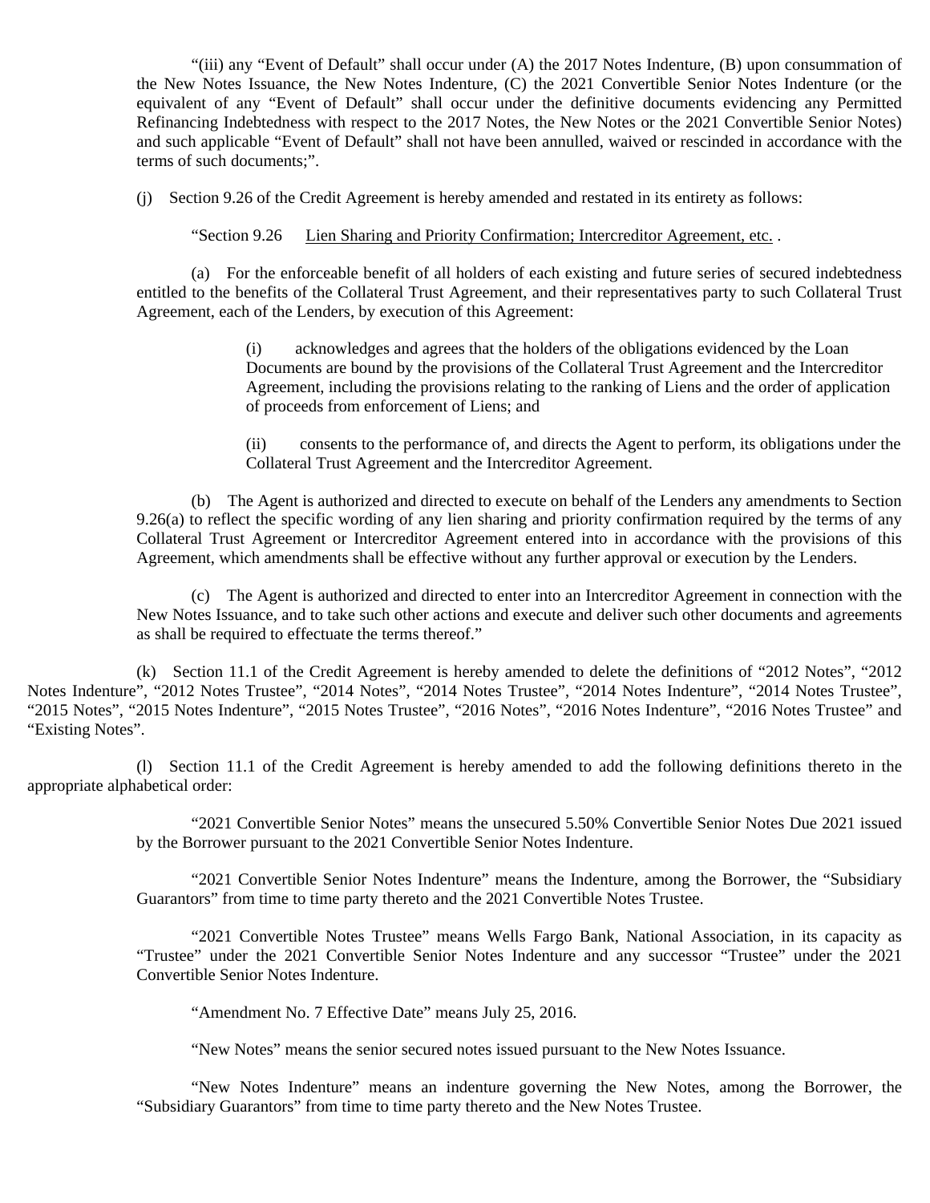"(iii) any "Event of Default" shall occur under (A) the 2017 Notes Indenture, (B) upon consummation of the New Notes Issuance, the New Notes Indenture, (C) the 2021 Convertible Senior Notes Indenture (or the equivalent of any "Event of Default" shall occur under the definitive documents evidencing any Permitted Refinancing Indebtedness with respect to the 2017 Notes, the New Notes or the 2021 Convertible Senior Notes) and such applicable "Event of Default" shall not have been annulled, waived or rescinded in accordance with the terms of such documents;".

(j) Section 9.26 of the Credit Agreement is hereby amended and restated in its entirety as follows:

"Section 9.26 Lien Sharing and Priority Confirmation; Intercreditor Agreement, etc. .

(a) For the enforceable benefit of all holders of each existing and future series of secured indebtedness entitled to the benefits of the Collateral Trust Agreement, and their representatives party to such Collateral Trust Agreement, each of the Lenders, by execution of this Agreement:

(i) acknowledges and agrees that the holders of the obligations evidenced by the Loan Documents are bound by the provisions of the Collateral Trust Agreement and the Intercreditor Agreement, including the provisions relating to the ranking of Liens and the order of application of proceeds from enforcement of Liens; and

(ii) consents to the performance of, and directs the Agent to perform, its obligations under the Collateral Trust Agreement and the Intercreditor Agreement.

(b) The Agent is authorized and directed to execute on behalf of the Lenders any amendments to Section 9.26(a) to reflect the specific wording of any lien sharing and priority confirmation required by the terms of any Collateral Trust Agreement or Intercreditor Agreement entered into in accordance with the provisions of this Agreement, which amendments shall be effective without any further approval or execution by the Lenders.

(c) The Agent is authorized and directed to enter into an Intercreditor Agreement in connection with the New Notes Issuance, and to take such other actions and execute and deliver such other documents and agreements as shall be required to effectuate the terms thereof."

(k) Section 11.1 of the Credit Agreement is hereby amended to delete the definitions of "2012 Notes", "2012 Notes Indenture", "2012 Notes Trustee", "2014 Notes", "2014 Notes Trustee", "2014 Notes Indenture", "2014 Notes Trustee", "2015 Notes", "2015 Notes Indenture", "2015 Notes Trustee", "2016 Notes", "2016 Notes Indenture", "2016 Notes Trustee" and "Existing Notes".

(l) Section 11.1 of the Credit Agreement is hereby amended to add the following definitions thereto in the appropriate alphabetical order:

"2021 Convertible Senior Notes" means the unsecured 5.50% Convertible Senior Notes Due 2021 issued by the Borrower pursuant to the 2021 Convertible Senior Notes Indenture.

"2021 Convertible Senior Notes Indenture" means the Indenture, among the Borrower, the "Subsidiary Guarantors" from time to time party thereto and the 2021 Convertible Notes Trustee.

"2021 Convertible Notes Trustee" means Wells Fargo Bank, National Association, in its capacity as "Trustee" under the 2021 Convertible Senior Notes Indenture and any successor "Trustee" under the 2021 Convertible Senior Notes Indenture.

"Amendment No. 7 Effective Date" means July 25, 2016.

"New Notes" means the senior secured notes issued pursuant to the New Notes Issuance.

"New Notes Indenture" means an indenture governing the New Notes, among the Borrower, the "Subsidiary Guarantors" from time to time party thereto and the New Notes Trustee.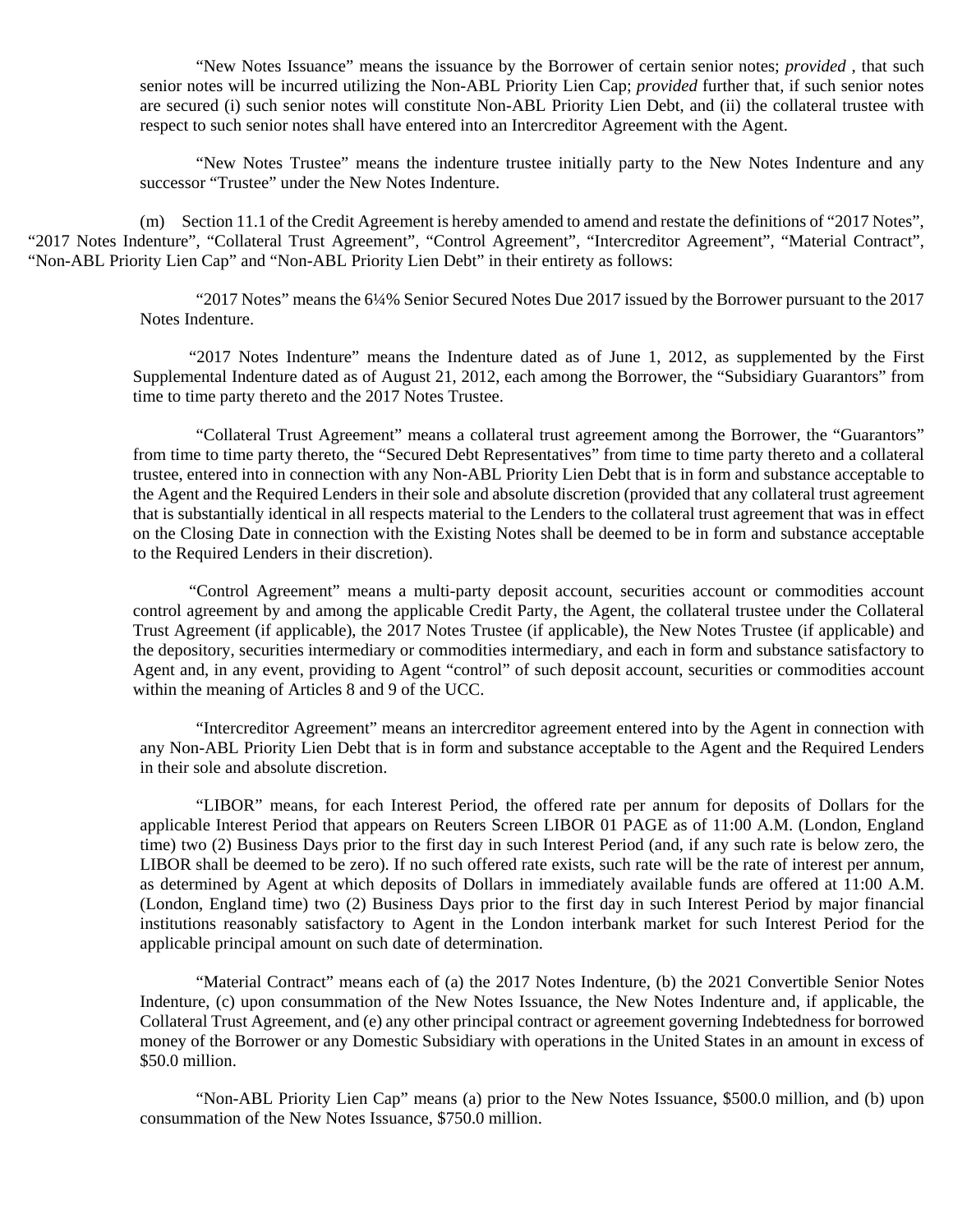"New Notes Issuance" means the issuance by the Borrower of certain senior notes; *provided* , that such senior notes will be incurred utilizing the Non-ABL Priority Lien Cap; *provided* further that, if such senior notes are secured (i) such senior notes will constitute Non-ABL Priority Lien Debt, and (ii) the collateral trustee with respect to such senior notes shall have entered into an Intercreditor Agreement with the Agent.

"New Notes Trustee" means the indenture trustee initially party to the New Notes Indenture and any successor "Trustee" under the New Notes Indenture.

(m) Section 11.1 of the Credit Agreement is hereby amended to amend and restate the definitions of "2017 Notes", "2017 Notes Indenture", "Collateral Trust Agreement", "Control Agreement", "Intercreditor Agreement", "Material Contract", "Non-ABL Priority Lien Cap" and "Non-ABL Priority Lien Debt" in their entirety as follows:

"2017 Notes" means the 6¼% Senior Secured Notes Due 2017 issued by the Borrower pursuant to the 2017 Notes Indenture.

"2017 Notes Indenture" means the Indenture dated as of June 1, 2012, as supplemented by the First Supplemental Indenture dated as of August 21, 2012, each among the Borrower, the "Subsidiary Guarantors" from time to time party thereto and the 2017 Notes Trustee.

"Collateral Trust Agreement" means a collateral trust agreement among the Borrower, the "Guarantors" from time to time party thereto, the "Secured Debt Representatives" from time to time party thereto and a collateral trustee, entered into in connection with any Non-ABL Priority Lien Debt that is in form and substance acceptable to the Agent and the Required Lenders in their sole and absolute discretion (provided that any collateral trust agreement that is substantially identical in all respects material to the Lenders to the collateral trust agreement that was in effect on the Closing Date in connection with the Existing Notes shall be deemed to be in form and substance acceptable to the Required Lenders in their discretion).

"Control Agreement" means a multi-party deposit account, securities account or commodities account control agreement by and among the applicable Credit Party, the Agent, the collateral trustee under the Collateral Trust Agreement (if applicable), the 2017 Notes Trustee (if applicable), the New Notes Trustee (if applicable) and the depository, securities intermediary or commodities intermediary, and each in form and substance satisfactory to Agent and, in any event, providing to Agent "control" of such deposit account, securities or commodities account within the meaning of Articles 8 and 9 of the UCC.

"Intercreditor Agreement" means an intercreditor agreement entered into by the Agent in connection with any Non-ABL Priority Lien Debt that is in form and substance acceptable to the Agent and the Required Lenders in their sole and absolute discretion.

"LIBOR" means, for each Interest Period, the offered rate per annum for deposits of Dollars for the applicable Interest Period that appears on Reuters Screen LIBOR 01 PAGE as of 11:00 A.M. (London, England time) two (2) Business Days prior to the first day in such Interest Period (and, if any such rate is below zero, the LIBOR shall be deemed to be zero). If no such offered rate exists, such rate will be the rate of interest per annum, as determined by Agent at which deposits of Dollars in immediately available funds are offered at 11:00 A.M. (London, England time) two (2) Business Days prior to the first day in such Interest Period by major financial institutions reasonably satisfactory to Agent in the London interbank market for such Interest Period for the applicable principal amount on such date of determination.

"Material Contract" means each of (a) the 2017 Notes Indenture, (b) the 2021 Convertible Senior Notes Indenture, (c) upon consummation of the New Notes Issuance, the New Notes Indenture and, if applicable, the Collateral Trust Agreement, and (e) any other principal contract or agreement governing Indebtedness for borrowed money of the Borrower or any Domestic Subsidiary with operations in the United States in an amount in excess of $50.0 million.

"Non-ABL Priority Lien Cap" means (a) prior to the New Notes Issuance, $500.0 million, and (b) upon consummation of the New Notes Issuance, $750.0 million.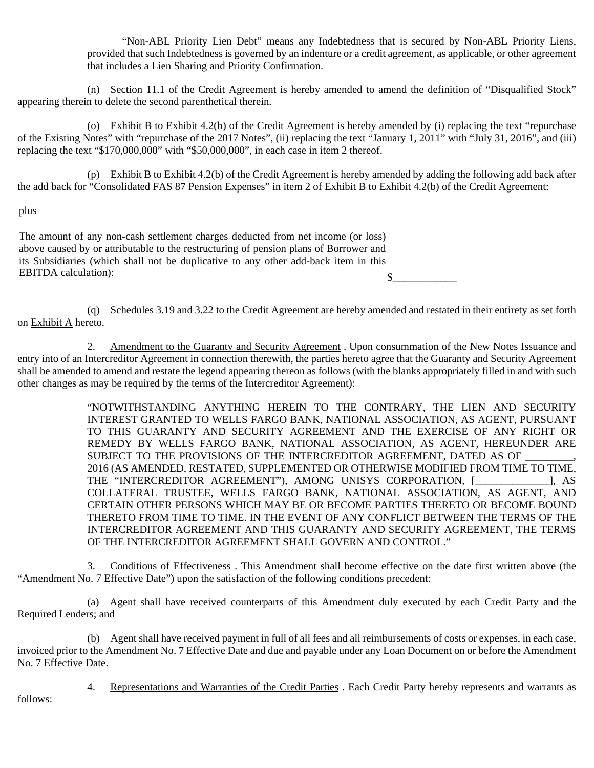"Non-ABL Priority Lien Debt" means any Indebtedness that is secured by Non-ABL Priority Liens, provided that such Indebtedness is governed by an indenture or a credit agreement, as applicable, or other agreement that includes a Lien Sharing and Priority Confirmation.

(n) Section 11.1 of the Credit Agreement is hereby amended to amend the definition of "Disqualified Stock" appearing therein to delete the second parenthetical therein.

(o) Exhibit B to Exhibit 4.2(b) of the Credit Agreement is hereby amended by (i) replacing the text "repurchase of the Existing Notes" with "repurchase of the 2017 Notes", (ii) replacing the text "January 1, 2011" with "July 31, 2016", and (iii) replacing the text "$170,000,000" with "$50,000,000", in each case in item 2 thereof.

(p) Exhibit B to Exhibit 4.2(b) of the Credit Agreement is hereby amended by adding the following add back after the add back for "Consolidated FAS 87 Pension Expenses" in item 2 of Exhibit B to Exhibit 4.2(b) of the Credit Agreement:

plus

| | |
|---|---|
| The amount of any non-cash settlement charges deducted from net income (or loss) above caused by or attributable to the restructuring of pension plans of Borrower and its Subsidiaries (which shall not be duplicative to any other add-back item in this EBITDA calculation): | $____________ |

(q) Schedules 3.19 and 3.22 to the Credit Agreement are hereby amended and restated in their entirety as set forth on Exhibit A hereto.

2. Amendment to the Guaranty and Security Agreement . Upon consummation of the New Notes Issuance and entry into of an Intercreditor Agreement in connection therewith, the parties hereto agree that the Guaranty and Security Agreement shall be amended to amend and restate the legend appearing thereon as follows (with the blanks appropriately filled in and with such other changes as may be required by the terms of the Intercreditor Agreement):

> "NOTWITHSTANDING ANYTHING HEREIN TO THE CONTRARY, THE LIEN AND SECURITY INTEREST GRANTED TO WELLS FARGO BANK, NATIONAL ASSOCIATION, AS AGENT, PURSUANT TO THIS GUARANTY AND SECURITY AGREEMENT AND THE EXERCISE OF ANY RIGHT OR REMEDY BY WELLS FARGO BANK, NATIONAL ASSOCIATION, AS AGENT, HEREUNDER ARE SUBJECT TO THE PROVISIONS OF THE INTERCREDITOR AGREEMENT, DATED AS OF _________, 2016 (AS AMENDED, RESTATED, SUPPLEMENTED OR OTHERWISE MODIFIED FROM TIME TO TIME, THE "INTERCREDITOR AGREEMENT"), AMONG UNISYS CORPORATION, [______________], AS COLLATERAL TRUSTEE, WELLS FARGO BANK, NATIONAL ASSOCIATION, AS AGENT, AND CERTAIN OTHER PERSONS WHICH MAY BE OR BECOME PARTIES THERETO OR BECOME BOUND THERETO FROM TIME TO TIME. IN THE EVENT OF ANY CONFLICT BETWEEN THE TERMS OF THE INTERCREDITOR AGREEMENT AND THIS GUARANTY AND SECURITY AGREEMENT, THE TERMS OF THE INTERCREDITOR AGREEMENT SHALL GOVERN AND CONTROL."

3. Conditions of Effectiveness . This Amendment shall become effective on the date first written above (the "Amendment No. 7 Effective Date") upon the satisfaction of the following conditions precedent:

(a) Agent shall have received counterparts of this Amendment duly executed by each Credit Party and the Required Lenders; and

(b) Agent shall have received payment in full of all fees and all reimbursements of costs or expenses, in each case, invoiced prior to the Amendment No. 7 Effective Date and due and payable under any Loan Document on or before the Amendment No. 7 Effective Date.

4. Representations and Warranties of the Credit Parties . Each Credit Party hereby represents and warrants as follows: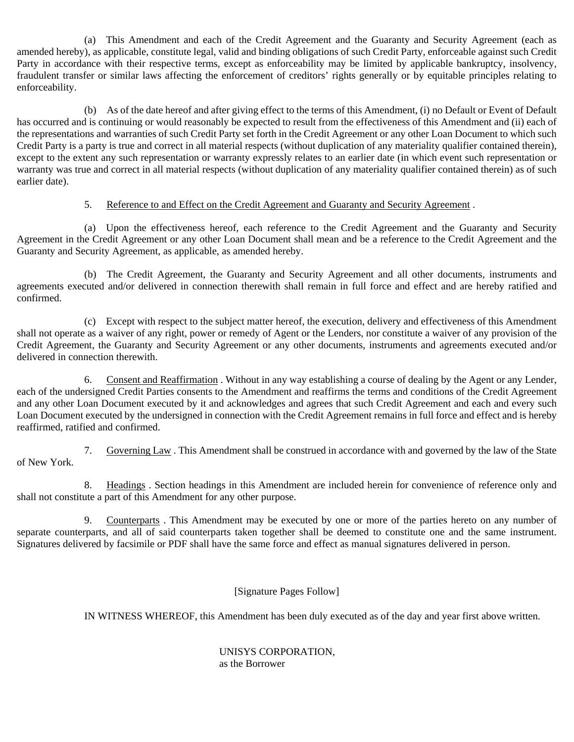(a) This Amendment and each of the Credit Agreement and the Guaranty and Security Agreement (each as amended hereby), as applicable, constitute legal, valid and binding obligations of such Credit Party, enforceable against such Credit Party in accordance with their respective terms, except as enforceability may be limited by applicable bankruptcy, insolvency, fraudulent transfer or similar laws affecting the enforcement of creditors' rights generally or by equitable principles relating to enforceability.

(b) As of the date hereof and after giving effect to the terms of this Amendment, (i) no Default or Event of Default has occurred and is continuing or would reasonably be expected to result from the effectiveness of this Amendment and (ii) each of the representations and warranties of such Credit Party set forth in the Credit Agreement or any other Loan Document to which such Credit Party is a party is true and correct in all material respects (without duplication of any materiality qualifier contained therein), except to the extent any such representation or warranty expressly relates to an earlier date (in which event such representation or warranty was true and correct in all material respects (without duplication of any materiality qualifier contained therein) as of such earlier date).

5. <u>Reference to and Effect on the Credit Agreement and Guaranty and Security Agreement</u> .

(a) Upon the effectiveness hereof, each reference to the Credit Agreement and the Guaranty and Security Agreement in the Credit Agreement or any other Loan Document shall mean and be a reference to the Credit Agreement and the Guaranty and Security Agreement, as applicable, as amended hereby.

(b) The Credit Agreement, the Guaranty and Security Agreement and all other documents, instruments and agreements executed and/or delivered in connection therewith shall remain in full force and effect and are hereby ratified and confirmed.

(c) Except with respect to the subject matter hereof, the execution, delivery and effectiveness of this Amendment shall not operate as a waiver of any right, power or remedy of Agent or the Lenders, nor constitute a waiver of any provision of the Credit Agreement, the Guaranty and Security Agreement or any other documents, instruments and agreements executed and/or delivered in connection therewith.

6. <u>Consent and Reaffirmation</u> . Without in any way establishing a course of dealing by the Agent or any Lender, each of the undersigned Credit Parties consents to the Amendment and reaffirms the terms and conditions of the Credit Agreement and any other Loan Document executed by it and acknowledges and agrees that such Credit Agreement and each and every such Loan Document executed by the undersigned in connection with the Credit Agreement remains in full force and effect and is hereby reaffirmed, ratified and confirmed.

7. <u>Governing Law</u> . This Amendment shall be construed in accordance with and governed by the law of the State of New York.

8. <u>Headings</u> . Section headings in this Amendment are included herein for convenience of reference only and shall not constitute a part of this Amendment for any other purpose.

9. <u>Counterparts</u> . This Amendment may be executed by one or more of the parties hereto on any number of separate counterparts, and all of said counterparts taken together shall be deemed to constitute one and the same instrument. Signatures delivered by facsimile or PDF shall have the same force and effect as manual signatures delivered in person.

[Signature Pages Follow]

IN WITNESS WHEREOF, this Amendment has been duly executed as of the day and year first above written.

UNISYS CORPORATION,
as the Borrower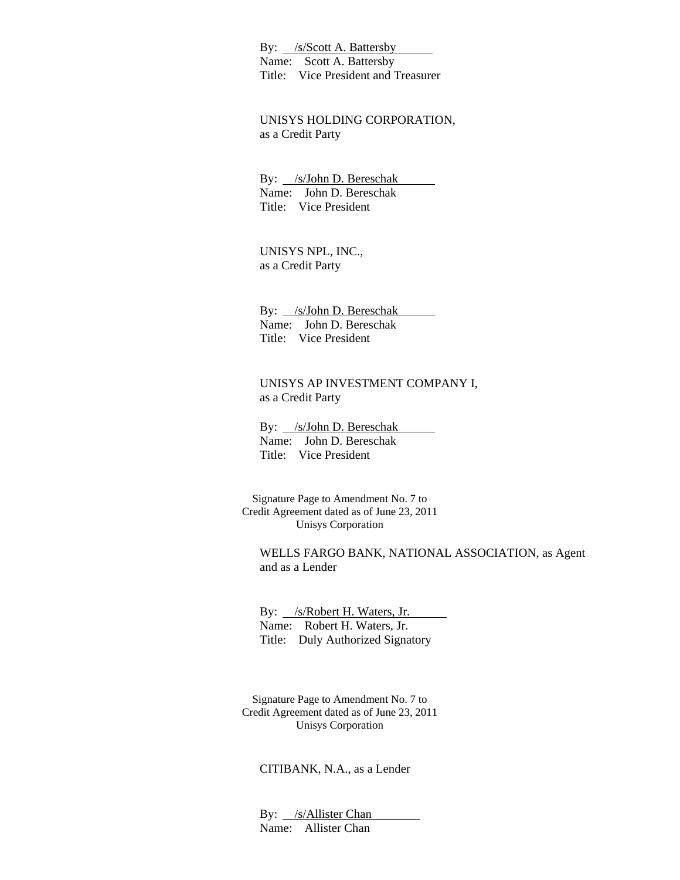By: /s/Scott A. Battersby
Name: Scott A. Battersby
Title: Vice President and Treasurer

UNISYS HOLDING CORPORATION,
as a Credit Party

By: /s/John D. Bereschak
Name: John D. Bereschak
Title: Vice President

UNISYS NPL, INC.,
as a Credit Party

By: /s/John D. Bereschak
Name: John D. Bereschak
Title: Vice President

UNISYS AP INVESTMENT COMPANY I,
as a Credit Party

By: /s/John D. Bereschak
Name: John D. Bereschak
Title: Vice President

Signature Page to Amendment No. 7 to
Credit Agreement dated as of June 23, 2011
Unisys Corporation

WELLS FARGO BANK, NATIONAL ASSOCIATION, as Agent and as a Lender

By: /s/Robert H. Waters, Jr.
Name: Robert H. Waters, Jr.
Title: Duly Authorized Signatory

Signature Page to Amendment No. 7 to
Credit Agreement dated as of June 23, 2011
Unisys Corporation

CITIBANK, N.A., as a Lender

By: /s/Allister Chan
Name: Allister Chan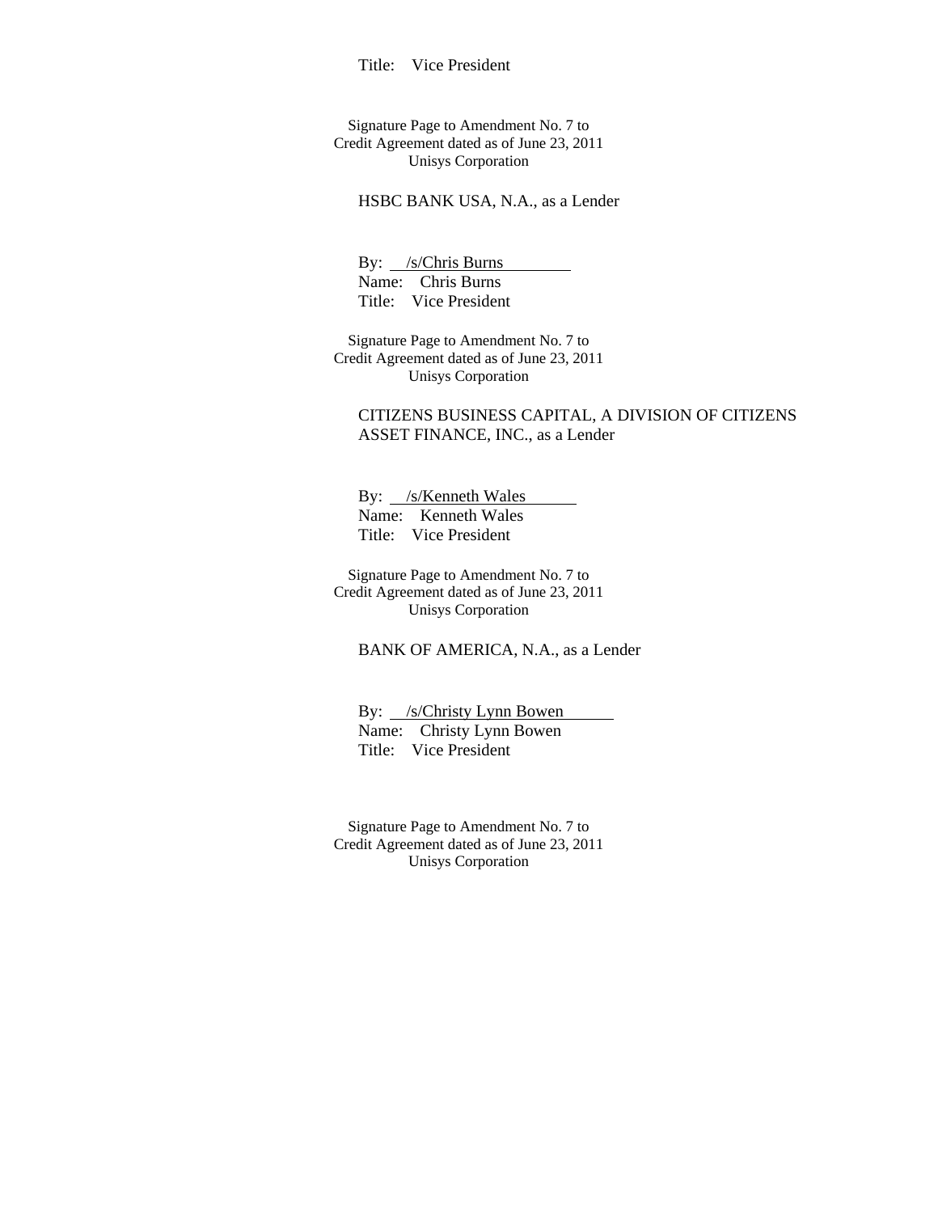Title: Vice President

Signature Page to Amendment No. 7 to
Credit Agreement dated as of June 23, 2011
Unisys Corporation

HSBC BANK USA, N.A., as a Lender

By: /s/Chris Burns
Name: Chris Burns
Title: Vice President

Signature Page to Amendment No. 7 to
Credit Agreement dated as of June 23, 2011
Unisys Corporation

CITIZENS BUSINESS CAPITAL, A DIVISION OF CITIZENS ASSET FINANCE, INC., as a Lender

By: /s/Kenneth Wales
Name: Kenneth Wales
Title: Vice President

Signature Page to Amendment No. 7 to
Credit Agreement dated as of June 23, 2011
Unisys Corporation

BANK OF AMERICA, N.A., as a Lender

By: /s/Christy Lynn Bowen
Name: Christy Lynn Bowen
Title: Vice President

Signature Page to Amendment No. 7 to
Credit Agreement dated as of June 23, 2011
Unisys Corporation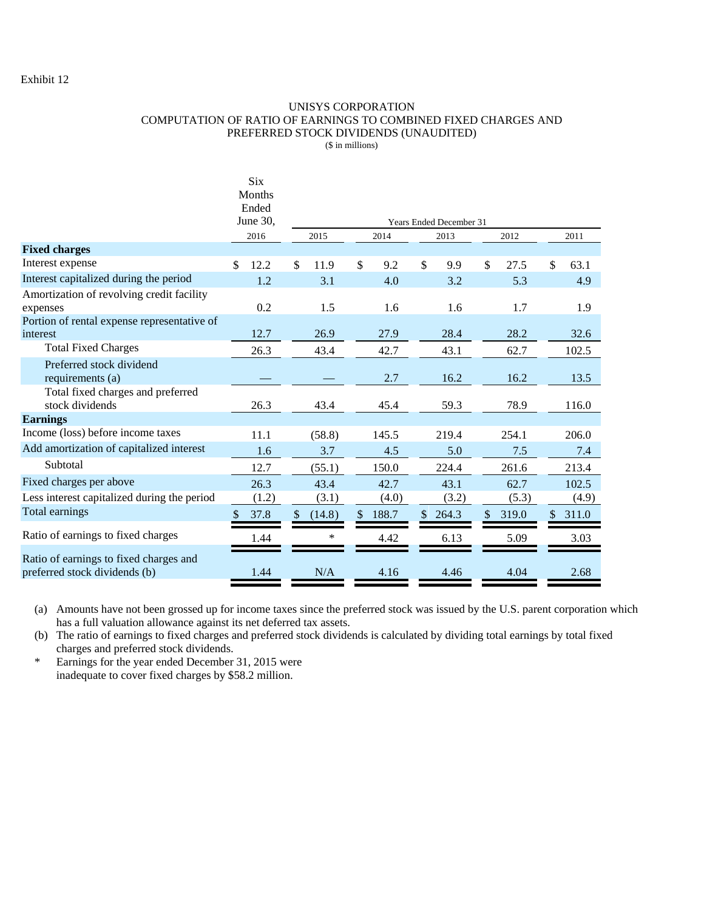Exhibit 12

UNISYS CORPORATION
COMPUTATION OF RATIO OF EARNINGS TO COMBINED FIXED CHARGES AND PREFERRED STOCK DIVIDENDS (UNAUDITED)
($ in millions)

| | Six Months Ended June 30, | Years Ended December 31 | | | | |
|---|---|---|---|---|---|---|
| | 2016 | 2015 | 2014 | 2013 | 2012 | 2011 |
| **Fixed charges** | | | | | | |
| Interest expense | $ 12.2 | $ 11.9 | $ 9.2 | $ 9.9 | $ 27.5 | $ 63.1 |
| Interest capitalized during the period | 1.2 | 3.1 | 4.0 | 3.2 | 5.3 | 4.9 |
| Amortization of revolving credit facility expenses | 0.2 | 1.5 | 1.6 | 1.6 | 1.7 | 1.9 |
| Portion of rental expense representative of interest | 12.7 | 26.9 | 27.9 | 28.4 | 28.2 | 32.6 |
| Total Fixed Charges | 26.3 | 43.4 | 42.7 | 43.1 | 62.7 | 102.5 |
| Preferred stock dividend requirements (a) | — | — | 2.7 | 16.2 | 16.2 | 13.5 |
| Total fixed charges and preferred stock dividends | 26.3 | 43.4 | 45.4 | 59.3 | 78.9 | 116.0 |
| **Earnings** | | | | | | |
| Income (loss) before income taxes | 11.1 | (58.8) | 145.5 | 219.4 | 254.1 | 206.0 |
| Add amortization of capitalized interest | 1.6 | 3.7 | 4.5 | 5.0 | 7.5 | 7.4 |
| Subtotal | 12.7 | (55.1) | 150.0 | 224.4 | 261.6 | 213.4 |
| Fixed charges per above | 26.3 | 43.4 | 42.7 | 43.1 | 62.7 | 102.5 |
| Less interest capitalized during the period | (1.2) | (3.1) | (4.0) | (3.2) | (5.3) | (4.9) |
| Total earnings | $ 37.8 | $ (14.8) | $ 188.7 | $ 264.3 | $ 319.0 | $ 311.0 |
| Ratio of earnings to fixed charges | 1.44 | * | 4.42 | 6.13 | 5.09 | 3.03 |
| Ratio of earnings to fixed charges and preferred stock dividends (b) | 1.44 | N/A | 4.16 | 4.46 | 4.04 | 2.68 |

(a) Amounts have not been grossed up for income taxes since the preferred stock was issued by the U.S. parent corporation which has a full valuation allowance against its net deferred tax assets.

(b) The ratio of earnings to fixed charges and preferred stock dividends is calculated by dividing total earnings by total fixed charges and preferred stock dividends.

\* Earnings for the year ended December 31, 2015 were inadequate to cover fixed charges by $58.2 million.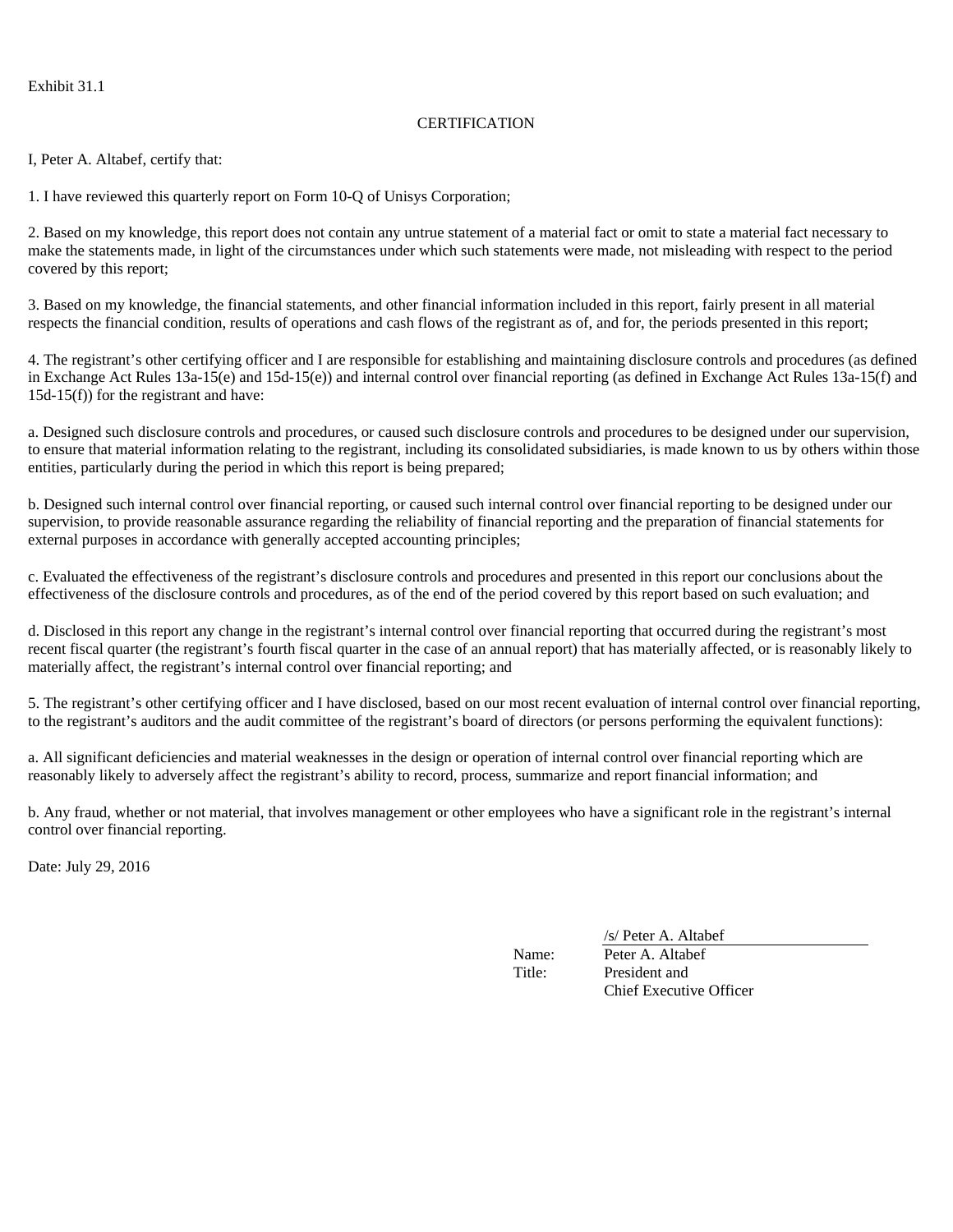Exhibit 31.1

CERTIFICATION

I, Peter A. Altabef, certify that:

1. I have reviewed this quarterly report on Form 10-Q of Unisys Corporation;

2. Based on my knowledge, this report does not contain any untrue statement of a material fact or omit to state a material fact necessary to make the statements made, in light of the circumstances under which such statements were made, not misleading with respect to the period covered by this report;

3. Based on my knowledge, the financial statements, and other financial information included in this report, fairly present in all material respects the financial condition, results of operations and cash flows of the registrant as of, and for, the periods presented in this report;

4. The registrant's other certifying officer and I are responsible for establishing and maintaining disclosure controls and procedures (as defined in Exchange Act Rules 13a-15(e) and 15d-15(e)) and internal control over financial reporting (as defined in Exchange Act Rules 13a-15(f) and 15d-15(f)) for the registrant and have:

a. Designed such disclosure controls and procedures, or caused such disclosure controls and procedures to be designed under our supervision, to ensure that material information relating to the registrant, including its consolidated subsidiaries, is made known to us by others within those entities, particularly during the period in which this report is being prepared;

b. Designed such internal control over financial reporting, or caused such internal control over financial reporting to be designed under our supervision, to provide reasonable assurance regarding the reliability of financial reporting and the preparation of financial statements for external purposes in accordance with generally accepted accounting principles;

c. Evaluated the effectiveness of the registrant's disclosure controls and procedures and presented in this report our conclusions about the effectiveness of the disclosure controls and procedures, as of the end of the period covered by this report based on such evaluation; and

d. Disclosed in this report any change in the registrant's internal control over financial reporting that occurred during the registrant's most recent fiscal quarter (the registrant's fourth fiscal quarter in the case of an annual report) that has materially affected, or is reasonably likely to materially affect, the registrant's internal control over financial reporting; and

5. The registrant's other certifying officer and I have disclosed, based on our most recent evaluation of internal control over financial reporting, to the registrant's auditors and the audit committee of the registrant's board of directors (or persons performing the equivalent functions):

a. All significant deficiencies and material weaknesses in the design or operation of internal control over financial reporting which are reasonably likely to adversely affect the registrant's ability to record, process, summarize and report financial information; and

b. Any fraud, whether or not material, that involves management or other employees who have a significant role in the registrant's internal control over financial reporting.

Date: July 29, 2016

/s/ Peter A. Altabef

Name: Peter A. Altabef

Title: President and Chief Executive Officer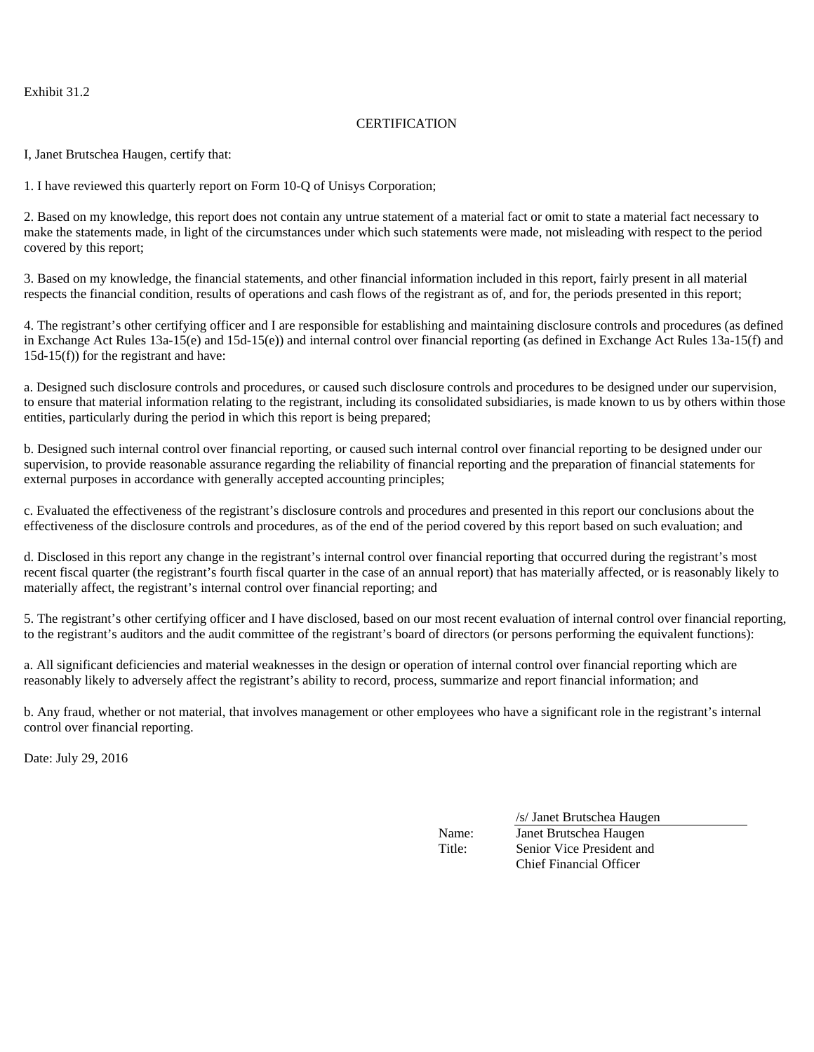Exhibit 31.2

CERTIFICATION

I, Janet Brutschea Haugen, certify that:

1. I have reviewed this quarterly report on Form 10-Q of Unisys Corporation;

2. Based on my knowledge, this report does not contain any untrue statement of a material fact or omit to state a material fact necessary to make the statements made, in light of the circumstances under which such statements were made, not misleading with respect to the period covered by this report;

3. Based on my knowledge, the financial statements, and other financial information included in this report, fairly present in all material respects the financial condition, results of operations and cash flows of the registrant as of, and for, the periods presented in this report;

4. The registrant's other certifying officer and I are responsible for establishing and maintaining disclosure controls and procedures (as defined in Exchange Act Rules 13a-15(e) and 15d-15(e)) and internal control over financial reporting (as defined in Exchange Act Rules 13a-15(f) and 15d-15(f)) for the registrant and have:

a. Designed such disclosure controls and procedures, or caused such disclosure controls and procedures to be designed under our supervision, to ensure that material information relating to the registrant, including its consolidated subsidiaries, is made known to us by others within those entities, particularly during the period in which this report is being prepared;

b. Designed such internal control over financial reporting, or caused such internal control over financial reporting to be designed under our supervision, to provide reasonable assurance regarding the reliability of financial reporting and the preparation of financial statements for external purposes in accordance with generally accepted accounting principles;

c. Evaluated the effectiveness of the registrant's disclosure controls and procedures and presented in this report our conclusions about the effectiveness of the disclosure controls and procedures, as of the end of the period covered by this report based on such evaluation; and

d. Disclosed in this report any change in the registrant's internal control over financial reporting that occurred during the registrant's most recent fiscal quarter (the registrant's fourth fiscal quarter in the case of an annual report) that has materially affected, or is reasonably likely to materially affect, the registrant's internal control over financial reporting; and

5. The registrant's other certifying officer and I have disclosed, based on our most recent evaluation of internal control over financial reporting, to the registrant's auditors and the audit committee of the registrant's board of directors (or persons performing the equivalent functions):

a. All significant deficiencies and material weaknesses in the design or operation of internal control over financial reporting which are reasonably likely to adversely affect the registrant's ability to record, process, summarize and report financial information; and

b. Any fraud, whether or not material, that involves management or other employees who have a significant role in the registrant's internal control over financial reporting.

Date: July 29, 2016

/s/ Janet Brutschea Haugen

Name: Janet Brutschea Haugen

Title: Senior Vice President and Chief Financial Officer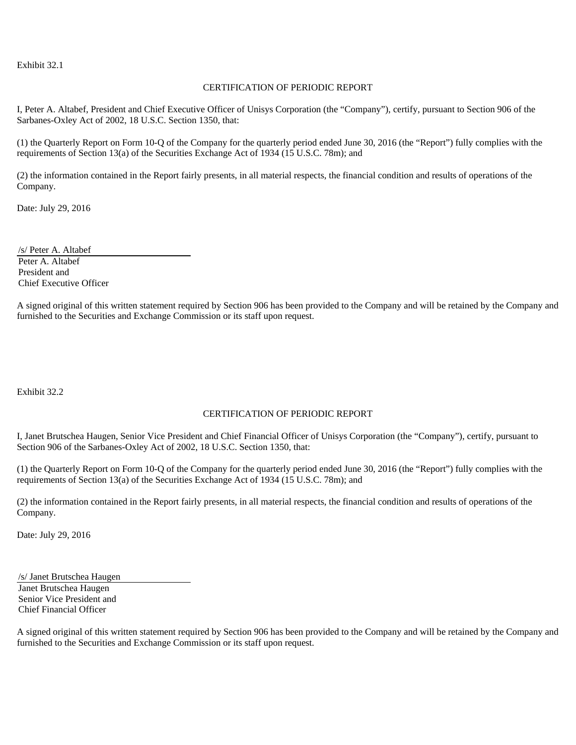Exhibit 32.1

CERTIFICATION OF PERIODIC REPORT

I, Peter A. Altabef, President and Chief Executive Officer of Unisys Corporation (the “Company”), certify, pursuant to Section 906 of the Sarbanes-Oxley Act of 2002, 18 U.S.C. Section 1350, that:

(1) the Quarterly Report on Form 10-Q of the Company for the quarterly period ended June 30, 2016 (the “Report”) fully complies with the requirements of Section 13(a) of the Securities Exchange Act of 1934 (15 U.S.C. 78m); and

(2) the information contained in the Report fairly presents, in all material respects, the financial condition and results of operations of the Company.

Date: July 29, 2016

/s/ Peter A. Altabef
Peter A. Altabef
President and
Chief Executive Officer

A signed original of this written statement required by Section 906 has been provided to the Company and will be retained by the Company and furnished to the Securities and Exchange Commission or its staff upon request.

Exhibit 32.2

CERTIFICATION OF PERIODIC REPORT

I, Janet Brutschea Haugen, Senior Vice President and Chief Financial Officer of Unisys Corporation (the “Company”), certify, pursuant to Section 906 of the Sarbanes-Oxley Act of 2002, 18 U.S.C. Section 1350, that:

(1) the Quarterly Report on Form 10-Q of the Company for the quarterly period ended June 30, 2016 (the “Report”) fully complies with the requirements of Section 13(a) of the Securities Exchange Act of 1934 (15 U.S.C. 78m); and

(2) the information contained in the Report fairly presents, in all material respects, the financial condition and results of operations of the Company.

Date: July 29, 2016

/s/ Janet Brutschea Haugen
Janet Brutschea Haugen
Senior Vice President and
Chief Financial Officer

A signed original of this written statement required by Section 906 has been provided to the Company and will be retained by the Company and furnished to the Securities and Exchange Commission or its staff upon request.